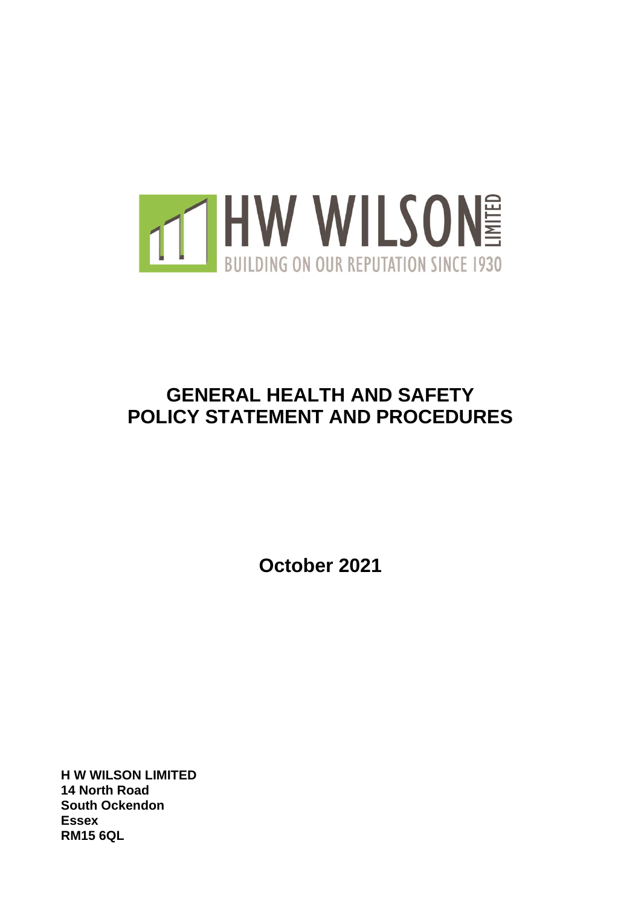HW WILSON LIMITED

BUILDING ON OUR REPUTATION SINCE 1930

# GENERAL HEALTH AND SAFETY POLICY STATEMENT AND PROCEDURES

**October 2021**

**H W WILSON LIMITED**
**14 North Road**
**South Ockendon**
**Essex**
**RM15 6QL**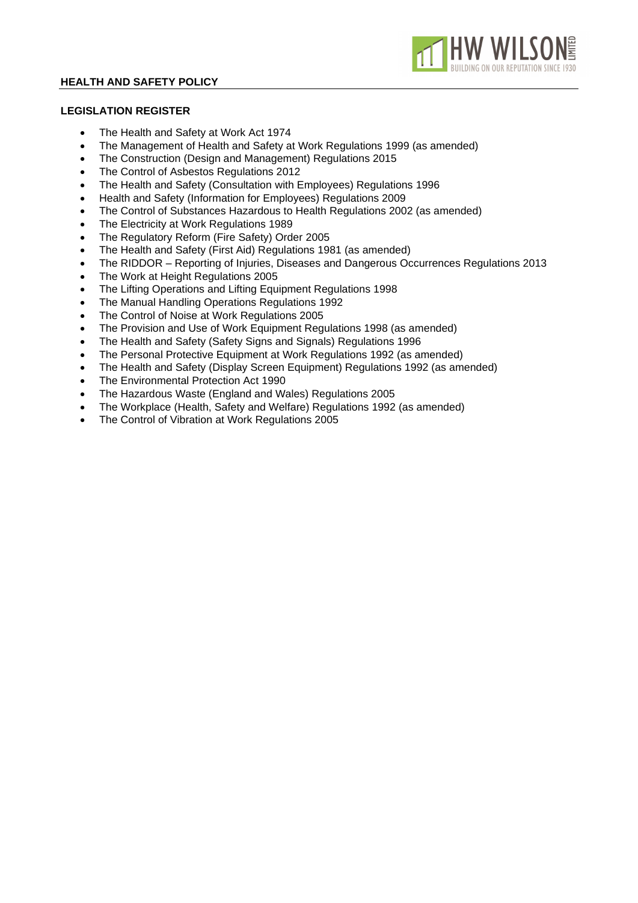## LEGISLATION REGISTER

- The Health and Safety at Work Act 1974
- The Management of Health and Safety at Work Regulations 1999 (as amended)
- The Construction (Design and Management) Regulations 2015
- The Control of Asbestos Regulations 2012
- The Health and Safety (Consultation with Employees) Regulations 1996
- Health and Safety (Information for Employees) Regulations 2009
- The Control of Substances Hazardous to Health Regulations 2002 (as amended)
- The Electricity at Work Regulations 1989
- The Regulatory Reform (Fire Safety) Order 2005
- The Health and Safety (First Aid) Regulations 1981 (as amended)
- The RIDDOR – Reporting of Injuries, Diseases and Dangerous Occurrences Regulations 2013
- The Work at Height Regulations 2005
- The Lifting Operations and Lifting Equipment Regulations 1998
- The Manual Handling Operations Regulations 1992
- The Control of Noise at Work Regulations 2005
- The Provision and Use of Work Equipment Regulations 1998 (as amended)
- The Health and Safety (Safety Signs and Signals) Regulations 1996
- The Personal Protective Equipment at Work Regulations 1992 (as amended)
- The Health and Safety (Display Screen Equipment) Regulations 1992 (as amended)
- The Environmental Protection Act 1990
- The Hazardous Waste (England and Wales) Regulations 2005
- The Workplace (Health, Safety and Welfare) Regulations 1992 (as amended)
- The Control of Vibration at Work Regulations 2005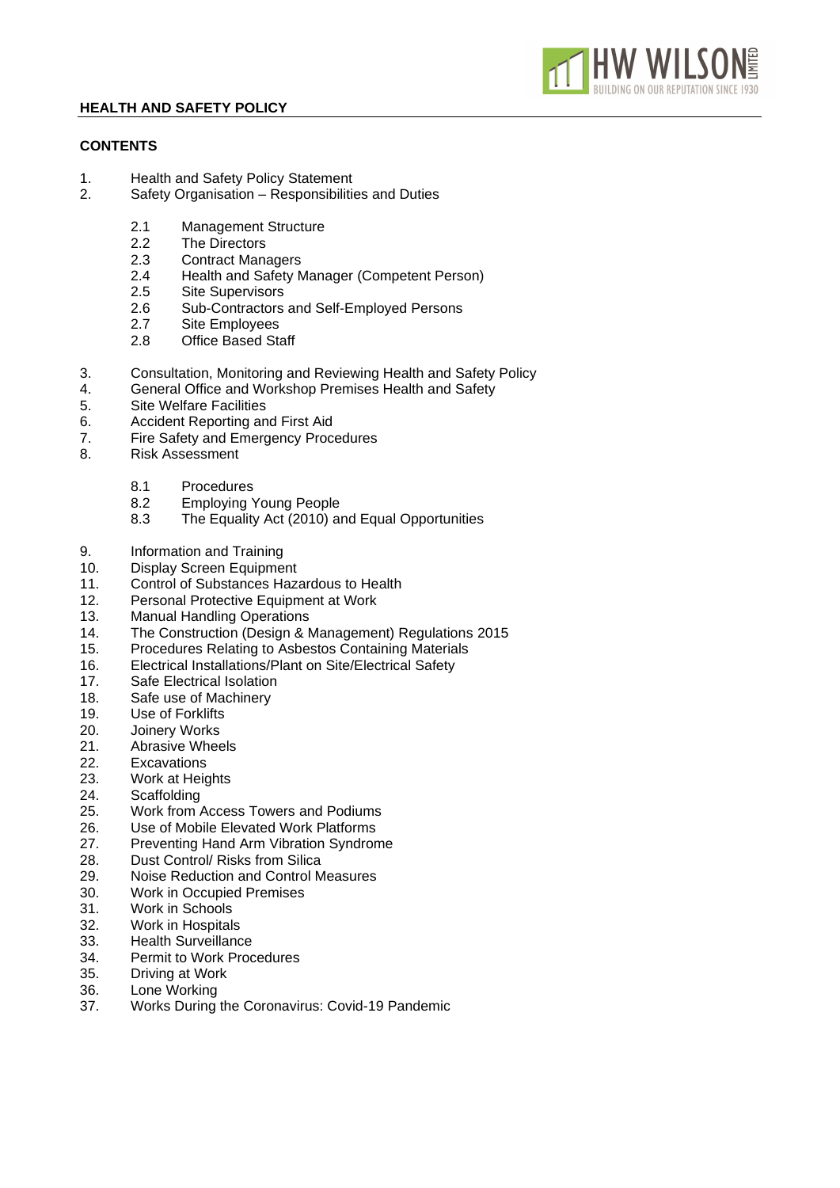**HEALTH AND SAFETY POLICY**

**CONTENTS**

1. Health and Safety Policy Statement
2. Safety Organisation – Responsibilities and Duties

    2.1 Management Structure
    2.2 The Directors
    2.3 Contract Managers
    2.4 Health and Safety Manager (Competent Person)
    2.5 Site Supervisors
    2.6 Sub-Contractors and Self-Employed Persons
    2.7 Site Employees
    2.8 Office Based Staff

3. Consultation, Monitoring and Reviewing Health and Safety Policy
4. General Office and Workshop Premises Health and Safety
5. Site Welfare Facilities
6. Accident Reporting and First Aid
7. Fire Safety and Emergency Procedures
8. Risk Assessment

    8.1 Procedures
    8.2 Employing Young People
    8.3 The Equality Act (2010) and Equal Opportunities

9. Information and Training
10. Display Screen Equipment
11. Control of Substances Hazardous to Health
12. Personal Protective Equipment at Work
13. Manual Handling Operations
14. The Construction (Design & Management) Regulations 2015
15. Procedures Relating to Asbestos Containing Materials
16. Electrical Installations/Plant on Site/Electrical Safety
17. Safe Electrical Isolation
18. Safe use of Machinery
19. Use of Forklifts
20. Joinery Works
21. Abrasive Wheels
22. Excavations
23. Work at Heights
24. Scaffolding
25. Work from Access Towers and Podiums
26. Use of Mobile Elevated Work Platforms
27. Preventing Hand Arm Vibration Syndrome
28. Dust Control/ Risks from Silica
29. Noise Reduction and Control Measures
30. Work in Occupied Premises
31. Work in Schools
32. Work in Hospitals
33. Health Surveillance
34. Permit to Work Procedures
35. Driving at Work
36. Lone Working
37. Works During the Coronavirus: Covid-19 Pandemic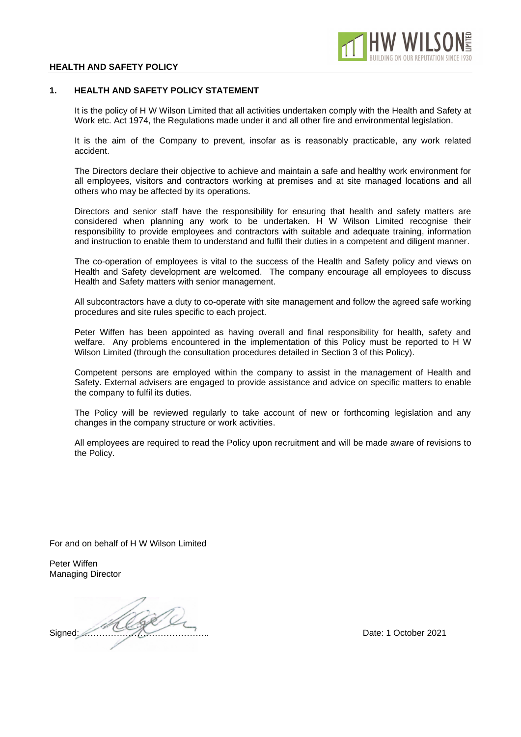## 1. HEALTH AND SAFETY POLICY STATEMENT

It is the policy of H W Wilson Limited that all activities undertaken comply with the Health and Safety at Work etc. Act 1974, the Regulations made under it and all other fire and environmental legislation.

It is the aim of the Company to prevent, insofar as is reasonably practicable, any work related accident.

The Directors declare their objective to achieve and maintain a safe and healthy work environment for all employees, visitors and contractors working at premises and at site managed locations and all others who may be affected by its operations.

Directors and senior staff have the responsibility for ensuring that health and safety matters are considered when planning any work to be undertaken. H W Wilson Limited recognise their responsibility to provide employees and contractors with suitable and adequate training, information and instruction to enable them to understand and fulfil their duties in a competent and diligent manner.

The co-operation of employees is vital to the success of the Health and Safety policy and views on Health and Safety development are welcomed. The company encourage all employees to discuss Health and Safety matters with senior management.

All subcontractors have a duty to co-operate with site management and follow the agreed safe working procedures and site rules specific to each project.

Peter Wiffen has been appointed as having overall and final responsibility for health, safety and welfare. Any problems encountered in the implementation of this Policy must be reported to H W Wilson Limited (through the consultation procedures detailed in Section 3 of this Policy).

Competent persons are employed within the company to assist in the management of Health and Safety. External advisers are engaged to provide assistance and advice on specific matters to enable the company to fulfil its duties.

The Policy will be reviewed regularly to take account of new or forthcoming legislation and any changes in the company structure or work activities.

All employees are required to read the Policy upon recruitment and will be made aware of revisions to the Policy.

For and on behalf of H W Wilson Limited

Peter Wiffen
Managing Director

Signed: ……………………………………..

Date: 1 October 2021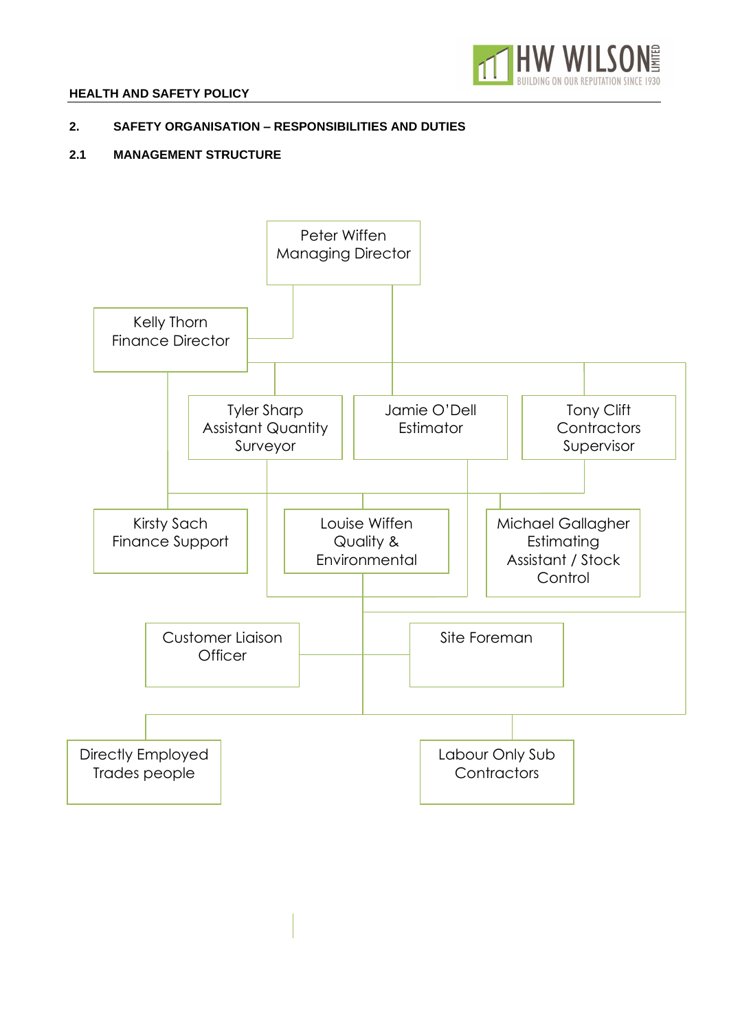## 2. SAFETY ORGANISATION – RESPONSIBILITIES AND DUTIES

### 2.1 MANAGEMENT STRUCTURE

Peter Wiffen
Managing Director

Kelly Thorn
Finance Director

Tyler Sharp
Assistant Quantity Surveyor

Jamie O'Dell
Estimator

Tony Clift
Contractors Supervisor

Kirsty Sach
Finance Support

Louise Wiffen
Quality & Environmental

Michael Gallagher
Estimating Assistant / Stock Control

Customer Liaison Officer

Site Foreman

Directly Employed Trades people

Labour Only Sub Contractors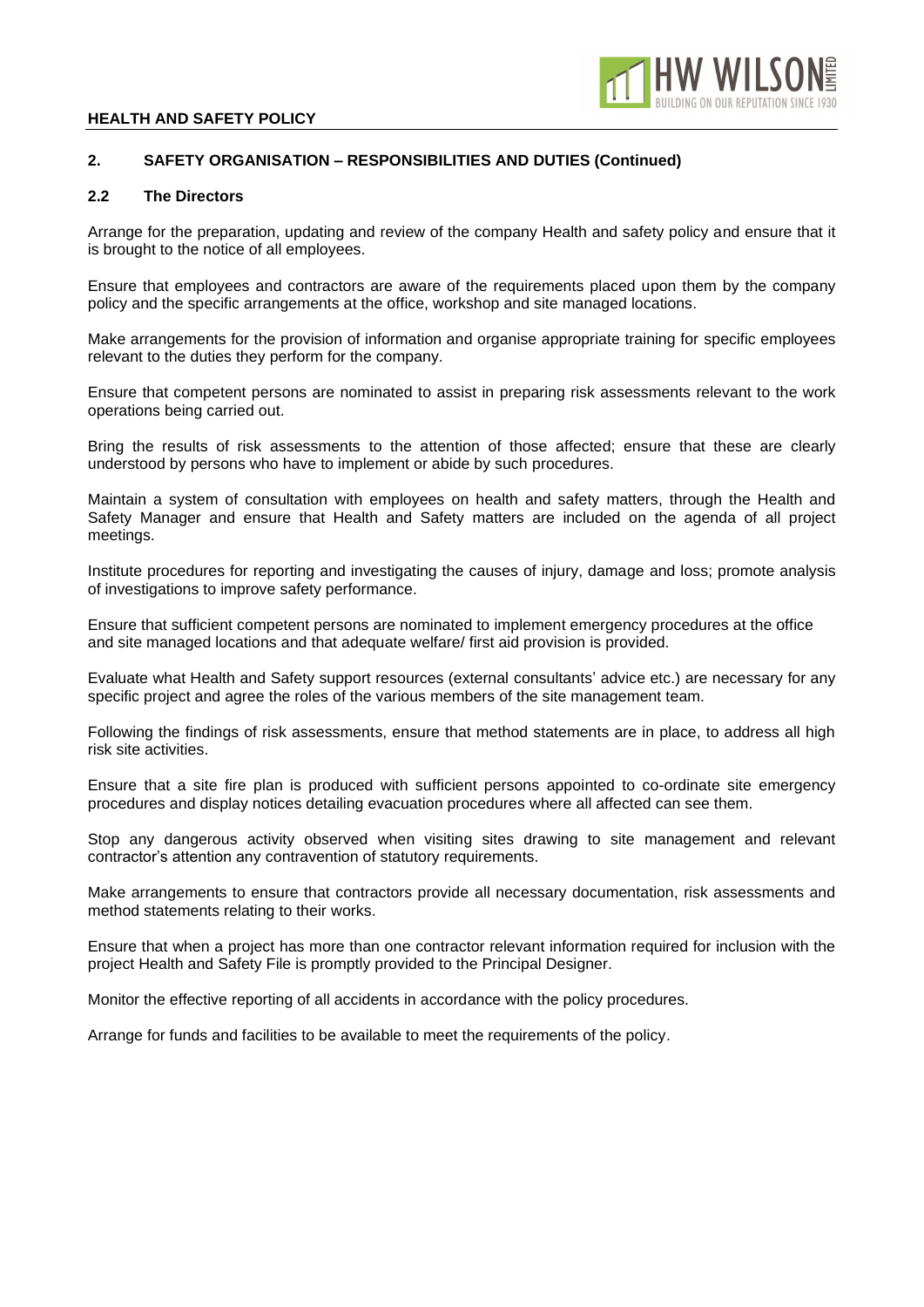## 2. SAFETY ORGANISATION – RESPONSIBILITIES AND DUTIES (Continued)

### 2.2 The Directors

Arrange for the preparation, updating and review of the company Health and safety policy and ensure that it is brought to the notice of all employees.

Ensure that employees and contractors are aware of the requirements placed upon them by the company policy and the specific arrangements at the office, workshop and site managed locations.

Make arrangements for the provision of information and organise appropriate training for specific employees relevant to the duties they perform for the company.

Ensure that competent persons are nominated to assist in preparing risk assessments relevant to the work operations being carried out.

Bring the results of risk assessments to the attention of those affected; ensure that these are clearly understood by persons who have to implement or abide by such procedures.

Maintain a system of consultation with employees on health and safety matters, through the Health and Safety Manager and ensure that Health and Safety matters are included on the agenda of all project meetings.

Institute procedures for reporting and investigating the causes of injury, damage and loss; promote analysis of investigations to improve safety performance.

Ensure that sufficient competent persons are nominated to implement emergency procedures at the office and site managed locations and that adequate welfare/ first aid provision is provided.

Evaluate what Health and Safety support resources (external consultants' advice etc.) are necessary for any specific project and agree the roles of the various members of the site management team.

Following the findings of risk assessments, ensure that method statements are in place, to address all high risk site activities.

Ensure that a site fire plan is produced with sufficient persons appointed to co-ordinate site emergency procedures and display notices detailing evacuation procedures where all affected can see them.

Stop any dangerous activity observed when visiting sites drawing to site management and relevant contractor's attention any contravention of statutory requirements.

Make arrangements to ensure that contractors provide all necessary documentation, risk assessments and method statements relating to their works.

Ensure that when a project has more than one contractor relevant information required for inclusion with the project Health and Safety File is promptly provided to the Principal Designer.

Monitor the effective reporting of all accidents in accordance with the policy procedures.

Arrange for funds and facilities to be available to meet the requirements of the policy.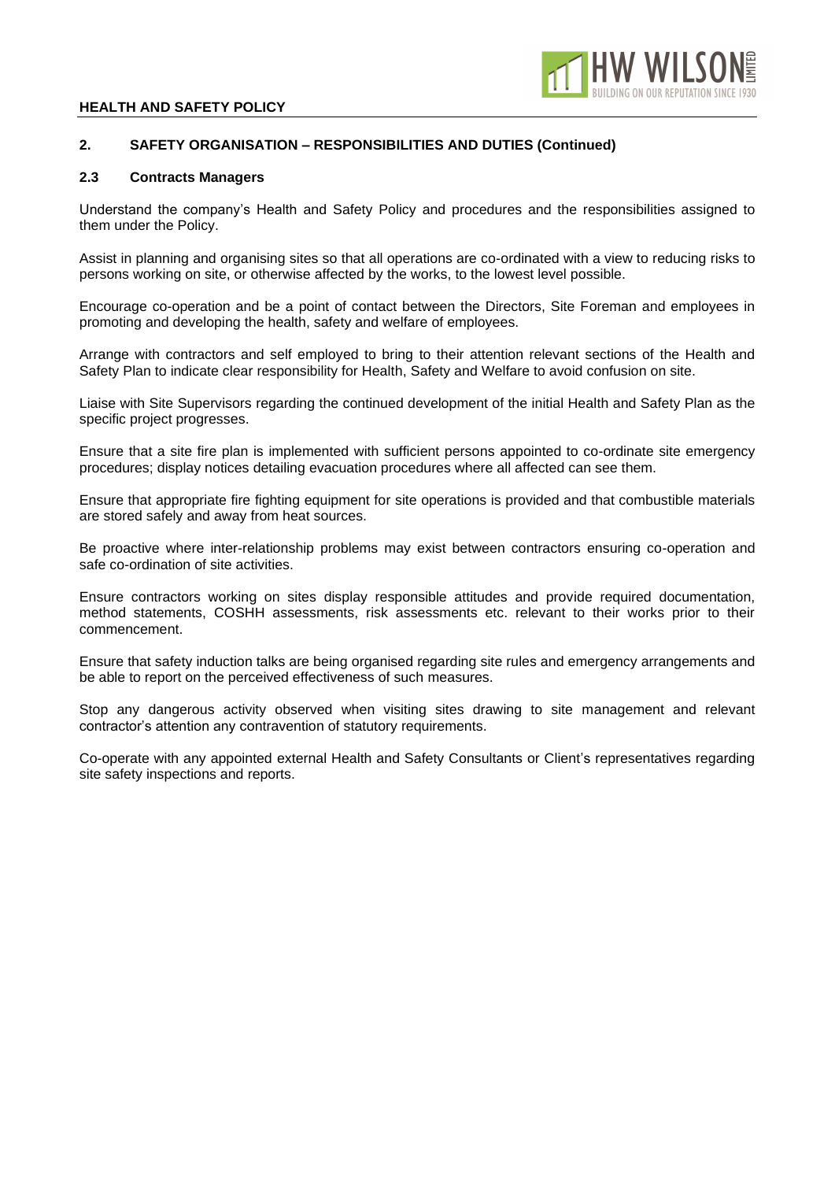## 2. SAFETY ORGANISATION – RESPONSIBILITIES AND DUTIES (Continued)

### 2.3 Contracts Managers

Understand the company's Health and Safety Policy and procedures and the responsibilities assigned to them under the Policy.

Assist in planning and organising sites so that all operations are co-ordinated with a view to reducing risks to persons working on site, or otherwise affected by the works, to the lowest level possible.

Encourage co-operation and be a point of contact between the Directors, Site Foreman and employees in promoting and developing the health, safety and welfare of employees.

Arrange with contractors and self employed to bring to their attention relevant sections of the Health and Safety Plan to indicate clear responsibility for Health, Safety and Welfare to avoid confusion on site.

Liaise with Site Supervisors regarding the continued development of the initial Health and Safety Plan as the specific project progresses.

Ensure that a site fire plan is implemented with sufficient persons appointed to co-ordinate site emergency procedures; display notices detailing evacuation procedures where all affected can see them.

Ensure that appropriate fire fighting equipment for site operations is provided and that combustible materials are stored safely and away from heat sources.

Be proactive where inter-relationship problems may exist between contractors ensuring co-operation and safe co-ordination of site activities.

Ensure contractors working on sites display responsible attitudes and provide required documentation, method statements, COSHH assessments, risk assessments etc. relevant to their works prior to their commencement.

Ensure that safety induction talks are being organised regarding site rules and emergency arrangements and be able to report on the perceived effectiveness of such measures.

Stop any dangerous activity observed when visiting sites drawing to site management and relevant contractor's attention any contravention of statutory requirements.

Co-operate with any appointed external Health and Safety Consultants or Client's representatives regarding site safety inspections and reports.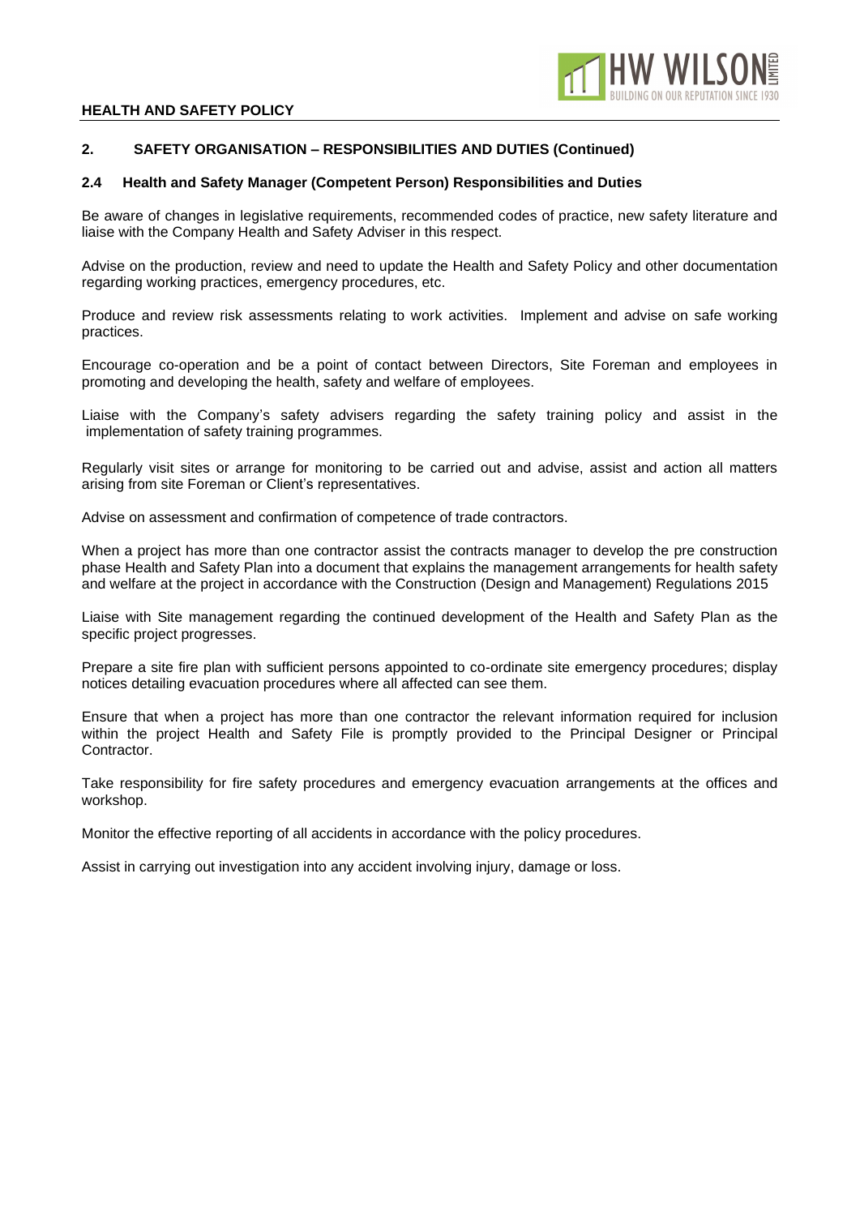## 2. SAFETY ORGANISATION – RESPONSIBILITIES AND DUTIES (Continued)

### 2.4 Health and Safety Manager (Competent Person) Responsibilities and Duties

Be aware of changes in legislative requirements, recommended codes of practice, new safety literature and liaise with the Company Health and Safety Adviser in this respect.

Advise on the production, review and need to update the Health and Safety Policy and other documentation regarding working practices, emergency procedures, etc.

Produce and review risk assessments relating to work activities. Implement and advise on safe working practices.

Encourage co-operation and be a point of contact between Directors, Site Foreman and employees in promoting and developing the health, safety and welfare of employees.

Liaise with the Company's safety advisers regarding the safety training policy and assist in the implementation of safety training programmes.

Regularly visit sites or arrange for monitoring to be carried out and advise, assist and action all matters arising from site Foreman or Client's representatives.

Advise on assessment and confirmation of competence of trade contractors.

When a project has more than one contractor assist the contracts manager to develop the pre construction phase Health and Safety Plan into a document that explains the management arrangements for health safety and welfare at the project in accordance with the Construction (Design and Management) Regulations 2015

Liaise with Site management regarding the continued development of the Health and Safety Plan as the specific project progresses.

Prepare a site fire plan with sufficient persons appointed to co-ordinate site emergency procedures; display notices detailing evacuation procedures where all affected can see them.

Ensure that when a project has more than one contractor the relevant information required for inclusion within the project Health and Safety File is promptly provided to the Principal Designer or Principal Contractor.

Take responsibility for fire safety procedures and emergency evacuation arrangements at the offices and workshop.

Monitor the effective reporting of all accidents in accordance with the policy procedures.

Assist in carrying out investigation into any accident involving injury, damage or loss.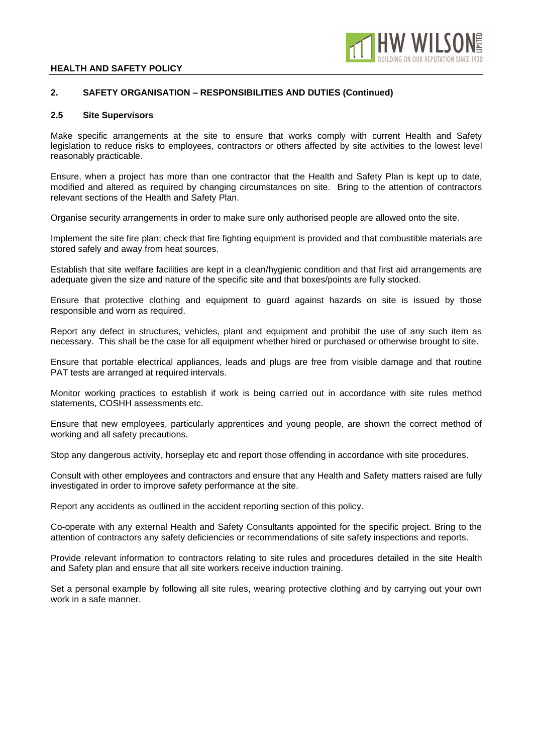## 2. SAFETY ORGANISATION – RESPONSIBILITIES AND DUTIES (Continued)

### 2.5 Site Supervisors

Make specific arrangements at the site to ensure that works comply with current Health and Safety legislation to reduce risks to employees, contractors or others affected by site activities to the lowest level reasonably practicable.

Ensure, when a project has more than one contractor that the Health and Safety Plan is kept up to date, modified and altered as required by changing circumstances on site. Bring to the attention of contractors relevant sections of the Health and Safety Plan.

Organise security arrangements in order to make sure only authorised people are allowed onto the site.

Implement the site fire plan; check that fire fighting equipment is provided and that combustible materials are stored safely and away from heat sources.

Establish that site welfare facilities are kept in a clean/hygienic condition and that first aid arrangements are adequate given the size and nature of the specific site and that boxes/points are fully stocked.

Ensure that protective clothing and equipment to guard against hazards on site is issued by those responsible and worn as required.

Report any defect in structures, vehicles, plant and equipment and prohibit the use of any such item as necessary. This shall be the case for all equipment whether hired or purchased or otherwise brought to site.

Ensure that portable electrical appliances, leads and plugs are free from visible damage and that routine PAT tests are arranged at required intervals.

Monitor working practices to establish if work is being carried out in accordance with site rules method statements, COSHH assessments etc.

Ensure that new employees, particularly apprentices and young people, are shown the correct method of working and all safety precautions.

Stop any dangerous activity, horseplay etc and report those offending in accordance with site procedures.

Consult with other employees and contractors and ensure that any Health and Safety matters raised are fully investigated in order to improve safety performance at the site.

Report any accidents as outlined in the accident reporting section of this policy.

Co-operate with any external Health and Safety Consultants appointed for the specific project. Bring to the attention of contractors any safety deficiencies or recommendations of site safety inspections and reports.

Provide relevant information to contractors relating to site rules and procedures detailed in the site Health and Safety plan and ensure that all site workers receive induction training.

Set a personal example by following all site rules, wearing protective clothing and by carrying out your own work in a safe manner.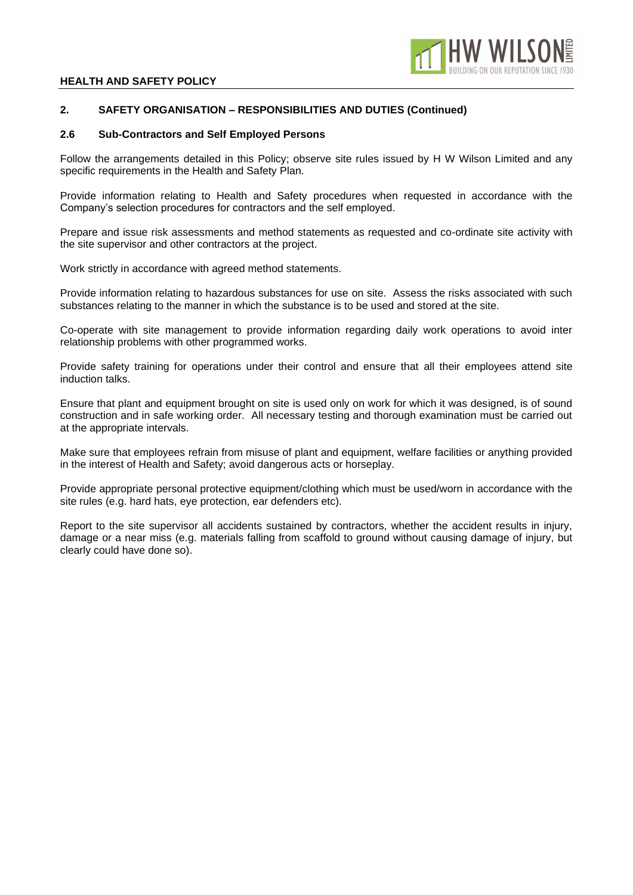## 2. SAFETY ORGANISATION – RESPONSIBILITIES AND DUTIES (Continued)

### 2.6 Sub-Contractors and Self Employed Persons

Follow the arrangements detailed in this Policy; observe site rules issued by H W Wilson Limited and any specific requirements in the Health and Safety Plan.

Provide information relating to Health and Safety procedures when requested in accordance with the Company's selection procedures for contractors and the self employed.

Prepare and issue risk assessments and method statements as requested and co-ordinate site activity with the site supervisor and other contractors at the project.

Work strictly in accordance with agreed method statements.

Provide information relating to hazardous substances for use on site. Assess the risks associated with such substances relating to the manner in which the substance is to be used and stored at the site.

Co-operate with site management to provide information regarding daily work operations to avoid inter relationship problems with other programmed works.

Provide safety training for operations under their control and ensure that all their employees attend site induction talks.

Ensure that plant and equipment brought on site is used only on work for which it was designed, is of sound construction and in safe working order. All necessary testing and thorough examination must be carried out at the appropriate intervals.

Make sure that employees refrain from misuse of plant and equipment, welfare facilities or anything provided in the interest of Health and Safety; avoid dangerous acts or horseplay.

Provide appropriate personal protective equipment/clothing which must be used/worn in accordance with the site rules (e.g. hard hats, eye protection, ear defenders etc).

Report to the site supervisor all accidents sustained by contractors, whether the accident results in injury, damage or a near miss (e.g. materials falling from scaffold to ground without causing damage of injury, but clearly could have done so).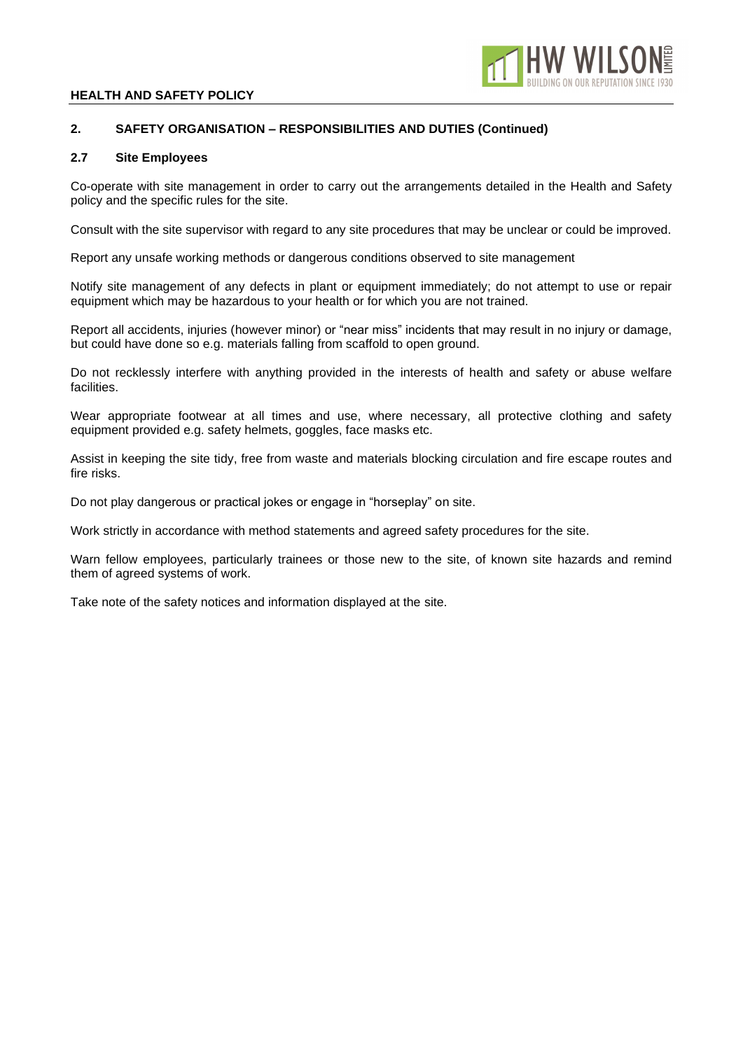## 2. SAFETY ORGANISATION – RESPONSIBILITIES AND DUTIES (Continued)

### 2.7 Site Employees

Co-operate with site management in order to carry out the arrangements detailed in the Health and Safety policy and the specific rules for the site.

Consult with the site supervisor with regard to any site procedures that may be unclear or could be improved.

Report any unsafe working methods or dangerous conditions observed to site management

Notify site management of any defects in plant or equipment immediately; do not attempt to use or repair equipment which may be hazardous to your health or for which you are not trained.

Report all accidents, injuries (however minor) or "near miss" incidents that may result in no injury or damage, but could have done so e.g. materials falling from scaffold to open ground.

Do not recklessly interfere with anything provided in the interests of health and safety or abuse welfare facilities.

Wear appropriate footwear at all times and use, where necessary, all protective clothing and safety equipment provided e.g. safety helmets, goggles, face masks etc.

Assist in keeping the site tidy, free from waste and materials blocking circulation and fire escape routes and fire risks.

Do not play dangerous or practical jokes or engage in "horseplay" on site.

Work strictly in accordance with method statements and agreed safety procedures for the site.

Warn fellow employees, particularly trainees or those new to the site, of known site hazards and remind them of agreed systems of work.

Take note of the safety notices and information displayed at the site.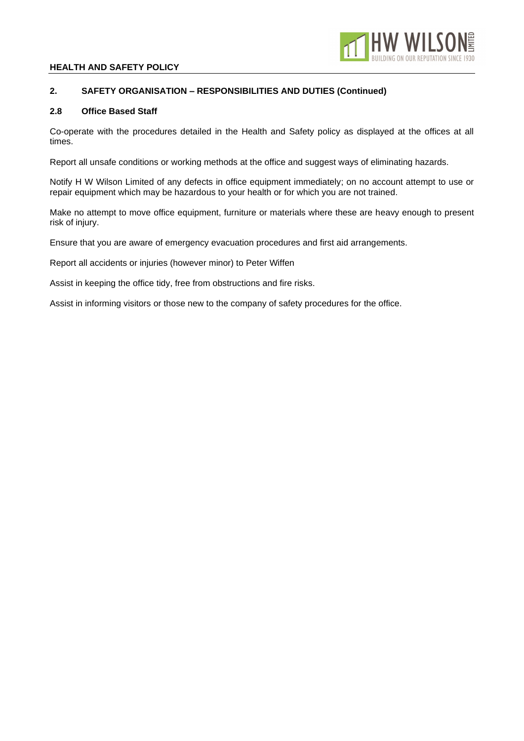## 2. SAFETY ORGANISATION – RESPONSIBILITIES AND DUTIES (Continued)

### 2.8 Office Based Staff

Co-operate with the procedures detailed in the Health and Safety policy as displayed at the offices at all times.

Report all unsafe conditions or working methods at the office and suggest ways of eliminating hazards.

Notify H W Wilson Limited of any defects in office equipment immediately; on no account attempt to use or repair equipment which may be hazardous to your health or for which you are not trained.

Make no attempt to move office equipment, furniture or materials where these are heavy enough to present risk of injury.

Ensure that you are aware of emergency evacuation procedures and first aid arrangements.

Report all accidents or injuries (however minor) to Peter Wiffen

Assist in keeping the office tidy, free from obstructions and fire risks.

Assist in informing visitors or those new to the company of safety procedures for the office.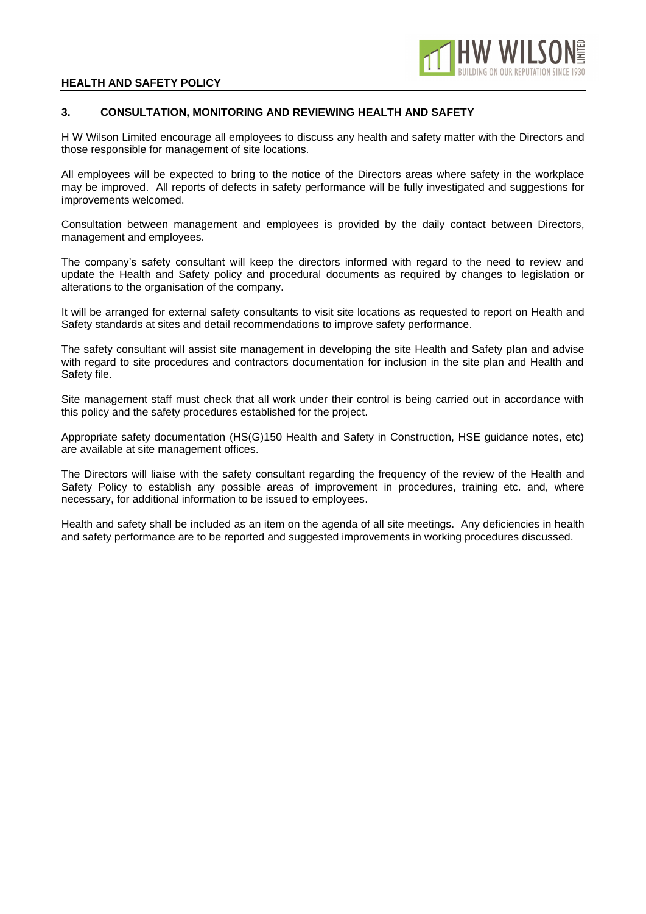## 3. CONSULTATION, MONITORING AND REVIEWING HEALTH AND SAFETY

H W Wilson Limited encourage all employees to discuss any health and safety matter with the Directors and those responsible for management of site locations.

All employees will be expected to bring to the notice of the Directors areas where safety in the workplace may be improved. All reports of defects in safety performance will be fully investigated and suggestions for improvements welcomed.

Consultation between management and employees is provided by the daily contact between Directors, management and employees.

The company's safety consultant will keep the directors informed with regard to the need to review and update the Health and Safety policy and procedural documents as required by changes to legislation or alterations to the organisation of the company.

It will be arranged for external safety consultants to visit site locations as requested to report on Health and Safety standards at sites and detail recommendations to improve safety performance.

The safety consultant will assist site management in developing the site Health and Safety plan and advise with regard to site procedures and contractors documentation for inclusion in the site plan and Health and Safety file.

Site management staff must check that all work under their control is being carried out in accordance with this policy and the safety procedures established for the project.

Appropriate safety documentation (HS(G)150 Health and Safety in Construction, HSE guidance notes, etc) are available at site management offices.

The Directors will liaise with the safety consultant regarding the frequency of the review of the Health and Safety Policy to establish any possible areas of improvement in procedures, training etc. and, where necessary, for additional information to be issued to employees.

Health and safety shall be included as an item on the agenda of all site meetings. Any deficiencies in health and safety performance are to be reported and suggested improvements in working procedures discussed.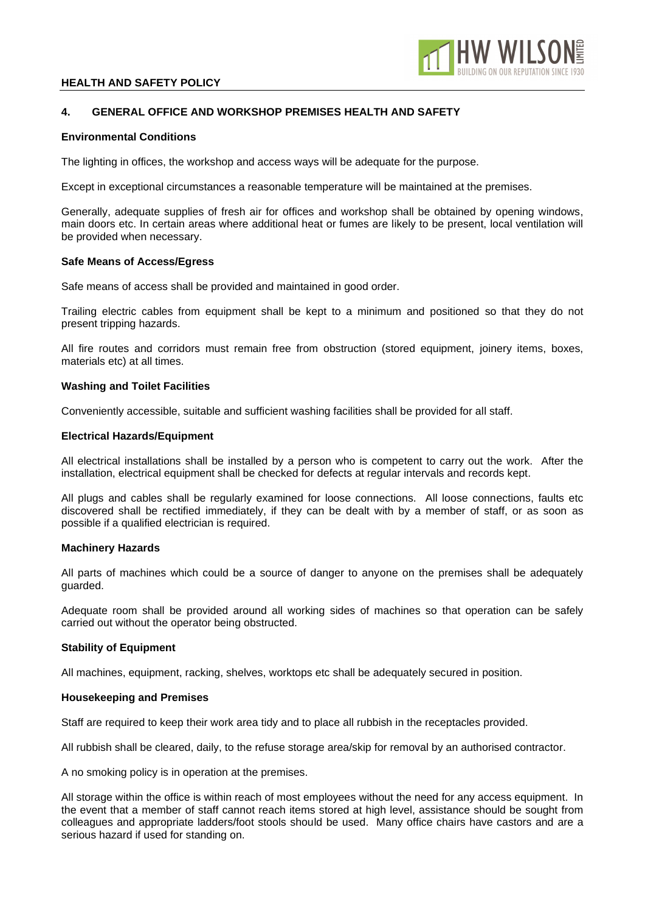## 4. GENERAL OFFICE AND WORKSHOP PREMISES HEALTH AND SAFETY

### Environmental Conditions

The lighting in offices, the workshop and access ways will be adequate for the purpose.

Except in exceptional circumstances a reasonable temperature will be maintained at the premises.

Generally, adequate supplies of fresh air for offices and workshop shall be obtained by opening windows, main doors etc. In certain areas where additional heat or fumes are likely to be present, local ventilation will be provided when necessary.

### Safe Means of Access/Egress

Safe means of access shall be provided and maintained in good order.

Trailing electric cables from equipment shall be kept to a minimum and positioned so that they do not present tripping hazards.

All fire routes and corridors must remain free from obstruction (stored equipment, joinery items, boxes, materials etc) at all times.

### Washing and Toilet Facilities

Conveniently accessible, suitable and sufficient washing facilities shall be provided for all staff.

### Electrical Hazards/Equipment

All electrical installations shall be installed by a person who is competent to carry out the work. After the installation, electrical equipment shall be checked for defects at regular intervals and records kept.

All plugs and cables shall be regularly examined for loose connections. All loose connections, faults etc discovered shall be rectified immediately, if they can be dealt with by a member of staff, or as soon as possible if a qualified electrician is required.

### Machinery Hazards

All parts of machines which could be a source of danger to anyone on the premises shall be adequately guarded.

Adequate room shall be provided around all working sides of machines so that operation can be safely carried out without the operator being obstructed.

### Stability of Equipment

All machines, equipment, racking, shelves, worktops etc shall be adequately secured in position.

### Housekeeping and Premises

Staff are required to keep their work area tidy and to place all rubbish in the receptacles provided.

All rubbish shall be cleared, daily, to the refuse storage area/skip for removal by an authorised contractor.

A no smoking policy is in operation at the premises.

All storage within the office is within reach of most employees without the need for any access equipment. In the event that a member of staff cannot reach items stored at high level, assistance should be sought from colleagues and appropriate ladders/foot stools should be used. Many office chairs have castors and are a serious hazard if used for standing on.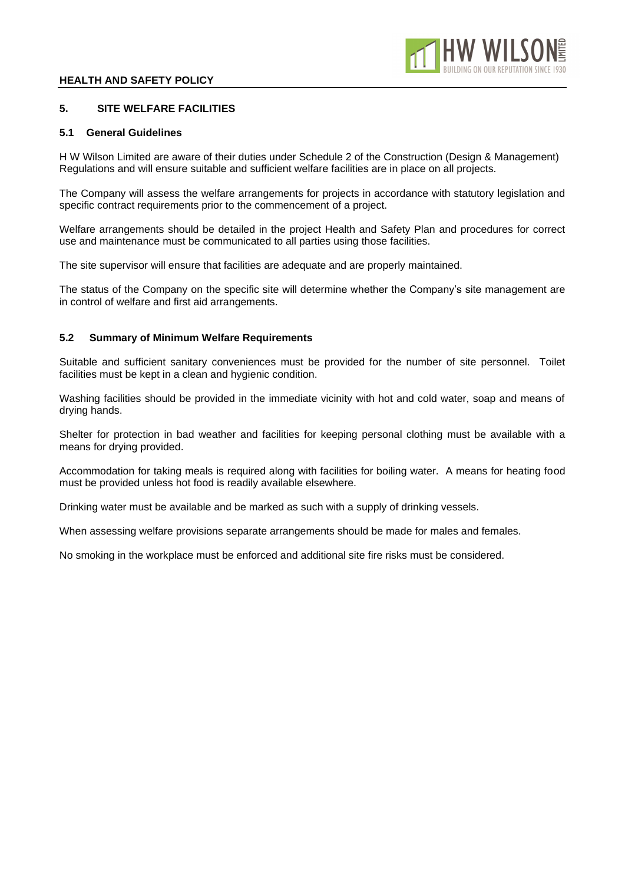## 5. SITE WELFARE FACILITIES

### 5.1 General Guidelines

H W Wilson Limited are aware of their duties under Schedule 2 of the Construction (Design & Management) Regulations and will ensure suitable and sufficient welfare facilities are in place on all projects.

The Company will assess the welfare arrangements for projects in accordance with statutory legislation and specific contract requirements prior to the commencement of a project.

Welfare arrangements should be detailed in the project Health and Safety Plan and procedures for correct use and maintenance must be communicated to all parties using those facilities.

The site supervisor will ensure that facilities are adequate and are properly maintained.

The status of the Company on the specific site will determine whether the Company's site management are in control of welfare and first aid arrangements.

### 5.2 Summary of Minimum Welfare Requirements

Suitable and sufficient sanitary conveniences must be provided for the number of site personnel. Toilet facilities must be kept in a clean and hygienic condition.

Washing facilities should be provided in the immediate vicinity with hot and cold water, soap and means of drying hands.

Shelter for protection in bad weather and facilities for keeping personal clothing must be available with a means for drying provided.

Accommodation for taking meals is required along with facilities for boiling water. A means for heating food must be provided unless hot food is readily available elsewhere.

Drinking water must be available and be marked as such with a supply of drinking vessels.

When assessing welfare provisions separate arrangements should be made for males and females.

No smoking in the workplace must be enforced and additional site fire risks must be considered.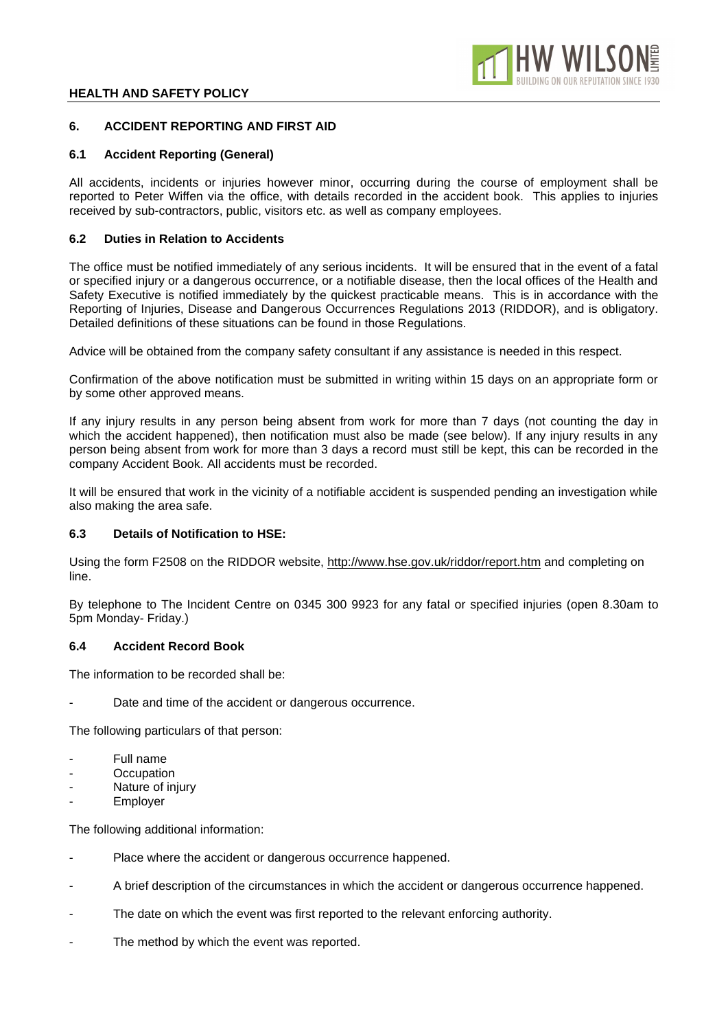## 6. ACCIDENT REPORTING AND FIRST AID

### 6.1 Accident Reporting (General)

All accidents, incidents or injuries however minor, occurring during the course of employment shall be reported to Peter Wiffen via the office, with details recorded in the accident book. This applies to injuries received by sub-contractors, public, visitors etc. as well as company employees.

### 6.2 Duties in Relation to Accidents

The office must be notified immediately of any serious incidents. It will be ensured that in the event of a fatal or specified injury or a dangerous occurrence, or a notifiable disease, then the local offices of the Health and Safety Executive is notified immediately by the quickest practicable means. This is in accordance with the Reporting of Injuries, Disease and Dangerous Occurrences Regulations 2013 (RIDDOR), and is obligatory. Detailed definitions of these situations can be found in those Regulations.

Advice will be obtained from the company safety consultant if any assistance is needed in this respect.

Confirmation of the above notification must be submitted in writing within 15 days on an appropriate form or by some other approved means.

If any injury results in any person being absent from work for more than 7 days (not counting the day in which the accident happened), then notification must also be made (see below). If any injury results in any person being absent from work for more than 3 days a record must still be kept, this can be recorded in the company Accident Book. All accidents must be recorded.

It will be ensured that work in the vicinity of a notifiable accident is suspended pending an investigation while also making the area safe.

### 6.3 Details of Notification to HSE:

Using the form F2508 on the RIDDOR website, http://www.hse.gov.uk/riddor/report.htm and completing on line.

By telephone to The Incident Centre on 0345 300 9923 for any fatal or specified injuries (open 8.30am to 5pm Monday- Friday.)

### 6.4 Accident Record Book

The information to be recorded shall be:

- Date and time of the accident or dangerous occurrence.

The following particulars of that person:

- Full name
- Occupation
- Nature of injury
- Employer

The following additional information:

- Place where the accident or dangerous occurrence happened.
- A brief description of the circumstances in which the accident or dangerous occurrence happened.
- The date on which the event was first reported to the relevant enforcing authority.
- The method by which the event was reported.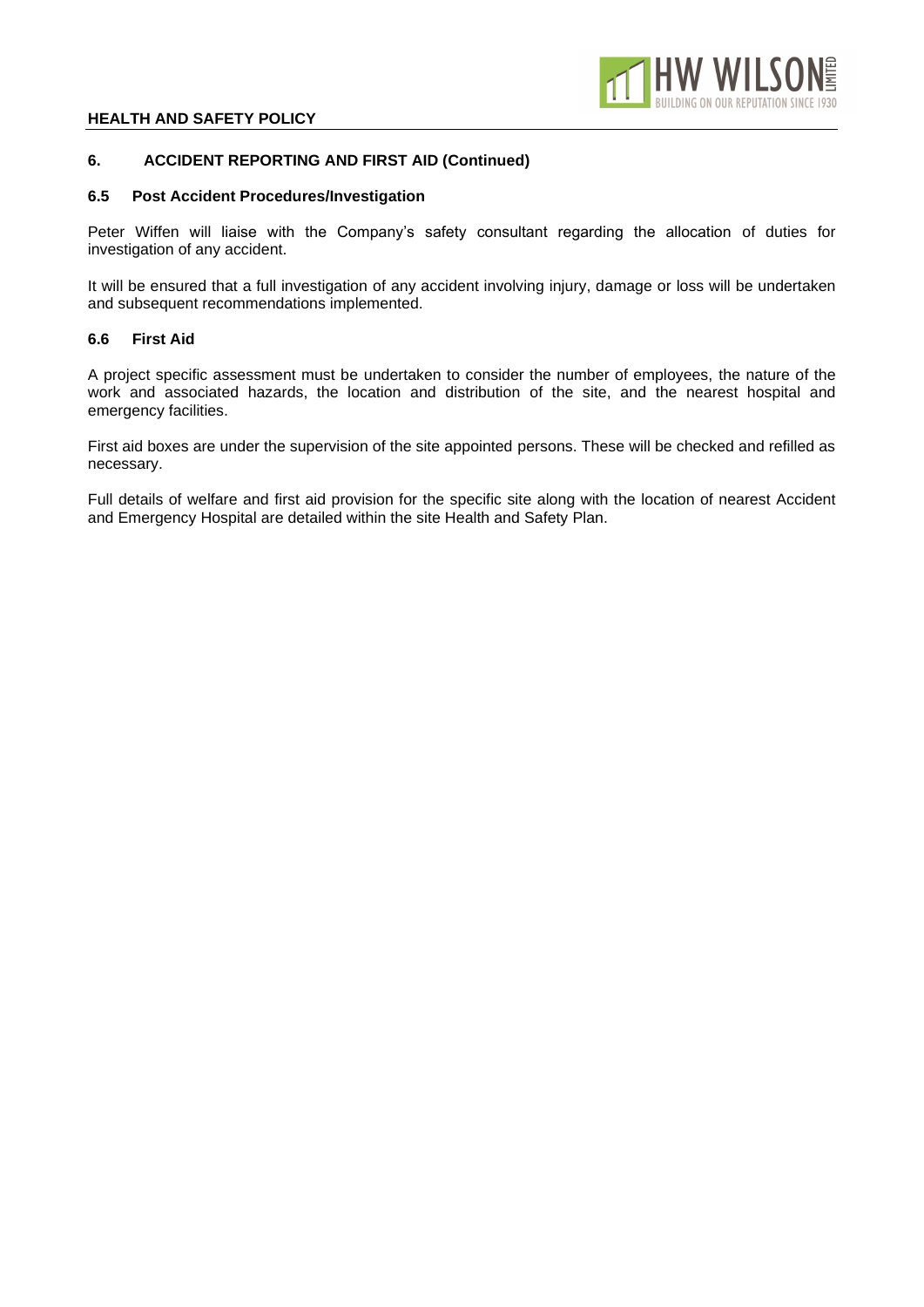## 6. ACCIDENT REPORTING AND FIRST AID (Continued)

### 6.5 Post Accident Procedures/Investigation

Peter Wiffen will liaise with the Company's safety consultant regarding the allocation of duties for investigation of any accident.

It will be ensured that a full investigation of any accident involving injury, damage or loss will be undertaken and subsequent recommendations implemented.

### 6.6 First Aid

A project specific assessment must be undertaken to consider the number of employees, the nature of the work and associated hazards, the location and distribution of the site, and the nearest hospital and emergency facilities.

First aid boxes are under the supervision of the site appointed persons. These will be checked and refilled as necessary.

Full details of welfare and first aid provision for the specific site along with the location of nearest Accident and Emergency Hospital are detailed within the site Health and Safety Plan.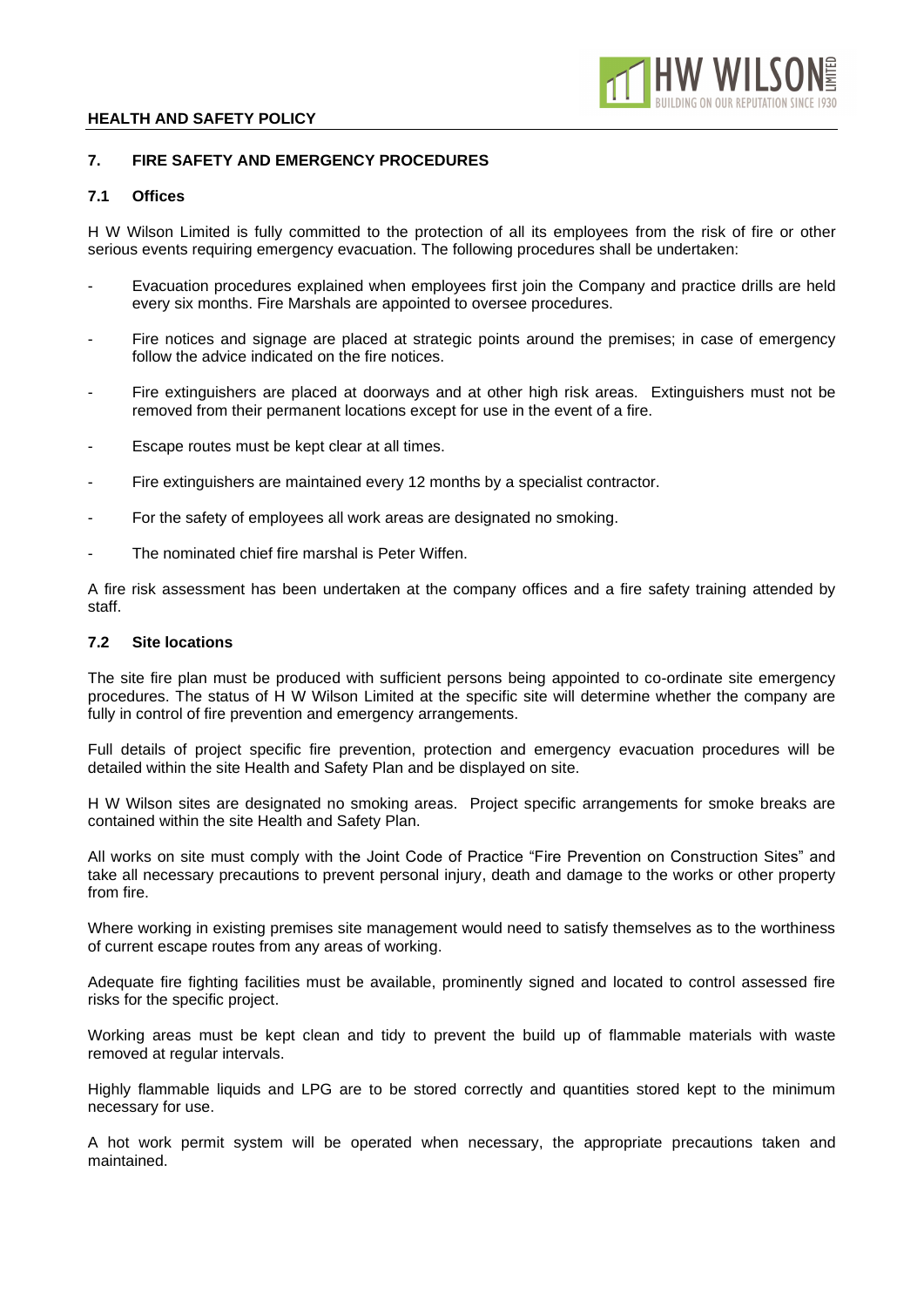## 7. FIRE SAFETY AND EMERGENCY PROCEDURES

### 7.1 Offices

H W Wilson Limited is fully committed to the protection of all its employees from the risk of fire or other serious events requiring emergency evacuation. The following procedures shall be undertaken:

- Evacuation procedures explained when employees first join the Company and practice drills are held every six months. Fire Marshals are appointed to oversee procedures.
- Fire notices and signage are placed at strategic points around the premises; in case of emergency follow the advice indicated on the fire notices.
- Fire extinguishers are placed at doorways and at other high risk areas. Extinguishers must not be removed from their permanent locations except for use in the event of a fire.
- Escape routes must be kept clear at all times.
- Fire extinguishers are maintained every 12 months by a specialist contractor.
- For the safety of employees all work areas are designated no smoking.
- The nominated chief fire marshal is Peter Wiffen.

A fire risk assessment has been undertaken at the company offices and a fire safety training attended by staff.

### 7.2 Site locations

The site fire plan must be produced with sufficient persons being appointed to co-ordinate site emergency procedures. The status of H W Wilson Limited at the specific site will determine whether the company are fully in control of fire prevention and emergency arrangements.

Full details of project specific fire prevention, protection and emergency evacuation procedures will be detailed within the site Health and Safety Plan and be displayed on site.

H W Wilson sites are designated no smoking areas. Project specific arrangements for smoke breaks are contained within the site Health and Safety Plan.

All works on site must comply with the Joint Code of Practice "Fire Prevention on Construction Sites" and take all necessary precautions to prevent personal injury, death and damage to the works or other property from fire.

Where working in existing premises site management would need to satisfy themselves as to the worthiness of current escape routes from any areas of working.

Adequate fire fighting facilities must be available, prominently signed and located to control assessed fire risks for the specific project.

Working areas must be kept clean and tidy to prevent the build up of flammable materials with waste removed at regular intervals.

Highly flammable liquids and LPG are to be stored correctly and quantities stored kept to the minimum necessary for use.

A hot work permit system will be operated when necessary, the appropriate precautions taken and maintained.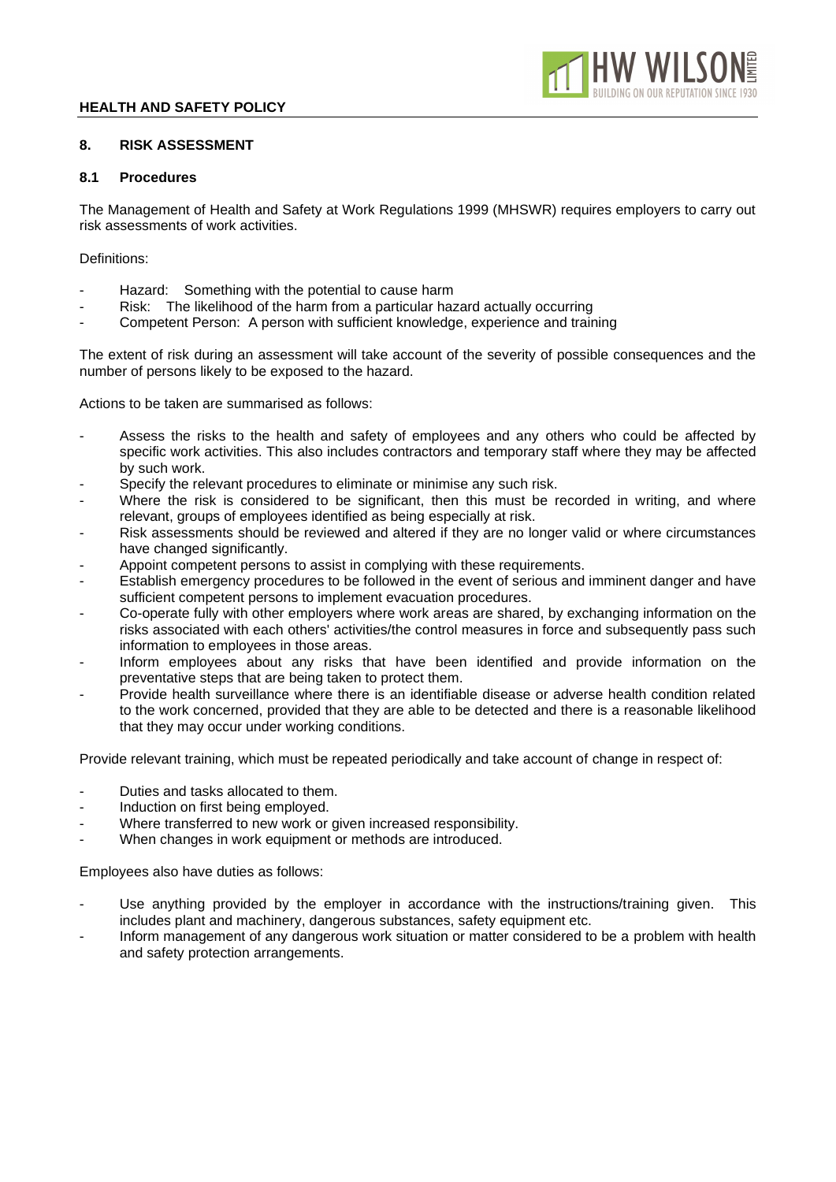## 8. RISK ASSESSMENT

### 8.1 Procedures

The Management of Health and Safety at Work Regulations 1999 (MHSWR) requires employers to carry out risk assessments of work activities.

Definitions:

- Hazard: Something with the potential to cause harm
- Risk: The likelihood of the harm from a particular hazard actually occurring
- Competent Person: A person with sufficient knowledge, experience and training

The extent of risk during an assessment will take account of the severity of possible consequences and the number of persons likely to be exposed to the hazard.

Actions to be taken are summarised as follows:

- Assess the risks to the health and safety of employees and any others who could be affected by specific work activities. This also includes contractors and temporary staff where they may be affected by such work.
- Specify the relevant procedures to eliminate or minimise any such risk.
- Where the risk is considered to be significant, then this must be recorded in writing, and where relevant, groups of employees identified as being especially at risk.
- Risk assessments should be reviewed and altered if they are no longer valid or where circumstances have changed significantly.
- Appoint competent persons to assist in complying with these requirements.
- Establish emergency procedures to be followed in the event of serious and imminent danger and have sufficient competent persons to implement evacuation procedures.
- Co-operate fully with other employers where work areas are shared, by exchanging information on the risks associated with each others' activities/the control measures in force and subsequently pass such information to employees in those areas.
- Inform employees about any risks that have been identified and provide information on the preventative steps that are being taken to protect them.
- Provide health surveillance where there is an identifiable disease or adverse health condition related to the work concerned, provided that they are able to be detected and there is a reasonable likelihood that they may occur under working conditions.

Provide relevant training, which must be repeated periodically and take account of change in respect of:

- Duties and tasks allocated to them.
- Induction on first being employed.
- Where transferred to new work or given increased responsibility.
- When changes in work equipment or methods are introduced.

Employees also have duties as follows:

- Use anything provided by the employer in accordance with the instructions/training given. This includes plant and machinery, dangerous substances, safety equipment etc.
- Inform management of any dangerous work situation or matter considered to be a problem with health and safety protection arrangements.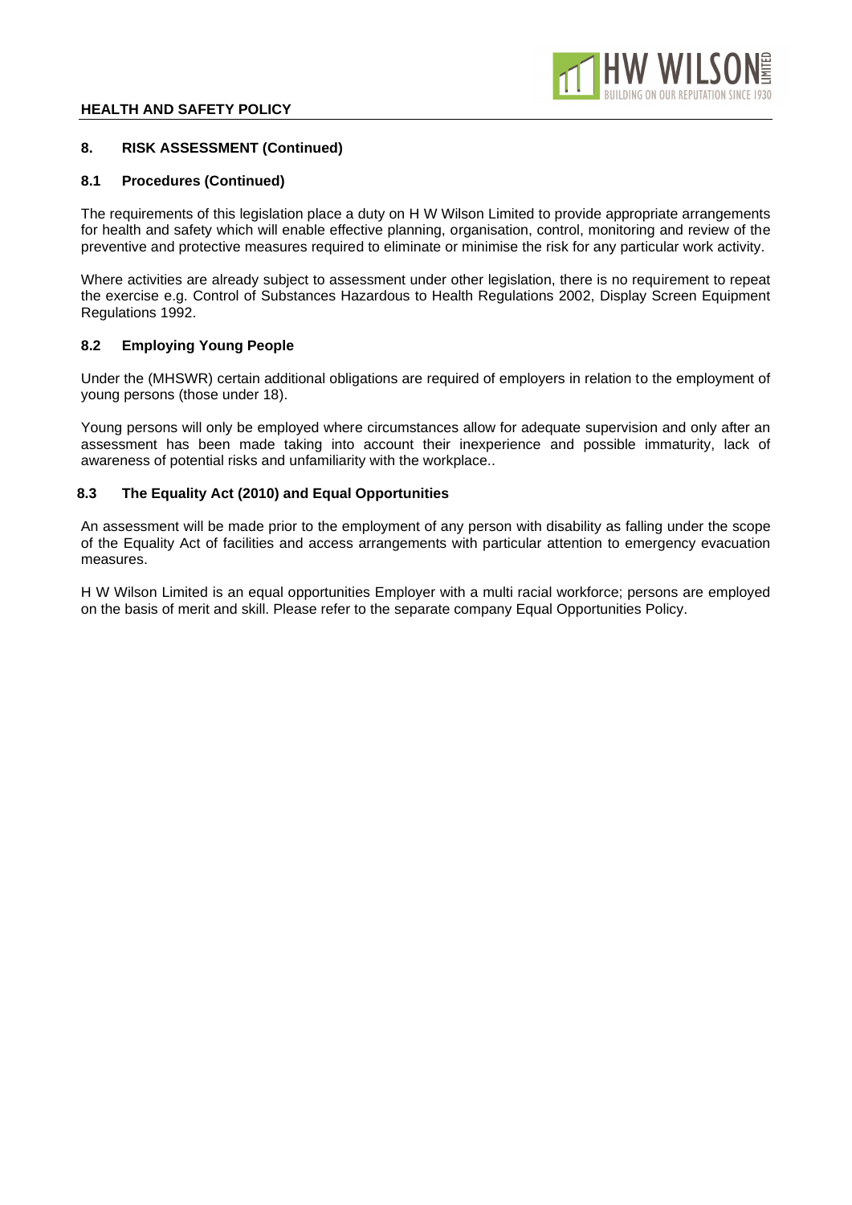## 8. RISK ASSESSMENT (Continued)

### 8.1 Procedures (Continued)

The requirements of this legislation place a duty on H W Wilson Limited to provide appropriate arrangements for health and safety which will enable effective planning, organisation, control, monitoring and review of the preventive and protective measures required to eliminate or minimise the risk for any particular work activity.

Where activities are already subject to assessment under other legislation, there is no requirement to repeat the exercise e.g. Control of Substances Hazardous to Health Regulations 2002, Display Screen Equipment Regulations 1992.

### 8.2 Employing Young People

Under the (MHSWR) certain additional obligations are required of employers in relation to the employment of young persons (those under 18).

Young persons will only be employed where circumstances allow for adequate supervision and only after an assessment has been made taking into account their inexperience and possible immaturity, lack of awareness of potential risks and unfamiliarity with the workplace..

### 8.3 The Equality Act (2010) and Equal Opportunities

An assessment will be made prior to the employment of any person with disability as falling under the scope of the Equality Act of facilities and access arrangements with particular attention to emergency evacuation measures.

H W Wilson Limited is an equal opportunities Employer with a multi racial workforce; persons are employed on the basis of merit and skill. Please refer to the separate company Equal Opportunities Policy.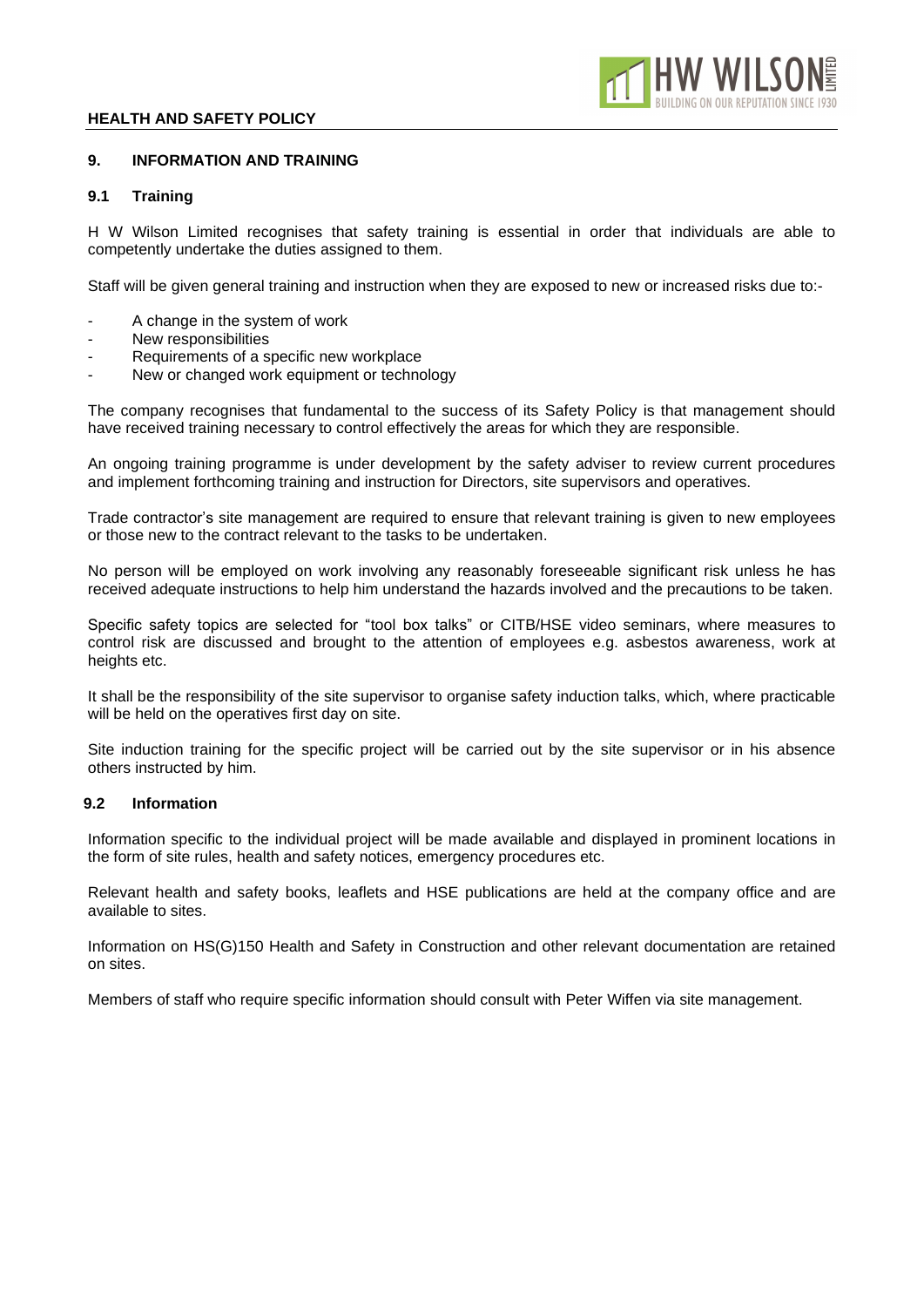## 9. INFORMATION AND TRAINING

### 9.1 Training

H W Wilson Limited recognises that safety training is essential in order that individuals are able to competently undertake the duties assigned to them.

Staff will be given general training and instruction when they are exposed to new or increased risks due to:-

- A change in the system of work
- New responsibilities
- Requirements of a specific new workplace
- New or changed work equipment or technology

The company recognises that fundamental to the success of its Safety Policy is that management should have received training necessary to control effectively the areas for which they are responsible.

An ongoing training programme is under development by the safety adviser to review current procedures and implement forthcoming training and instruction for Directors, site supervisors and operatives.

Trade contractor's site management are required to ensure that relevant training is given to new employees or those new to the contract relevant to the tasks to be undertaken.

No person will be employed on work involving any reasonably foreseeable significant risk unless he has received adequate instructions to help him understand the hazards involved and the precautions to be taken.

Specific safety topics are selected for "tool box talks" or CITB/HSE video seminars, where measures to control risk are discussed and brought to the attention of employees e.g. asbestos awareness, work at heights etc.

It shall be the responsibility of the site supervisor to organise safety induction talks, which, where practicable will be held on the operatives first day on site.

Site induction training for the specific project will be carried out by the site supervisor or in his absence others instructed by him.

### 9.2 Information

Information specific to the individual project will be made available and displayed in prominent locations in the form of site rules, health and safety notices, emergency procedures etc.

Relevant health and safety books, leaflets and HSE publications are held at the company office and are available to sites.

Information on HS(G)150 Health and Safety in Construction and other relevant documentation are retained on sites.

Members of staff who require specific information should consult with Peter Wiffen via site management.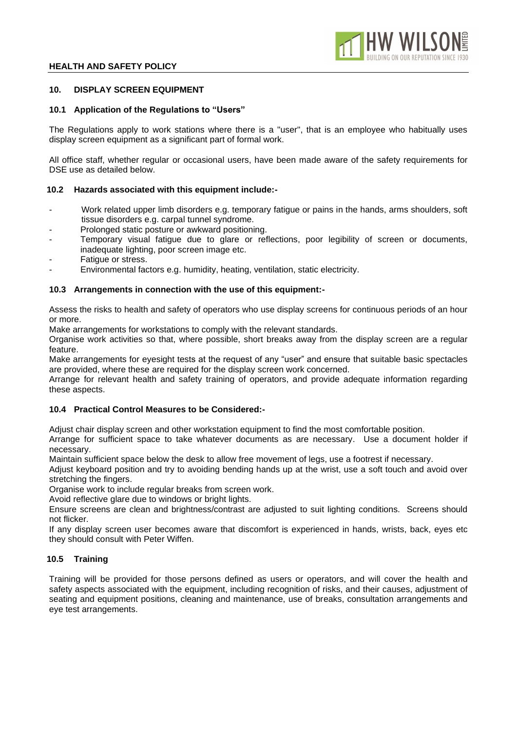## 10. DISPLAY SCREEN EQUIPMENT

### 10.1 Application of the Regulations to "Users"

The Regulations apply to work stations where there is a "user", that is an employee who habitually uses display screen equipment as a significant part of formal work.

All office staff, whether regular or occasional users, have been made aware of the safety requirements for DSE use as detailed below.

### 10.2 Hazards associated with this equipment include:-

- Work related upper limb disorders e.g. temporary fatigue or pains in the hands, arms shoulders, soft tissue disorders e.g. carpal tunnel syndrome.
- Prolonged static posture or awkward positioning.
- Temporary visual fatigue due to glare or reflections, poor legibility of screen or documents, inadequate lighting, poor screen image etc.
- Fatigue or stress.
- Environmental factors e.g. humidity, heating, ventilation, static electricity.

### 10.3 Arrangements in connection with the use of this equipment:-

Assess the risks to health and safety of operators who use display screens for continuous periods of an hour or more.

Make arrangements for workstations to comply with the relevant standards.

Organise work activities so that, where possible, short breaks away from the display screen are a regular feature.

Make arrangements for eyesight tests at the request of any "user" and ensure that suitable basic spectacles are provided, where these are required for the display screen work concerned.

Arrange for relevant health and safety training of operators, and provide adequate information regarding these aspects.

### 10.4 Practical Control Measures to be Considered:-

Adjust chair display screen and other workstation equipment to find the most comfortable position.

Arrange for sufficient space to take whatever documents as are necessary. Use a document holder if necessary.

Maintain sufficient space below the desk to allow free movement of legs, use a footrest if necessary.

Adjust keyboard position and try to avoiding bending hands up at the wrist, use a soft touch and avoid over stretching the fingers.

Organise work to include regular breaks from screen work.

Avoid reflective glare due to windows or bright lights.

Ensure screens are clean and brightness/contrast are adjusted to suit lighting conditions. Screens should not flicker.

If any display screen user becomes aware that discomfort is experienced in hands, wrists, back, eyes etc they should consult with Peter Wiffen.

### 10.5 Training

Training will be provided for those persons defined as users or operators, and will cover the health and safety aspects associated with the equipment, including recognition of risks, and their causes, adjustment of seating and equipment positions, cleaning and maintenance, use of breaks, consultation arrangements and eye test arrangements.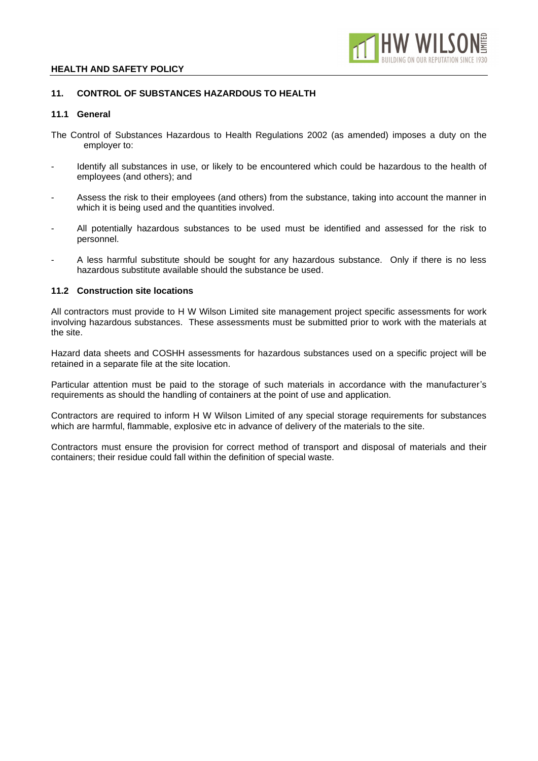## 11. CONTROL OF SUBSTANCES HAZARDOUS TO HEALTH

### 11.1 General

The Control of Substances Hazardous to Health Regulations 2002 (as amended) imposes a duty on the employer to:

- Identify all substances in use, or likely to be encountered which could be hazardous to the health of employees (and others); and
- Assess the risk to their employees (and others) from the substance, taking into account the manner in which it is being used and the quantities involved.
- All potentially hazardous substances to be used must be identified and assessed for the risk to personnel.
- A less harmful substitute should be sought for any hazardous substance. Only if there is no less hazardous substitute available should the substance be used.

### 11.2 Construction site locations

All contractors must provide to H W Wilson Limited site management project specific assessments for work involving hazardous substances. These assessments must be submitted prior to work with the materials at the site.

Hazard data sheets and COSHH assessments for hazardous substances used on a specific project will be retained in a separate file at the site location.

Particular attention must be paid to the storage of such materials in accordance with the manufacturer's requirements as should the handling of containers at the point of use and application.

Contractors are required to inform H W Wilson Limited of any special storage requirements for substances which are harmful, flammable, explosive etc in advance of delivery of the materials to the site.

Contractors must ensure the provision for correct method of transport and disposal of materials and their containers; their residue could fall within the definition of special waste.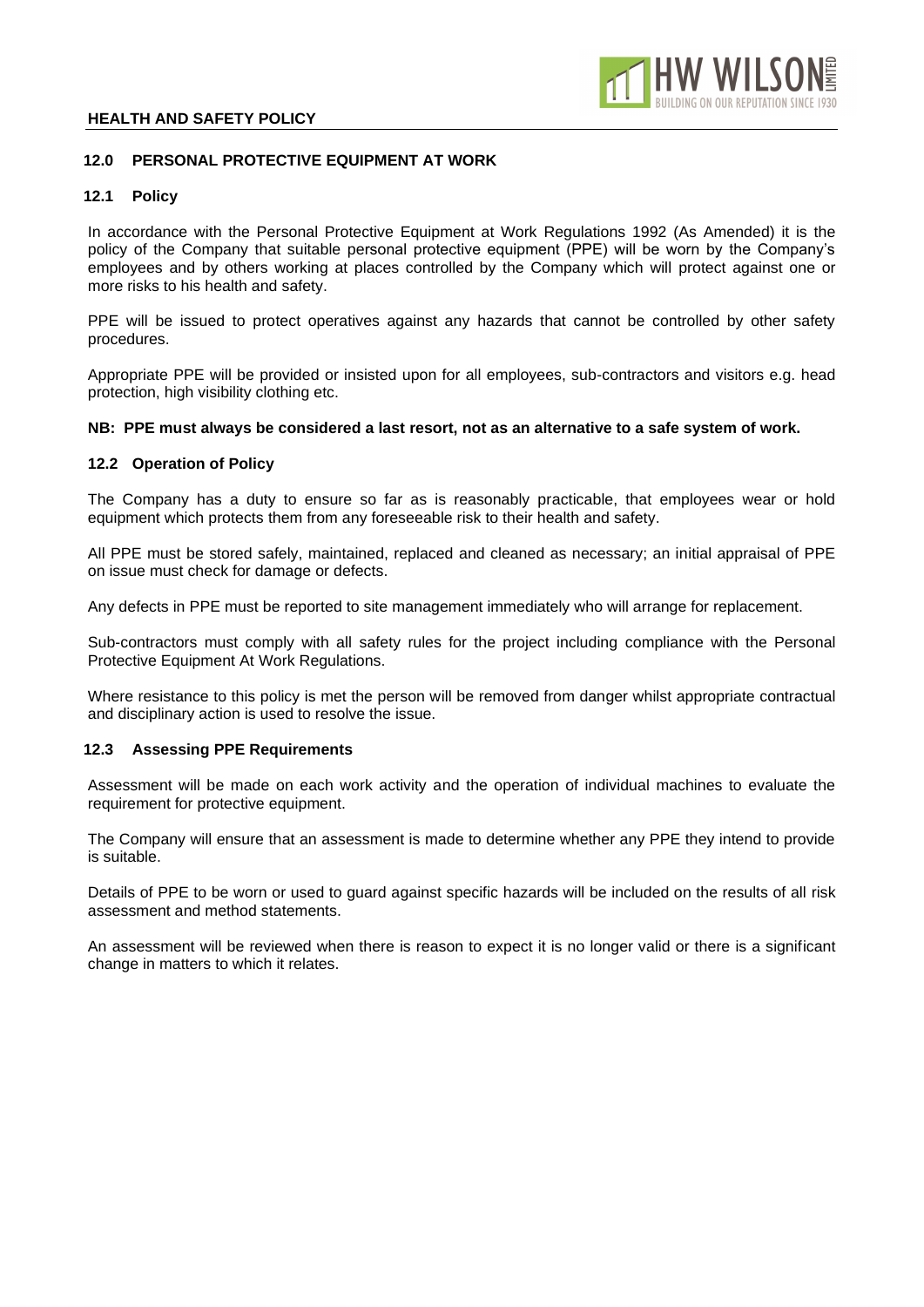## 12.0 PERSONAL PROTECTIVE EQUIPMENT AT WORK

### 12.1 Policy

In accordance with the Personal Protective Equipment at Work Regulations 1992 (As Amended) it is the policy of the Company that suitable personal protective equipment (PPE) will be worn by the Company's employees and by others working at places controlled by the Company which will protect against one or more risks to his health and safety.

PPE will be issued to protect operatives against any hazards that cannot be controlled by other safety procedures.

Appropriate PPE will be provided or insisted upon for all employees, sub-contractors and visitors e.g. head protection, high visibility clothing etc.

**NB: PPE must always be considered a last resort, not as an alternative to a safe system of work.**

### 12.2 Operation of Policy

The Company has a duty to ensure so far as is reasonably practicable, that employees wear or hold equipment which protects them from any foreseeable risk to their health and safety.

All PPE must be stored safely, maintained, replaced and cleaned as necessary; an initial appraisal of PPE on issue must check for damage or defects.

Any defects in PPE must be reported to site management immediately who will arrange for replacement.

Sub-contractors must comply with all safety rules for the project including compliance with the Personal Protective Equipment At Work Regulations.

Where resistance to this policy is met the person will be removed from danger whilst appropriate contractual and disciplinary action is used to resolve the issue.

### 12.3 Assessing PPE Requirements

Assessment will be made on each work activity and the operation of individual machines to evaluate the requirement for protective equipment.

The Company will ensure that an assessment is made to determine whether any PPE they intend to provide is suitable.

Details of PPE to be worn or used to guard against specific hazards will be included on the results of all risk assessment and method statements.

An assessment will be reviewed when there is reason to expect it is no longer valid or there is a significant change in matters to which it relates.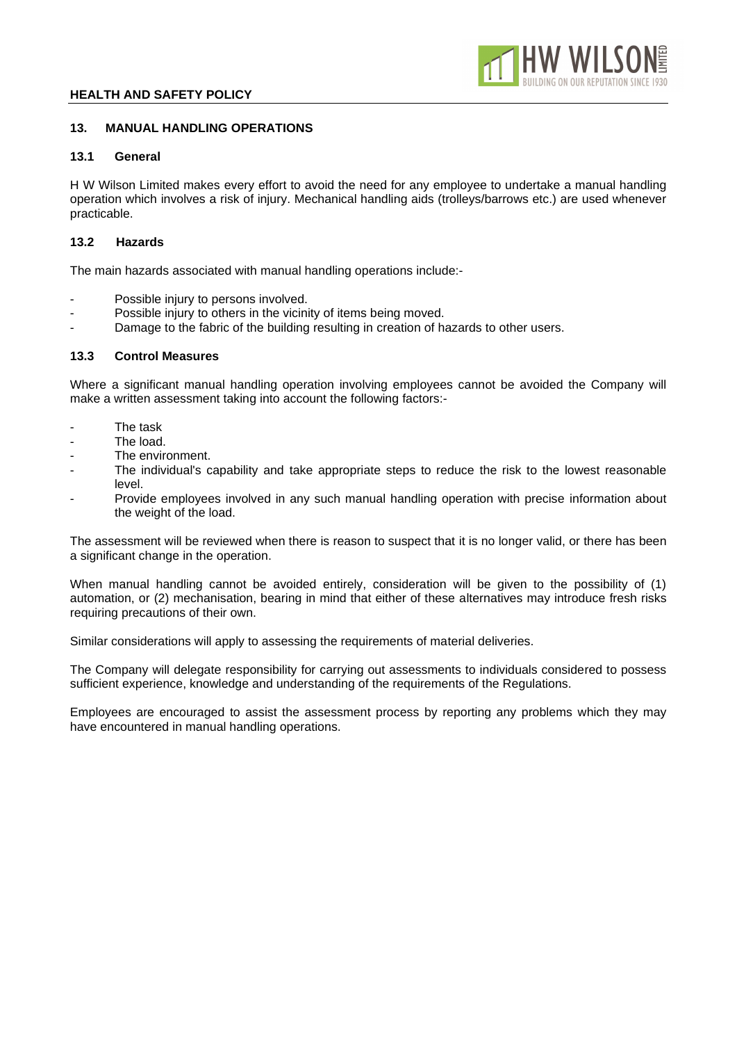## 13. MANUAL HANDLING OPERATIONS

### 13.1 General

H W Wilson Limited makes every effort to avoid the need for any employee to undertake a manual handling operation which involves a risk of injury. Mechanical handling aids (trolleys/barrows etc.) are used whenever practicable.

### 13.2 Hazards

The main hazards associated with manual handling operations include:-

- Possible injury to persons involved.
- Possible injury to others in the vicinity of items being moved.
- Damage to the fabric of the building resulting in creation of hazards to other users.

### 13.3 Control Measures

Where a significant manual handling operation involving employees cannot be avoided the Company will make a written assessment taking into account the following factors:-

- The task
- The load.
- The environment.
- The individual's capability and take appropriate steps to reduce the risk to the lowest reasonable level.
- Provide employees involved in any such manual handling operation with precise information about the weight of the load.

The assessment will be reviewed when there is reason to suspect that it is no longer valid, or there has been a significant change in the operation.

When manual handling cannot be avoided entirely, consideration will be given to the possibility of (1) automation, or (2) mechanisation, bearing in mind that either of these alternatives may introduce fresh risks requiring precautions of their own.

Similar considerations will apply to assessing the requirements of material deliveries.

The Company will delegate responsibility for carrying out assessments to individuals considered to possess sufficient experience, knowledge and understanding of the requirements of the Regulations.

Employees are encouraged to assist the assessment process by reporting any problems which they may have encountered in manual handling operations.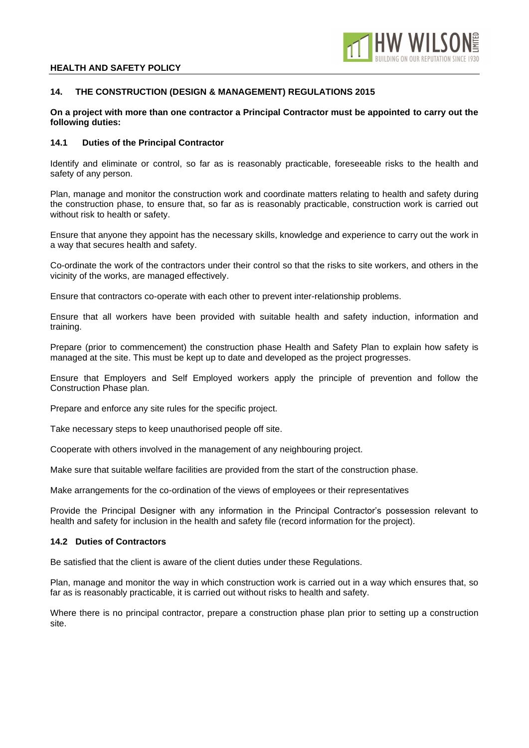## 14. THE CONSTRUCTION (DESIGN & MANAGEMENT) REGULATIONS 2015

**On a project with more than one contractor a Principal Contractor must be appointed to carry out the following duties:**

### 14.1 Duties of the Principal Contractor

Identify and eliminate or control, so far as is reasonably practicable, foreseeable risks to the health and safety of any person.

Plan, manage and monitor the construction work and coordinate matters relating to health and safety during the construction phase, to ensure that, so far as is reasonably practicable, construction work is carried out without risk to health or safety.

Ensure that anyone they appoint has the necessary skills, knowledge and experience to carry out the work in a way that secures health and safety.

Co-ordinate the work of the contractors under their control so that the risks to site workers, and others in the vicinity of the works, are managed effectively.

Ensure that contractors co-operate with each other to prevent inter-relationship problems.

Ensure that all workers have been provided with suitable health and safety induction, information and training.

Prepare (prior to commencement) the construction phase Health and Safety Plan to explain how safety is managed at the site. This must be kept up to date and developed as the project progresses.

Ensure that Employers and Self Employed workers apply the principle of prevention and follow the Construction Phase plan.

Prepare and enforce any site rules for the specific project.

Take necessary steps to keep unauthorised people off site.

Cooperate with others involved in the management of any neighbouring project.

Make sure that suitable welfare facilities are provided from the start of the construction phase.

Make arrangements for the co-ordination of the views of employees or their representatives

Provide the Principal Designer with any information in the Principal Contractor's possession relevant to health and safety for inclusion in the health and safety file (record information for the project).

### 14.2 Duties of Contractors

Be satisfied that the client is aware of the client duties under these Regulations.

Plan, manage and monitor the way in which construction work is carried out in a way which ensures that, so far as is reasonably practicable, it is carried out without risks to health and safety.

Where there is no principal contractor, prepare a construction phase plan prior to setting up a construction site.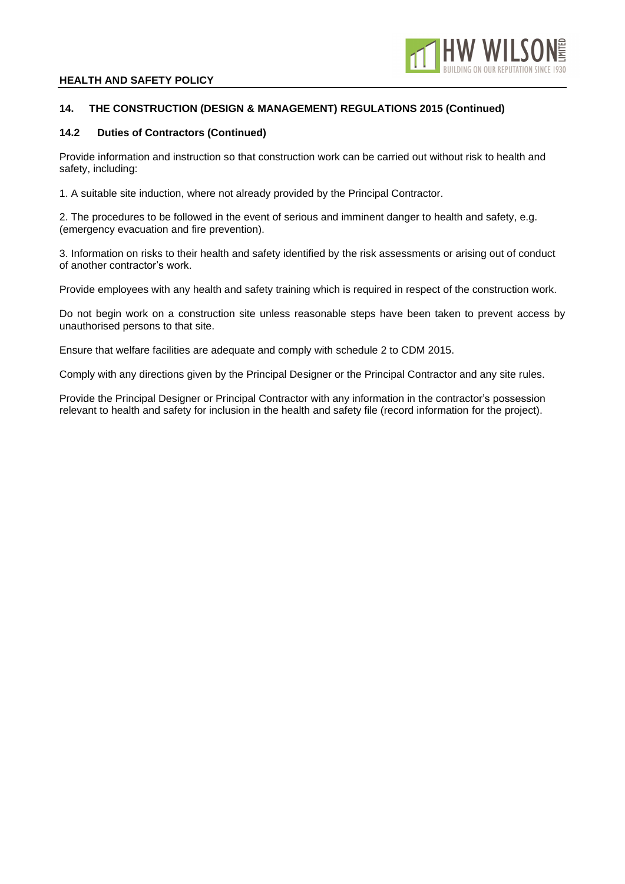## 14. THE CONSTRUCTION (DESIGN & MANAGEMENT) REGULATIONS 2015 (Continued)

### 14.2 Duties of Contractors (Continued)

Provide information and instruction so that construction work can be carried out without risk to health and safety, including:

1. A suitable site induction, where not already provided by the Principal Contractor.

2. The procedures to be followed in the event of serious and imminent danger to health and safety, e.g. (emergency evacuation and fire prevention).

3. Information on risks to their health and safety identified by the risk assessments or arising out of conduct of another contractor's work.

Provide employees with any health and safety training which is required in respect of the construction work.

Do not begin work on a construction site unless reasonable steps have been taken to prevent access by unauthorised persons to that site.

Ensure that welfare facilities are adequate and comply with schedule 2 to CDM 2015.

Comply with any directions given by the Principal Designer or the Principal Contractor and any site rules.

Provide the Principal Designer or Principal Contractor with any information in the contractor's possession relevant to health and safety for inclusion in the health and safety file (record information for the project).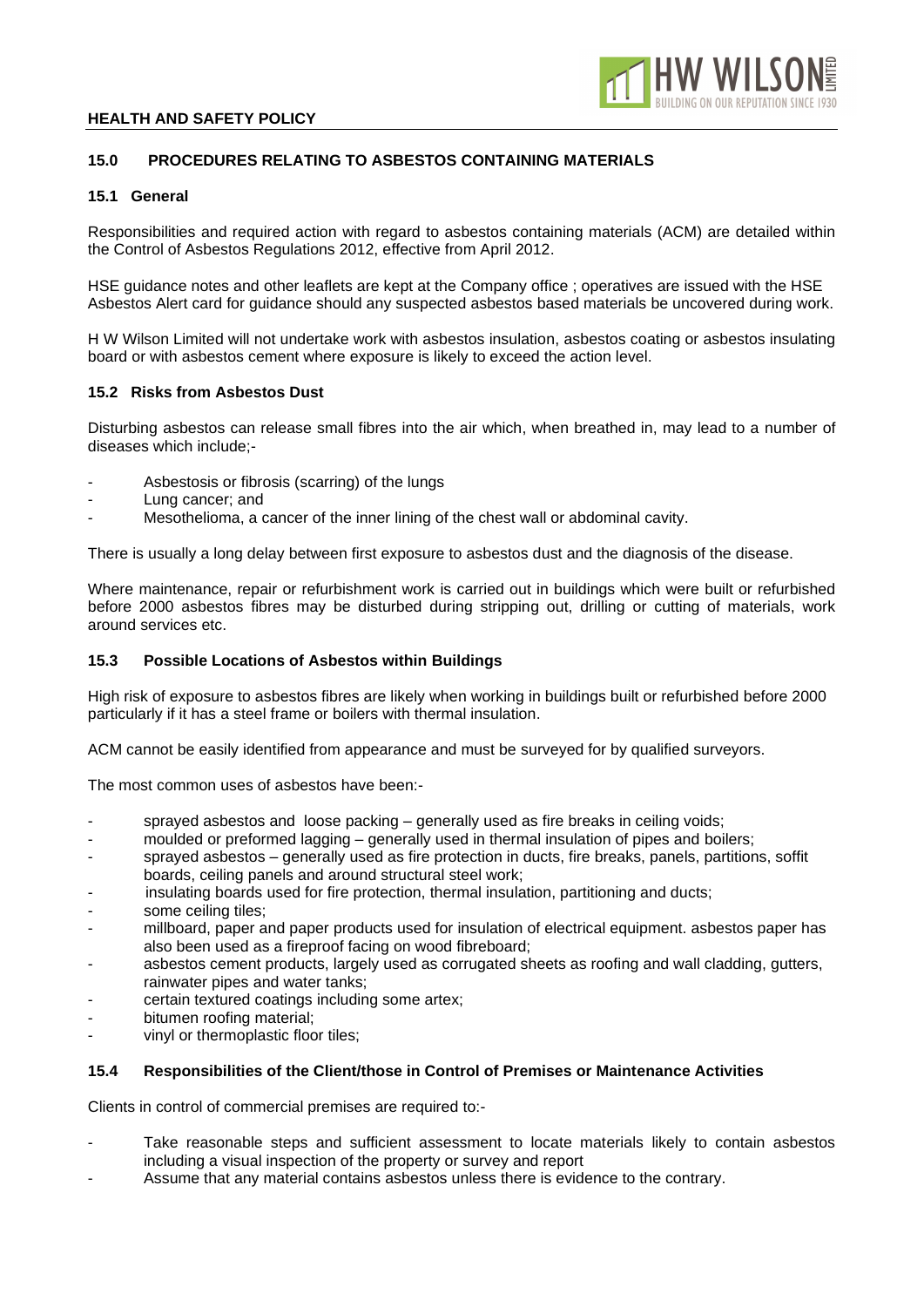## 15.0 PROCEDURES RELATING TO ASBESTOS CONTAINING MATERIALS

### 15.1 General

Responsibilities and required action with regard to asbestos containing materials (ACM) are detailed within the Control of Asbestos Regulations 2012, effective from April 2012.

HSE guidance notes and other leaflets are kept at the Company office ; operatives are issued with the HSE Asbestos Alert card for guidance should any suspected asbestos based materials be uncovered during work.

H W Wilson Limited will not undertake work with asbestos insulation, asbestos coating or asbestos insulating board or with asbestos cement where exposure is likely to exceed the action level.

### 15.2 Risks from Asbestos Dust

Disturbing asbestos can release small fibres into the air which, when breathed in, may lead to a number of diseases which include;-

- Asbestosis or fibrosis (scarring) of the lungs
- Lung cancer; and
- Mesothelioma, a cancer of the inner lining of the chest wall or abdominal cavity.

There is usually a long delay between first exposure to asbestos dust and the diagnosis of the disease.

Where maintenance, repair or refurbishment work is carried out in buildings which were built or refurbished before 2000 asbestos fibres may be disturbed during stripping out, drilling or cutting of materials, work around services etc.

### 15.3 Possible Locations of Asbestos within Buildings

High risk of exposure to asbestos fibres are likely when working in buildings built or refurbished before 2000 particularly if it has a steel frame or boilers with thermal insulation.

ACM cannot be easily identified from appearance and must be surveyed for by qualified surveyors.

The most common uses of asbestos have been:-

- sprayed asbestos and loose packing – generally used as fire breaks in ceiling voids;
- moulded or preformed lagging – generally used in thermal insulation of pipes and boilers;
- sprayed asbestos – generally used as fire protection in ducts, fire breaks, panels, partitions, soffit boards, ceiling panels and around structural steel work;
- insulating boards used for fire protection, thermal insulation, partitioning and ducts;
- some ceiling tiles;
- millboard, paper and paper products used for insulation of electrical equipment. asbestos paper has also been used as a fireproof facing on wood fibreboard;
- asbestos cement products, largely used as corrugated sheets as roofing and wall cladding, gutters, rainwater pipes and water tanks;
- certain textured coatings including some artex;
- bitumen roofing material;
- vinyl or thermoplastic floor tiles;

### 15.4 Responsibilities of the Client/those in Control of Premises or Maintenance Activities

Clients in control of commercial premises are required to:-

- Take reasonable steps and sufficient assessment to locate materials likely to contain asbestos including a visual inspection of the property or survey and report
- Assume that any material contains asbestos unless there is evidence to the contrary.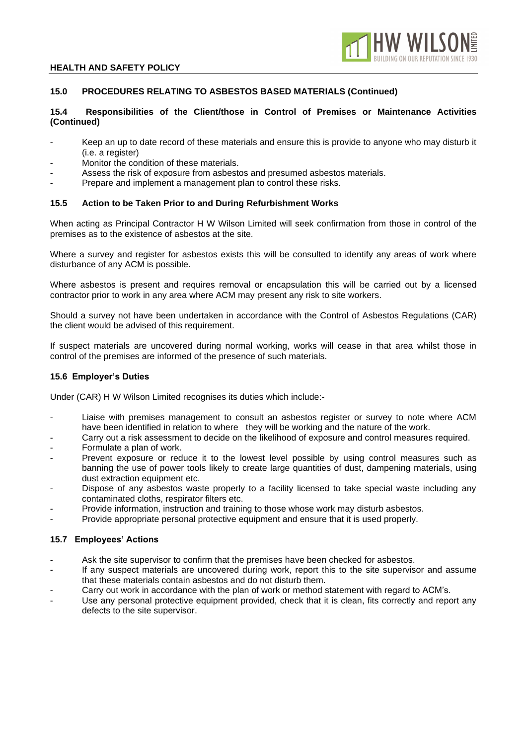## 15.0 PROCEDURES RELATING TO ASBESTOS BASED MATERIALS (Continued)

### 15.4 Responsibilities of the Client/those in Control of Premises or Maintenance Activities (Continued)

- Keep an up to date record of these materials and ensure this is provide to anyone who may disturb it (i.e. a register)
- Monitor the condition of these materials.
- Assess the risk of exposure from asbestos and presumed asbestos materials.
- Prepare and implement a management plan to control these risks.

### 15.5 Action to be Taken Prior to and During Refurbishment Works

When acting as Principal Contractor H W Wilson Limited will seek confirmation from those in control of the premises as to the existence of asbestos at the site.

Where a survey and register for asbestos exists this will be consulted to identify any areas of work where disturbance of any ACM is possible.

Where asbestos is present and requires removal or encapsulation this will be carried out by a licensed contractor prior to work in any area where ACM may present any risk to site workers.

Should a survey not have been undertaken in accordance with the Control of Asbestos Regulations (CAR) the client would be advised of this requirement.

If suspect materials are uncovered during normal working, works will cease in that area whilst those in control of the premises are informed of the presence of such materials.

### 15.6 Employer's Duties

Under (CAR) H W Wilson Limited recognises its duties which include:-

- Liaise with premises management to consult an asbestos register or survey to note where ACM have been identified in relation to where they will be working and the nature of the work.
- Carry out a risk assessment to decide on the likelihood of exposure and control measures required.
- Formulate a plan of work.
- Prevent exposure or reduce it to the lowest level possible by using control measures such as banning the use of power tools likely to create large quantities of dust, dampening materials, using dust extraction equipment etc.
- Dispose of any asbestos waste properly to a facility licensed to take special waste including any contaminated cloths, respirator filters etc.
- Provide information, instruction and training to those whose work may disturb asbestos.
- Provide appropriate personal protective equipment and ensure that it is used properly.

### 15.7 Employees' Actions

- Ask the site supervisor to confirm that the premises have been checked for asbestos.
- If any suspect materials are uncovered during work, report this to the site supervisor and assume that these materials contain asbestos and do not disturb them.
- Carry out work in accordance with the plan of work or method statement with regard to ACM's.
- Use any personal protective equipment provided, check that it is clean, fits correctly and report any defects to the site supervisor.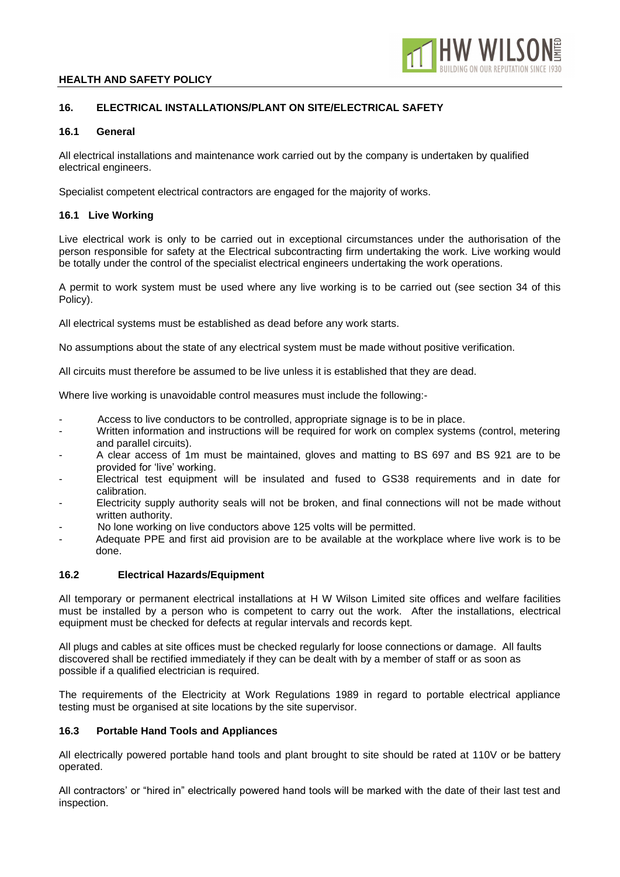## 16. ELECTRICAL INSTALLATIONS/PLANT ON SITE/ELECTRICAL SAFETY

### 16.1 General

All electrical installations and maintenance work carried out by the company is undertaken by qualified electrical engineers.

Specialist competent electrical contractors are engaged for the majority of works.

### 16.1 Live Working

Live electrical work is only to be carried out in exceptional circumstances under the authorisation of the person responsible for safety at the Electrical subcontracting firm undertaking the work. Live working would be totally under the control of the specialist electrical engineers undertaking the work operations.

A permit to work system must be used where any live working is to be carried out (see section 34 of this Policy).

All electrical systems must be established as dead before any work starts.

No assumptions about the state of any electrical system must be made without positive verification.

All circuits must therefore be assumed to be live unless it is established that they are dead.

Where live working is unavoidable control measures must include the following:-

- Access to live conductors to be controlled, appropriate signage is to be in place.
- Written information and instructions will be required for work on complex systems (control, metering and parallel circuits).
- A clear access of 1m must be maintained, gloves and matting to BS 697 and BS 921 are to be provided for 'live' working.
- Electrical test equipment will be insulated and fused to GS38 requirements and in date for calibration.
- Electricity supply authority seals will not be broken, and final connections will not be made without written authority.
- No lone working on live conductors above 125 volts will be permitted.
- Adequate PPE and first aid provision are to be available at the workplace where live work is to be done.

### 16.2 Electrical Hazards/Equipment

All temporary or permanent electrical installations at H W Wilson Limited site offices and welfare facilities must be installed by a person who is competent to carry out the work. After the installations, electrical equipment must be checked for defects at regular intervals and records kept.

All plugs and cables at site offices must be checked regularly for loose connections or damage. All faults discovered shall be rectified immediately if they can be dealt with by a member of staff or as soon as possible if a qualified electrician is required.

The requirements of the Electricity at Work Regulations 1989 in regard to portable electrical appliance testing must be organised at site locations by the site supervisor.

### 16.3 Portable Hand Tools and Appliances

All electrically powered portable hand tools and plant brought to site should be rated at 110V or be battery operated.

All contractors' or "hired in" electrically powered hand tools will be marked with the date of their last test and inspection.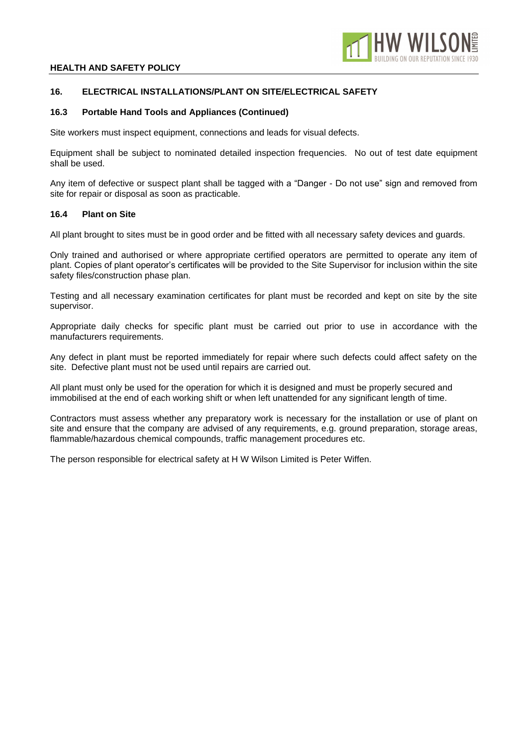## 16. ELECTRICAL INSTALLATIONS/PLANT ON SITE/ELECTRICAL SAFETY

### 16.3 Portable Hand Tools and Appliances (Continued)

Site workers must inspect equipment, connections and leads for visual defects.

Equipment shall be subject to nominated detailed inspection frequencies. No out of test date equipment shall be used.

Any item of defective or suspect plant shall be tagged with a "Danger - Do not use" sign and removed from site for repair or disposal as soon as practicable.

### 16.4 Plant on Site

All plant brought to sites must be in good order and be fitted with all necessary safety devices and guards.

Only trained and authorised or where appropriate certified operators are permitted to operate any item of plant. Copies of plant operator's certificates will be provided to the Site Supervisor for inclusion within the site safety files/construction phase plan.

Testing and all necessary examination certificates for plant must be recorded and kept on site by the site supervisor.

Appropriate daily checks for specific plant must be carried out prior to use in accordance with the manufacturers requirements.

Any defect in plant must be reported immediately for repair where such defects could affect safety on the site. Defective plant must not be used until repairs are carried out.

All plant must only be used for the operation for which it is designed and must be properly secured and immobilised at the end of each working shift or when left unattended for any significant length of time.

Contractors must assess whether any preparatory work is necessary for the installation or use of plant on site and ensure that the company are advised of any requirements, e.g. ground preparation, storage areas, flammable/hazardous chemical compounds, traffic management procedures etc.

The person responsible for electrical safety at H W Wilson Limited is Peter Wiffen.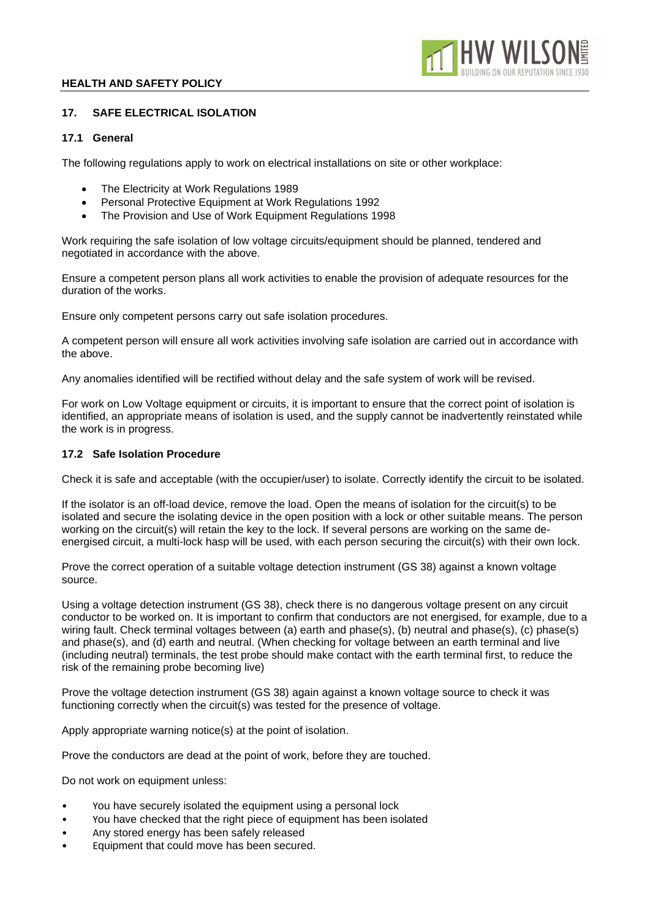## 17. SAFE ELECTRICAL ISOLATION

### 17.1 General

The following regulations apply to work on electrical installations on site or other workplace:

- The Electricity at Work Regulations 1989
- Personal Protective Equipment at Work Regulations 1992
- The Provision and Use of Work Equipment Regulations 1998

Work requiring the safe isolation of low voltage circuits/equipment should be planned, tendered and negotiated in accordance with the above.

Ensure a competent person plans all work activities to enable the provision of adequate resources for the duration of the works.

Ensure only competent persons carry out safe isolation procedures.

A competent person will ensure all work activities involving safe isolation are carried out in accordance with the above.

Any anomalies identified will be rectified without delay and the safe system of work will be revised.

For work on Low Voltage equipment or circuits, it is important to ensure that the correct point of isolation is identified, an appropriate means of isolation is used, and the supply cannot be inadvertently reinstated while the work is in progress.

### 17.2 Safe Isolation Procedure

Check it is safe and acceptable (with the occupier/user) to isolate. Correctly identify the circuit to be isolated.

If the isolator is an off-load device, remove the load. Open the means of isolation for the circuit(s) to be isolated and secure the isolating device in the open position with a lock or other suitable means. The person working on the circuit(s) will retain the key to the lock. If several persons are working on the same de-energised circuit, a multi-lock hasp will be used, with each person securing the circuit(s) with their own lock.

Prove the correct operation of a suitable voltage detection instrument (GS 38) against a known voltage source.

Using a voltage detection instrument (GS 38), check there is no dangerous voltage present on any circuit conductor to be worked on. It is important to confirm that conductors are not energised, for example, due to a wiring fault. Check terminal voltages between (a) earth and phase(s), (b) neutral and phase(s), (c) phase(s) and phase(s), and (d) earth and neutral. (When checking for voltage between an earth terminal and live (including neutral) terminals, the test probe should make contact with the earth terminal first, to reduce the risk of the remaining probe becoming live)

Prove the voltage detection instrument (GS 38) again against a known voltage source to check it was functioning correctly when the circuit(s) was tested for the presence of voltage.

Apply appropriate warning notice(s) at the point of isolation.

Prove the conductors are dead at the point of work, before they are touched.

Do not work on equipment unless:

- You have securely isolated the equipment using a personal lock
- You have checked that the right piece of equipment has been isolated
- Any stored energy has been safely released
- Equipment that could move has been secured.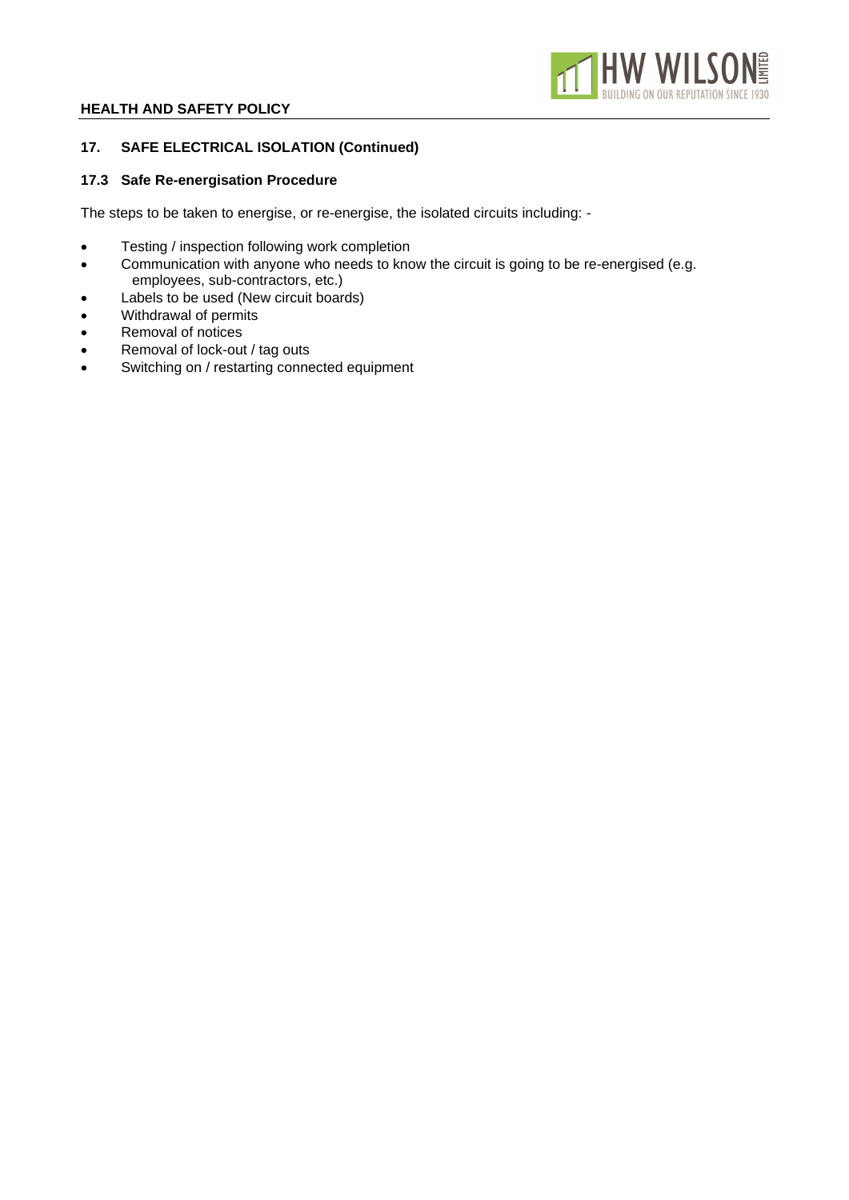## 17. SAFE ELECTRICAL ISOLATION (Continued)

### 17.3 Safe Re-energisation Procedure

The steps to be taken to energise, or re-energise, the isolated circuits including: -

- Testing / inspection following work completion
- Communication with anyone who needs to know the circuit is going to be re-energised (e.g. employees, sub-contractors, etc.)
- Labels to be used (New circuit boards)
- Withdrawal of permits
- Removal of notices
- Removal of lock-out / tag outs
- Switching on / restarting connected equipment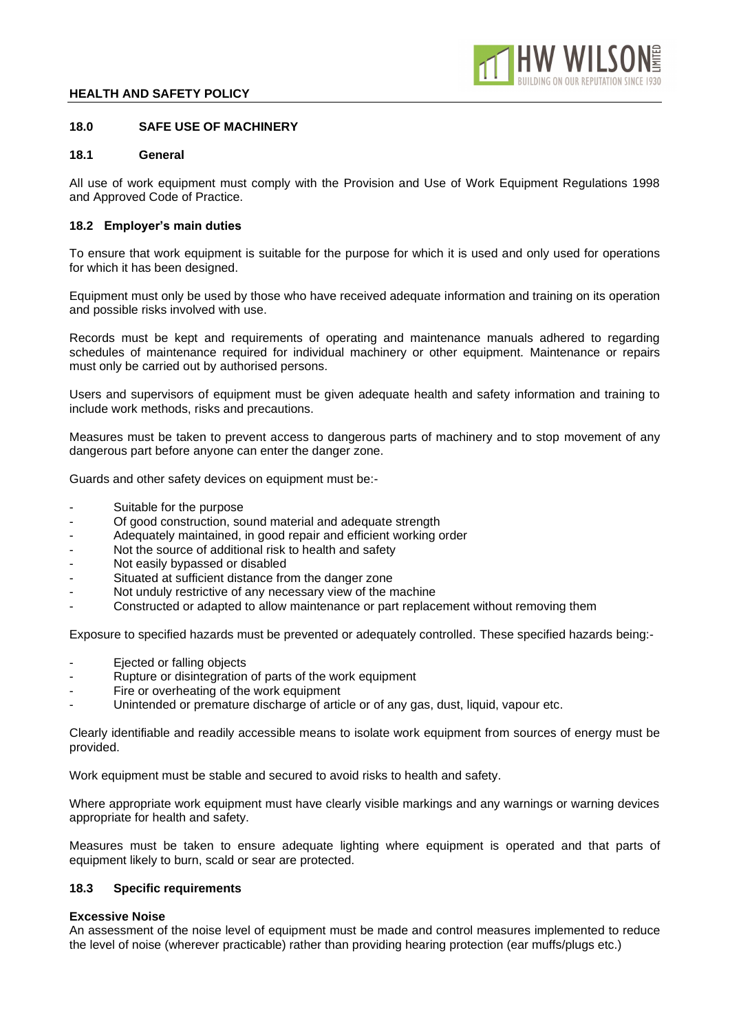## 18.0 SAFE USE OF MACHINERY

### 18.1 General

All use of work equipment must comply with the Provision and Use of Work Equipment Regulations 1998 and Approved Code of Practice.

### 18.2 Employer's main duties

To ensure that work equipment is suitable for the purpose for which it is used and only used for operations for which it has been designed.

Equipment must only be used by those who have received adequate information and training on its operation and possible risks involved with use.

Records must be kept and requirements of operating and maintenance manuals adhered to regarding schedules of maintenance required for individual machinery or other equipment. Maintenance or repairs must only be carried out by authorised persons.

Users and supervisors of equipment must be given adequate health and safety information and training to include work methods, risks and precautions.

Measures must be taken to prevent access to dangerous parts of machinery and to stop movement of any dangerous part before anyone can enter the danger zone.

Guards and other safety devices on equipment must be:-

- Suitable for the purpose
- Of good construction, sound material and adequate strength
- Adequately maintained, in good repair and efficient working order
- Not the source of additional risk to health and safety
- Not easily bypassed or disabled
- Situated at sufficient distance from the danger zone
- Not unduly restrictive of any necessary view of the machine
- Constructed or adapted to allow maintenance or part replacement without removing them

Exposure to specified hazards must be prevented or adequately controlled. These specified hazards being:-

- Ejected or falling objects
- Rupture or disintegration of parts of the work equipment
- Fire or overheating of the work equipment
- Unintended or premature discharge of article or of any gas, dust, liquid, vapour etc.

Clearly identifiable and readily accessible means to isolate work equipment from sources of energy must be provided.

Work equipment must be stable and secured to avoid risks to health and safety.

Where appropriate work equipment must have clearly visible markings and any warnings or warning devices appropriate for health and safety.

Measures must be taken to ensure adequate lighting where equipment is operated and that parts of equipment likely to burn, scald or sear are protected.

### 18.3 Specific requirements

**Excessive Noise**
An assessment of the noise level of equipment must be made and control measures implemented to reduce the level of noise (wherever practicable) rather than providing hearing protection (ear muffs/plugs etc.)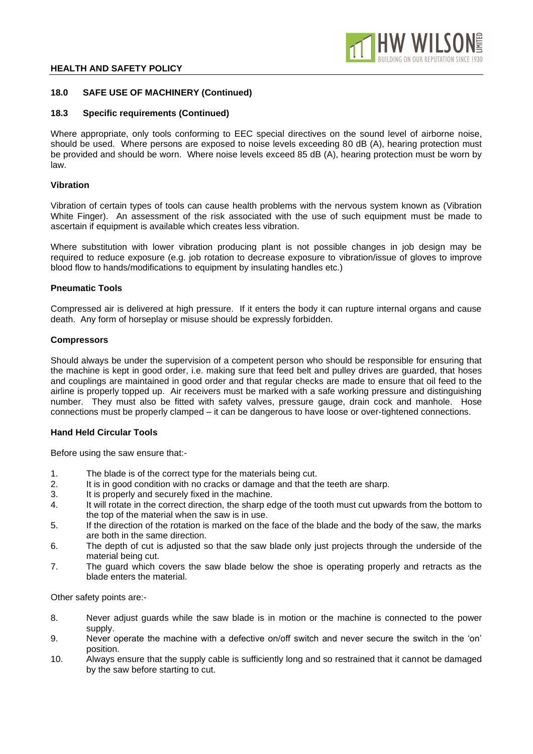## 18.0 SAFE USE OF MACHINERY (Continued)

### 18.3 Specific requirements (Continued)

Where appropriate, only tools conforming to EEC special directives on the sound level of airborne noise, should be used. Where persons are exposed to noise levels exceeding 80 dB (A), hearing protection must be provided and should be worn. Where noise levels exceed 85 dB (A), hearing protection must be worn by law.

**Vibration**

Vibration of certain types of tools can cause health problems with the nervous system known as (Vibration White Finger). An assessment of the risk associated with the use of such equipment must be made to ascertain if equipment is available which creates less vibration.

Where substitution with lower vibration producing plant is not possible changes in job design may be required to reduce exposure (e.g. job rotation to decrease exposure to vibration/issue of gloves to improve blood flow to hands/modifications to equipment by insulating handles etc.)

**Pneumatic Tools**

Compressed air is delivered at high pressure. If it enters the body it can rupture internal organs and cause death. Any form of horseplay or misuse should be expressly forbidden.

**Compressors**

Should always be under the supervision of a competent person who should be responsible for ensuring that the machine is kept in good order, i.e. making sure that feed belt and pulley drives are guarded, that hoses and couplings are maintained in good order and that regular checks are made to ensure that oil feed to the airline is properly topped up. Air receivers must be marked with a safe working pressure and distinguishing number. They must also be fitted with safety valves, pressure gauge, drain cock and manhole. Hose connections must be properly clamped – it can be dangerous to have loose or over-tightened connections.

**Hand Held Circular Tools**

Before using the saw ensure that:-

1. The blade is of the correct type for the materials being cut.
2. It is in good condition with no cracks or damage and that the teeth are sharp.
3. It is properly and securely fixed in the machine.
4. It will rotate in the correct direction, the sharp edge of the tooth must cut upwards from the bottom to the top of the material when the saw is in use.
5. If the direction of the rotation is marked on the face of the blade and the body of the saw, the marks are both in the same direction.
6. The depth of cut is adjusted so that the saw blade only just projects through the underside of the material being cut.
7. The guard which covers the saw blade below the shoe is operating properly and retracts as the blade enters the material.

Other safety points are:-

8. Never adjust guards while the saw blade is in motion or the machine is connected to the power supply.
9. Never operate the machine with a defective on/off switch and never secure the switch in the 'on' position.
10. Always ensure that the supply cable is sufficiently long and so restrained that it cannot be damaged by the saw before starting to cut.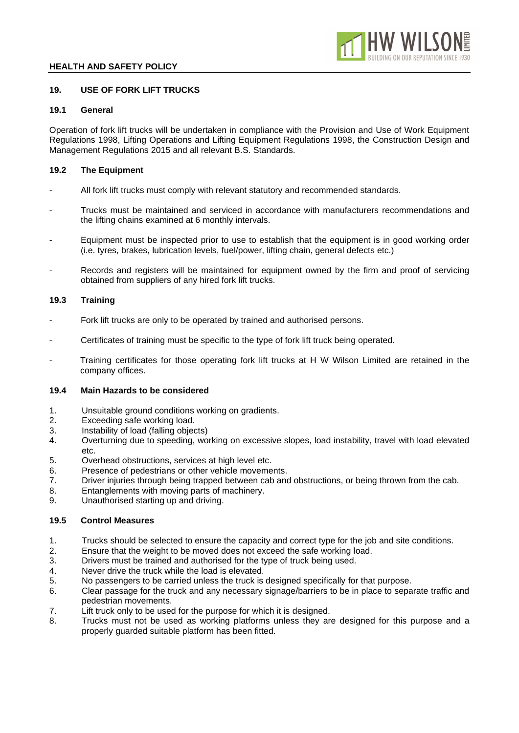## 19. USE OF FORK LIFT TRUCKS

### 19.1 General

Operation of fork lift trucks will be undertaken in compliance with the Provision and Use of Work Equipment Regulations 1998, Lifting Operations and Lifting Equipment Regulations 1998, the Construction Design and Management Regulations 2015 and all relevant B.S. Standards.

### 19.2 The Equipment

- All fork lift trucks must comply with relevant statutory and recommended standards.
- Trucks must be maintained and serviced in accordance with manufacturers recommendations and the lifting chains examined at 6 monthly intervals.
- Equipment must be inspected prior to use to establish that the equipment is in good working order (i.e. tyres, brakes, lubrication levels, fuel/power, lifting chain, general defects etc.)
- Records and registers will be maintained for equipment owned by the firm and proof of servicing obtained from suppliers of any hired fork lift trucks.

### 19.3 Training

- Fork lift trucks are only to be operated by trained and authorised persons.
- Certificates of training must be specific to the type of fork lift truck being operated.
- Training certificates for those operating fork lift trucks at H W Wilson Limited are retained in the company offices.

### 19.4 Main Hazards to be considered

1. Unsuitable ground conditions working on gradients.
2. Exceeding safe working load.
3. Instability of load (falling objects)
4. Overturning due to speeding, working on excessive slopes, load instability, travel with load elevated etc.
5. Overhead obstructions, services at high level etc.
6. Presence of pedestrians or other vehicle movements.
7. Driver injuries through being trapped between cab and obstructions, or being thrown from the cab.
8. Entanglements with moving parts of machinery.
9. Unauthorised starting up and driving.

### 19.5 Control Measures

1. Trucks should be selected to ensure the capacity and correct type for the job and site conditions.
2. Ensure that the weight to be moved does not exceed the safe working load.
3. Drivers must be trained and authorised for the type of truck being used.
4. Never drive the truck while the load is elevated.
5. No passengers to be carried unless the truck is designed specifically for that purpose.
6. Clear passage for the truck and any necessary signage/barriers to be in place to separate traffic and pedestrian movements.
7. Lift truck only to be used for the purpose for which it is designed.
8. Trucks must not be used as working platforms unless they are designed for this purpose and a properly guarded suitable platform has been fitted.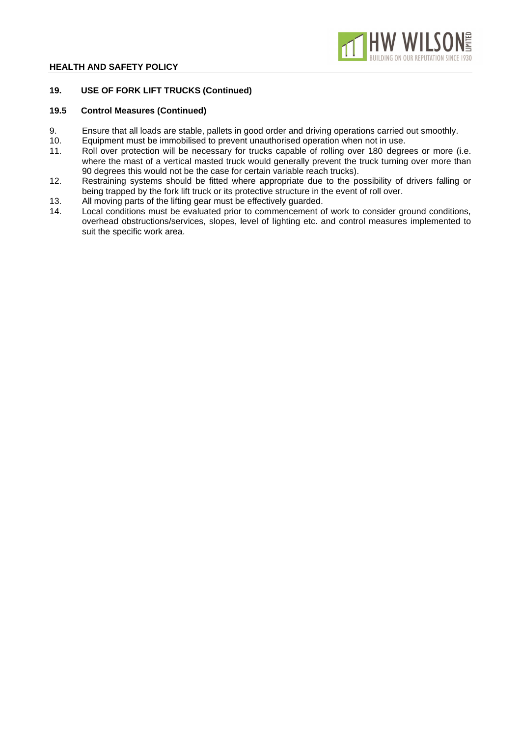## 19. USE OF FORK LIFT TRUCKS (Continued)

### 19.5 Control Measures (Continued)

9. Ensure that all loads are stable, pallets in good order and driving operations carried out smoothly.
10. Equipment must be immobilised to prevent unauthorised operation when not in use.
11. Roll over protection will be necessary for trucks capable of rolling over 180 degrees or more (i.e. where the mast of a vertical masted truck would generally prevent the truck turning over more than 90 degrees this would not be the case for certain variable reach trucks).
12. Restraining systems should be fitted where appropriate due to the possibility of drivers falling or being trapped by the fork lift truck or its protective structure in the event of roll over.
13. All moving parts of the lifting gear must be effectively guarded.
14. Local conditions must be evaluated prior to commencement of work to consider ground conditions, overhead obstructions/services, slopes, level of lighting etc. and control measures implemented to suit the specific work area.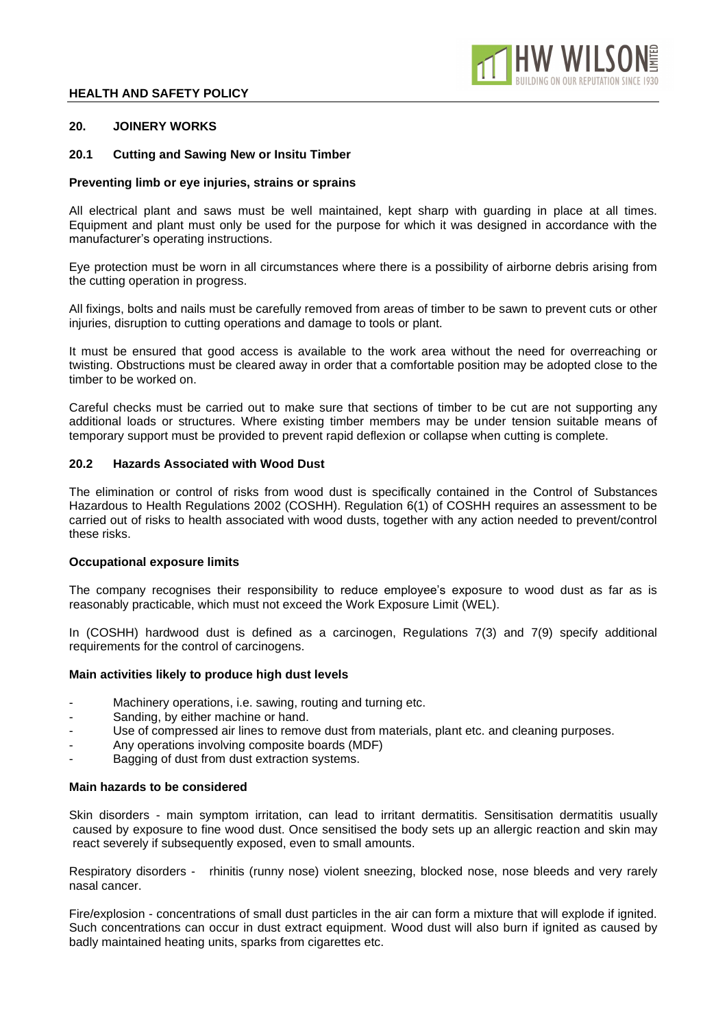## 20. JOINERY WORKS

### 20.1 Cutting and Sawing New or Insitu Timber

**Preventing limb or eye injuries, strains or sprains**

All electrical plant and saws must be well maintained, kept sharp with guarding in place at all times. Equipment and plant must only be used for the purpose for which it was designed in accordance with the manufacturer's operating instructions.

Eye protection must be worn in all circumstances where there is a possibility of airborne debris arising from the cutting operation in progress.

All fixings, bolts and nails must be carefully removed from areas of timber to be sawn to prevent cuts or other injuries, disruption to cutting operations and damage to tools or plant.

It must be ensured that good access is available to the work area without the need for overreaching or twisting. Obstructions must be cleared away in order that a comfortable position may be adopted close to the timber to be worked on.

Careful checks must be carried out to make sure that sections of timber to be cut are not supporting any additional loads or structures. Where existing timber members may be under tension suitable means of temporary support must be provided to prevent rapid deflexion or collapse when cutting is complete.

### 20.2 Hazards Associated with Wood Dust

The elimination or control of risks from wood dust is specifically contained in the Control of Substances Hazardous to Health Regulations 2002 (COSHH). Regulation 6(1) of COSHH requires an assessment to be carried out of risks to health associated with wood dusts, together with any action needed to prevent/control these risks.

**Occupational exposure limits**

The company recognises their responsibility to reduce employee's exposure to wood dust as far as is reasonably practicable, which must not exceed the Work Exposure Limit (WEL).

In (COSHH) hardwood dust is defined as a carcinogen, Regulations 7(3) and 7(9) specify additional requirements for the control of carcinogens.

**Main activities likely to produce high dust levels**

- Machinery operations, i.e. sawing, routing and turning etc.
- Sanding, by either machine or hand.
- Use of compressed air lines to remove dust from materials, plant etc. and cleaning purposes.
- Any operations involving composite boards (MDF)
- Bagging of dust from dust extraction systems.

**Main hazards to be considered**

Skin disorders - main symptom irritation, can lead to irritant dermatitis. Sensitisation dermatitis usually caused by exposure to fine wood dust. Once sensitised the body sets up an allergic reaction and skin may react severely if subsequently exposed, even to small amounts.

Respiratory disorders - rhinitis (runny nose) violent sneezing, blocked nose, nose bleeds and very rarely nasal cancer.

Fire/explosion - concentrations of small dust particles in the air can form a mixture that will explode if ignited. Such concentrations can occur in dust extract equipment. Wood dust will also burn if ignited as caused by badly maintained heating units, sparks from cigarettes etc.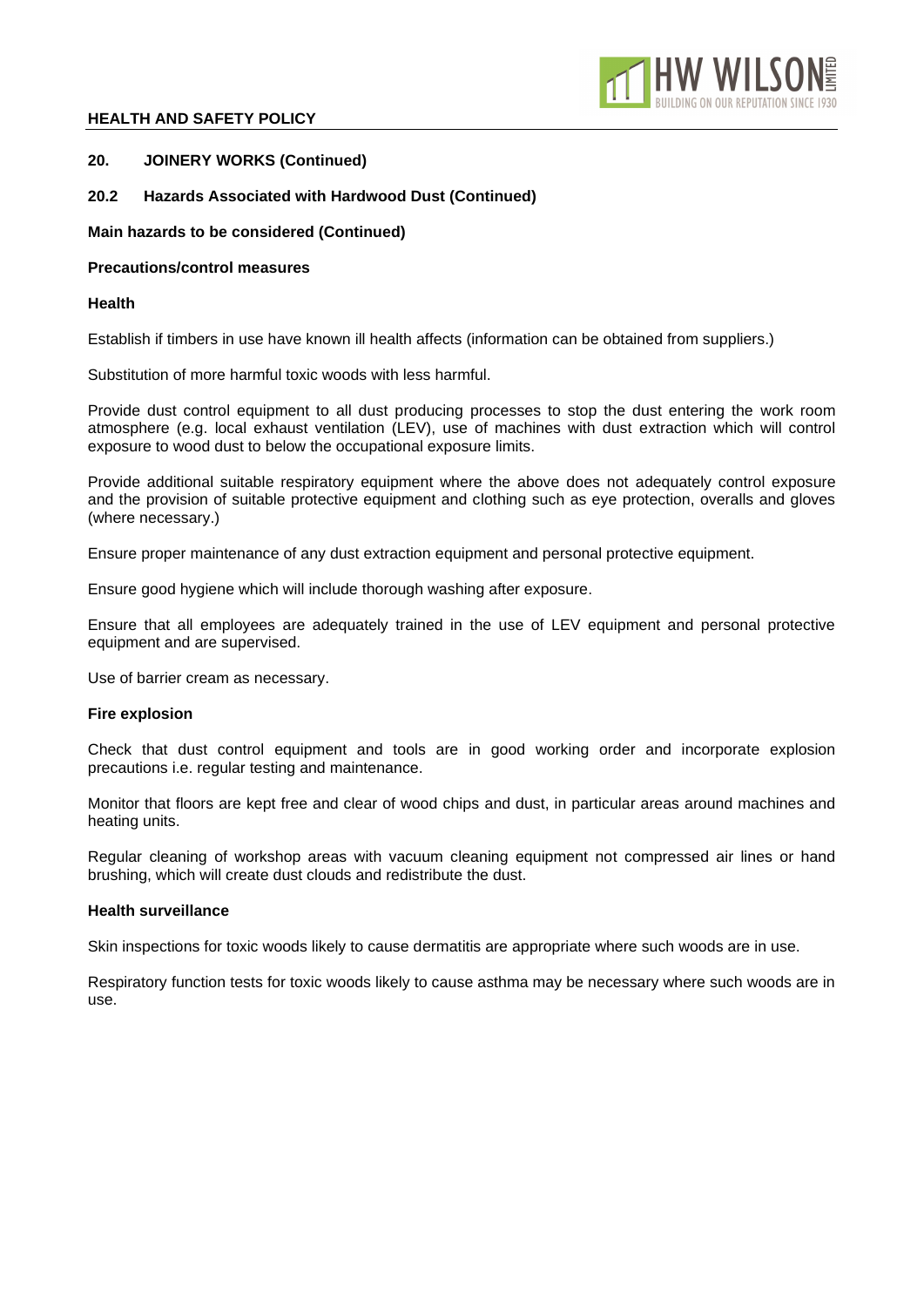## 20. JOINERY WORKS (Continued)

### 20.2 Hazards Associated with Hardwood Dust (Continued)

**Main hazards to be considered (Continued)**

**Precautions/control measures**

**Health**

Establish if timbers in use have known ill health affects (information can be obtained from suppliers.)

Substitution of more harmful toxic woods with less harmful.

Provide dust control equipment to all dust producing processes to stop the dust entering the work room atmosphere (e.g. local exhaust ventilation (LEV), use of machines with dust extraction which will control exposure to wood dust to below the occupational exposure limits.

Provide additional suitable respiratory equipment where the above does not adequately control exposure and the provision of suitable protective equipment and clothing such as eye protection, overalls and gloves (where necessary.)

Ensure proper maintenance of any dust extraction equipment and personal protective equipment.

Ensure good hygiene which will include thorough washing after exposure.

Ensure that all employees are adequately trained in the use of LEV equipment and personal protective equipment and are supervised.

Use of barrier cream as necessary.

**Fire explosion**

Check that dust control equipment and tools are in good working order and incorporate explosion precautions i.e. regular testing and maintenance.

Monitor that floors are kept free and clear of wood chips and dust, in particular areas around machines and heating units.

Regular cleaning of workshop areas with vacuum cleaning equipment not compressed air lines or hand brushing, which will create dust clouds and redistribute the dust.

**Health surveillance**

Skin inspections for toxic woods likely to cause dermatitis are appropriate where such woods are in use.

Respiratory function tests for toxic woods likely to cause asthma may be necessary where such woods are in use.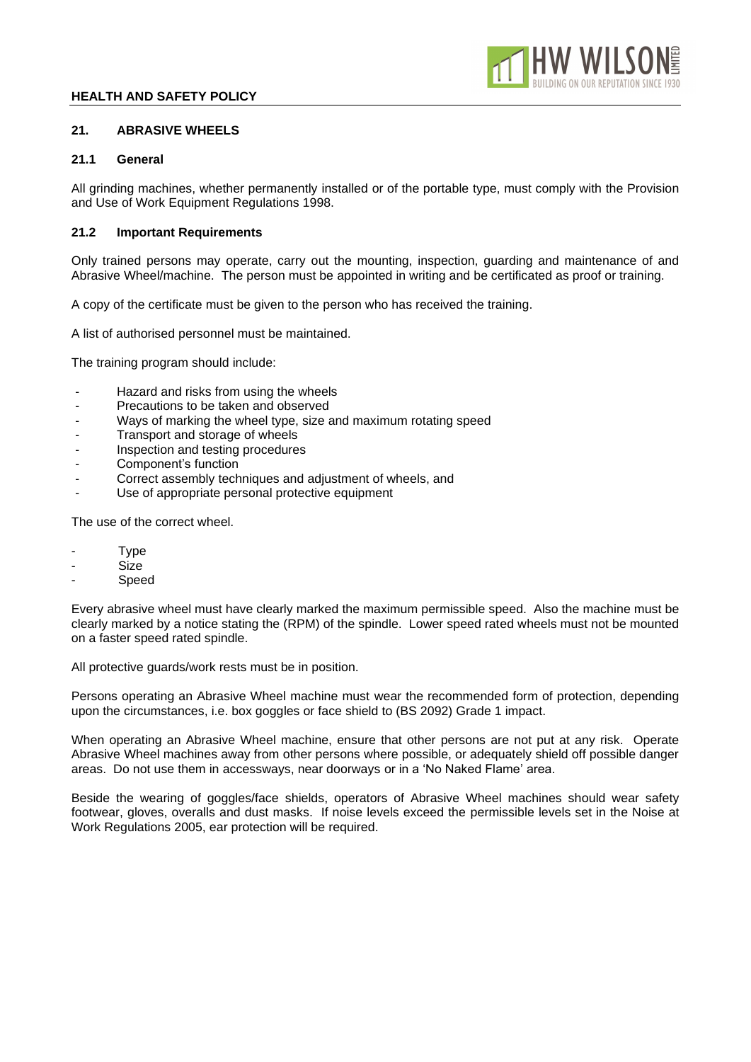## 21. ABRASIVE WHEELS

### 21.1 General

All grinding machines, whether permanently installed or of the portable type, must comply with the Provision and Use of Work Equipment Regulations 1998.

### 21.2 Important Requirements

Only trained persons may operate, carry out the mounting, inspection, guarding and maintenance of and Abrasive Wheel/machine. The person must be appointed in writing and be certificated as proof or training.

A copy of the certificate must be given to the person who has received the training.

A list of authorised personnel must be maintained.

The training program should include:

- Hazard and risks from using the wheels
- Precautions to be taken and observed
- Ways of marking the wheel type, size and maximum rotating speed
- Transport and storage of wheels
- Inspection and testing procedures
- Component's function
- Correct assembly techniques and adjustment of wheels, and
- Use of appropriate personal protective equipment

The use of the correct wheel.

- Type
- Size
- Speed

Every abrasive wheel must have clearly marked the maximum permissible speed. Also the machine must be clearly marked by a notice stating the (RPM) of the spindle. Lower speed rated wheels must not be mounted on a faster speed rated spindle.

All protective guards/work rests must be in position.

Persons operating an Abrasive Wheel machine must wear the recommended form of protection, depending upon the circumstances, i.e. box goggles or face shield to (BS 2092) Grade 1 impact.

When operating an Abrasive Wheel machine, ensure that other persons are not put at any risk. Operate Abrasive Wheel machines away from other persons where possible, or adequately shield off possible danger areas. Do not use them in accessways, near doorways or in a 'No Naked Flame' area.

Beside the wearing of goggles/face shields, operators of Abrasive Wheel machines should wear safety footwear, gloves, overalls and dust masks. If noise levels exceed the permissible levels set in the Noise at Work Regulations 2005, ear protection will be required.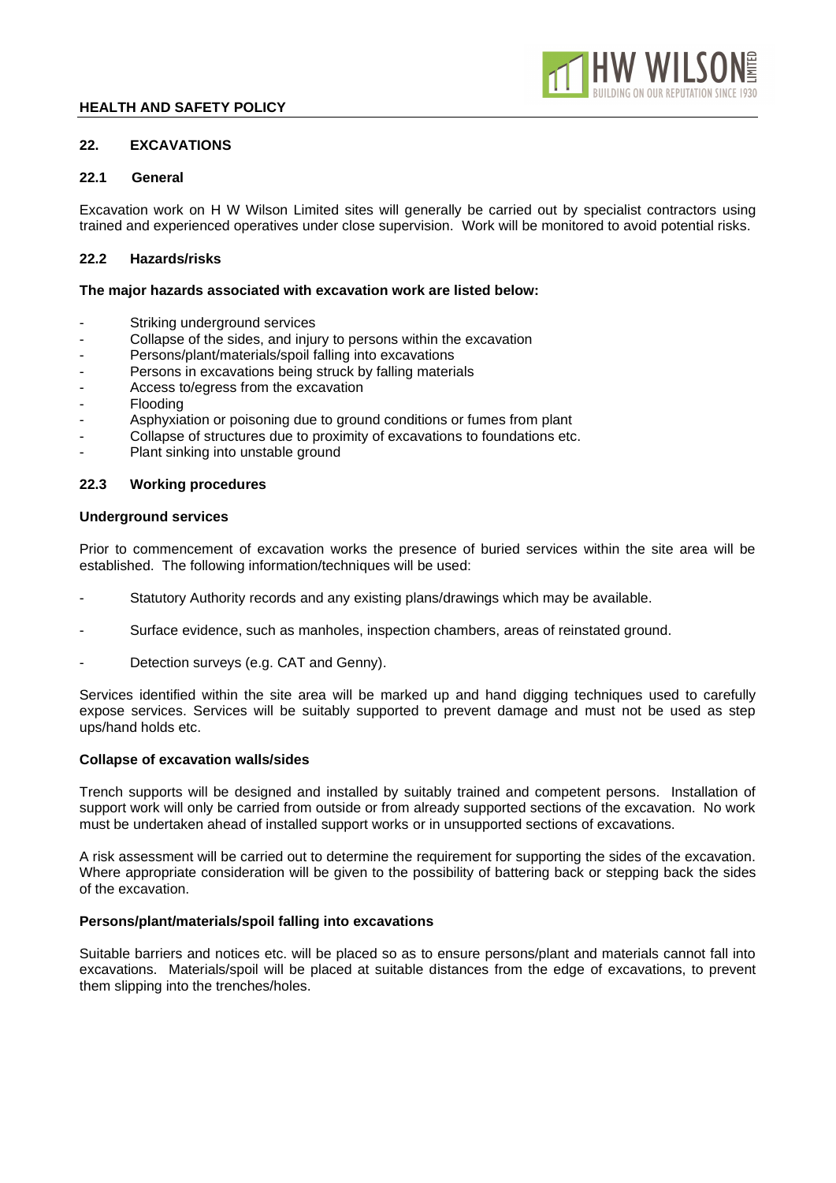## 22. EXCAVATIONS

### 22.1 General

Excavation work on H W Wilson Limited sites will generally be carried out by specialist contractors using trained and experienced operatives under close supervision. Work will be monitored to avoid potential risks.

### 22.2 Hazards/risks

**The major hazards associated with excavation work are listed below:**

- Striking underground services
- Collapse of the sides, and injury to persons within the excavation
- Persons/plant/materials/spoil falling into excavations
- Persons in excavations being struck by falling materials
- Access to/egress from the excavation
- Flooding
- Asphyxiation or poisoning due to ground conditions or fumes from plant
- Collapse of structures due to proximity of excavations to foundations etc.
- Plant sinking into unstable ground

### 22.3 Working procedures

**Underground services**

Prior to commencement of excavation works the presence of buried services within the site area will be established. The following information/techniques will be used:

- Statutory Authority records and any existing plans/drawings which may be available.
- Surface evidence, such as manholes, inspection chambers, areas of reinstated ground.
- Detection surveys (e.g. CAT and Genny).

Services identified within the site area will be marked up and hand digging techniques used to carefully expose services. Services will be suitably supported to prevent damage and must not be used as step ups/hand holds etc.

**Collapse of excavation walls/sides**

Trench supports will be designed and installed by suitably trained and competent persons. Installation of support work will only be carried from outside or from already supported sections of the excavation. No work must be undertaken ahead of installed support works or in unsupported sections of excavations.

A risk assessment will be carried out to determine the requirement for supporting the sides of the excavation. Where appropriate consideration will be given to the possibility of battering back or stepping back the sides of the excavation.

**Persons/plant/materials/spoil falling into excavations**

Suitable barriers and notices etc. will be placed so as to ensure persons/plant and materials cannot fall into excavations. Materials/spoil will be placed at suitable distances from the edge of excavations, to prevent them slipping into the trenches/holes.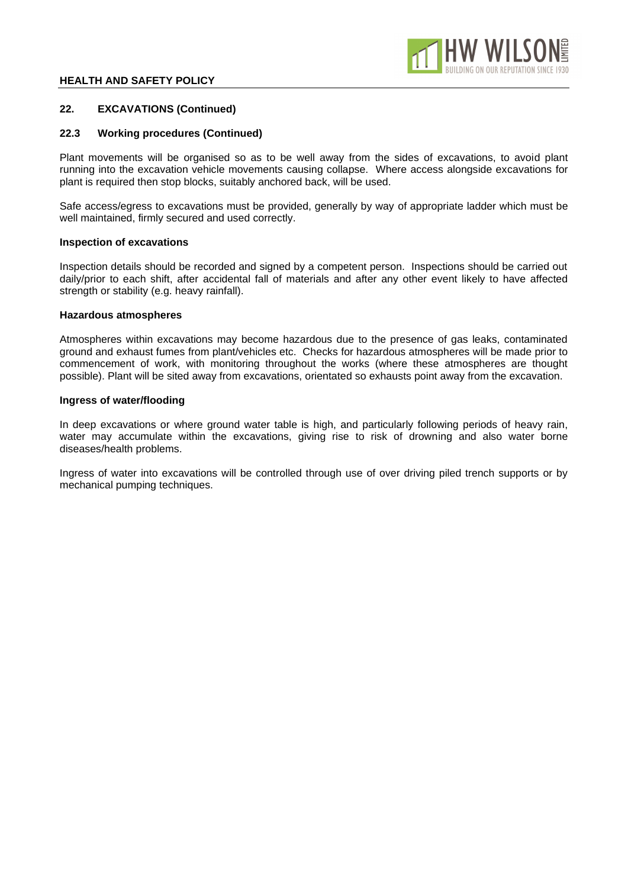## 22. EXCAVATIONS (Continued)

### 22.3 Working procedures (Continued)

Plant movements will be organised so as to be well away from the sides of excavations, to avoid plant running into the excavation vehicle movements causing collapse. Where access alongside excavations for plant is required then stop blocks, suitably anchored back, will be used.

Safe access/egress to excavations must be provided, generally by way of appropriate ladder which must be well maintained, firmly secured and used correctly.

**Inspection of excavations**

Inspection details should be recorded and signed by a competent person. Inspections should be carried out daily/prior to each shift, after accidental fall of materials and after any other event likely to have affected strength or stability (e.g. heavy rainfall).

**Hazardous atmospheres**

Atmospheres within excavations may become hazardous due to the presence of gas leaks, contaminated ground and exhaust fumes from plant/vehicles etc. Checks for hazardous atmospheres will be made prior to commencement of work, with monitoring throughout the works (where these atmospheres are thought possible). Plant will be sited away from excavations, orientated so exhausts point away from the excavation.

**Ingress of water/flooding**

In deep excavations or where ground water table is high, and particularly following periods of heavy rain, water may accumulate within the excavations, giving rise to risk of drowning and also water borne diseases/health problems.

Ingress of water into excavations will be controlled through use of over driving piled trench supports or by mechanical pumping techniques.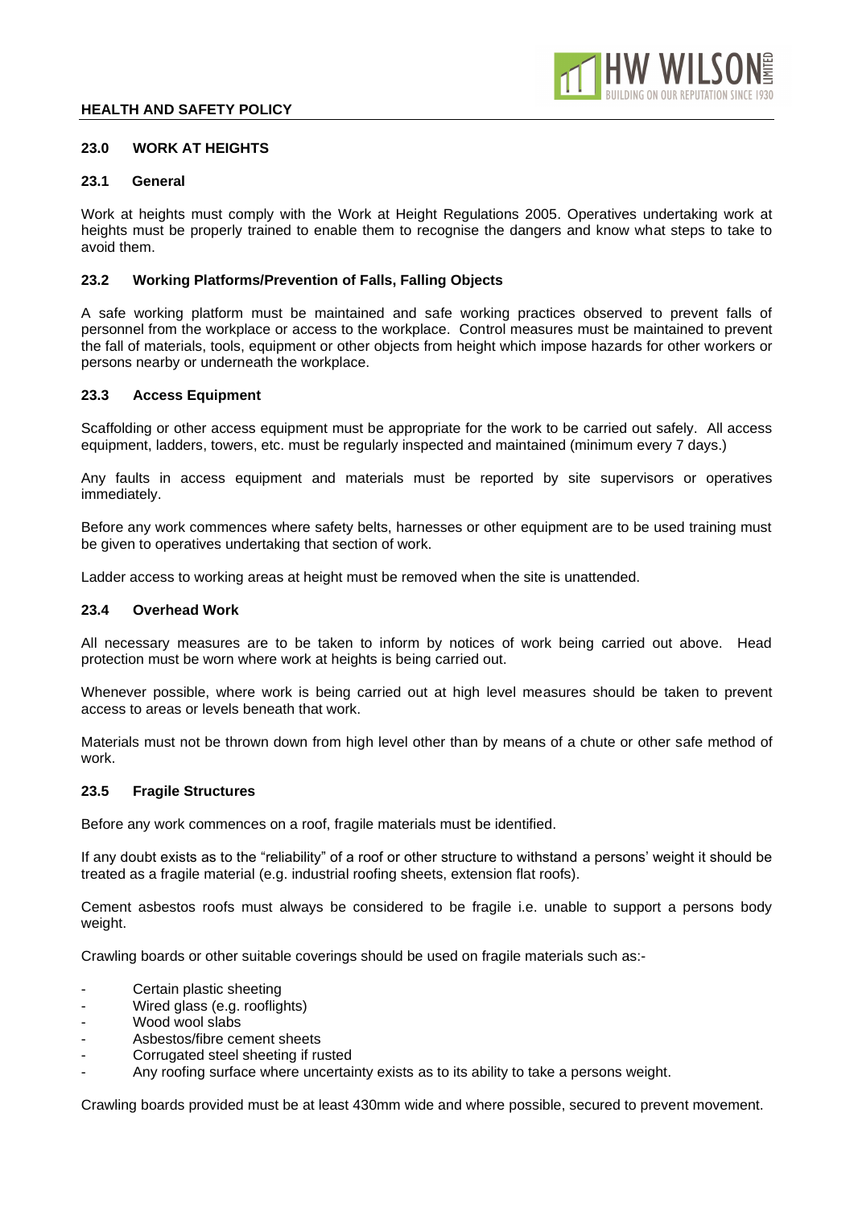## 23.0 WORK AT HEIGHTS

### 23.1 General

Work at heights must comply with the Work at Height Regulations 2005. Operatives undertaking work at heights must be properly trained to enable them to recognise the dangers and know what steps to take to avoid them.

### 23.2 Working Platforms/Prevention of Falls, Falling Objects

A safe working platform must be maintained and safe working practices observed to prevent falls of personnel from the workplace or access to the workplace. Control measures must be maintained to prevent the fall of materials, tools, equipment or other objects from height which impose hazards for other workers or persons nearby or underneath the workplace.

### 23.3 Access Equipment

Scaffolding or other access equipment must be appropriate for the work to be carried out safely. All access equipment, ladders, towers, etc. must be regularly inspected and maintained (minimum every 7 days.)

Any faults in access equipment and materials must be reported by site supervisors or operatives immediately.

Before any work commences where safety belts, harnesses or other equipment are to be used training must be given to operatives undertaking that section of work.

Ladder access to working areas at height must be removed when the site is unattended.

### 23.4 Overhead Work

All necessary measures are to be taken to inform by notices of work being carried out above. Head protection must be worn where work at heights is being carried out.

Whenever possible, where work is being carried out at high level measures should be taken to prevent access to areas or levels beneath that work.

Materials must not be thrown down from high level other than by means of a chute or other safe method of work.

### 23.5 Fragile Structures

Before any work commences on a roof, fragile materials must be identified.

If any doubt exists as to the "reliability" of a roof or other structure to withstand a persons' weight it should be treated as a fragile material (e.g. industrial roofing sheets, extension flat roofs).

Cement asbestos roofs must always be considered to be fragile i.e. unable to support a persons body weight.

Crawling boards or other suitable coverings should be used on fragile materials such as:-

- Certain plastic sheeting
- Wired glass (e.g. rooflights)
- Wood wool slabs
- Asbestos/fibre cement sheets
- Corrugated steel sheeting if rusted
- Any roofing surface where uncertainty exists as to its ability to take a persons weight.

Crawling boards provided must be at least 430mm wide and where possible, secured to prevent movement.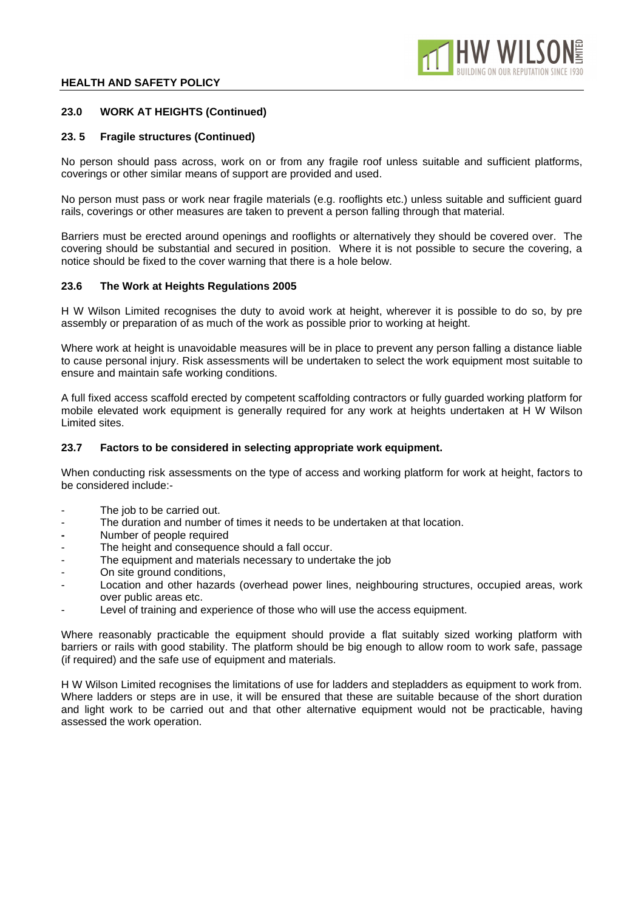## 23.0 WORK AT HEIGHTS (Continued)

### 23. 5 Fragile structures (Continued)

No person should pass across, work on or from any fragile roof unless suitable and sufficient platforms, coverings or other similar means of support are provided and used.

No person must pass or work near fragile materials (e.g. rooflights etc.) unless suitable and sufficient guard rails, coverings or other measures are taken to prevent a person falling through that material.

Barriers must be erected around openings and rooflights or alternatively they should be covered over. The covering should be substantial and secured in position. Where it is not possible to secure the covering, a notice should be fixed to the cover warning that there is a hole below.

### 23.6 The Work at Heights Regulations 2005

H W Wilson Limited recognises the duty to avoid work at height, wherever it is possible to do so, by pre assembly or preparation of as much of the work as possible prior to working at height.

Where work at height is unavoidable measures will be in place to prevent any person falling a distance liable to cause personal injury. Risk assessments will be undertaken to select the work equipment most suitable to ensure and maintain safe working conditions.

A full fixed access scaffold erected by competent scaffolding contractors or fully guarded working platform for mobile elevated work equipment is generally required for any work at heights undertaken at H W Wilson Limited sites.

### 23.7 Factors to be considered in selecting appropriate work equipment.

When conducting risk assessments on the type of access and working platform for work at height, factors to be considered include:-

- The job to be carried out.
- The duration and number of times it needs to be undertaken at that location.
- Number of people required
- The height and consequence should a fall occur.
- The equipment and materials necessary to undertake the job
- On site ground conditions,
- Location and other hazards (overhead power lines, neighbouring structures, occupied areas, work over public areas etc.
- Level of training and experience of those who will use the access equipment.

Where reasonably practicable the equipment should provide a flat suitably sized working platform with barriers or rails with good stability. The platform should be big enough to allow room to work safe, passage (if required) and the safe use of equipment and materials.

H W Wilson Limited recognises the limitations of use for ladders and stepladders as equipment to work from. Where ladders or steps are in use, it will be ensured that these are suitable because of the short duration and light work to be carried out and that other alternative equipment would not be practicable, having assessed the work operation.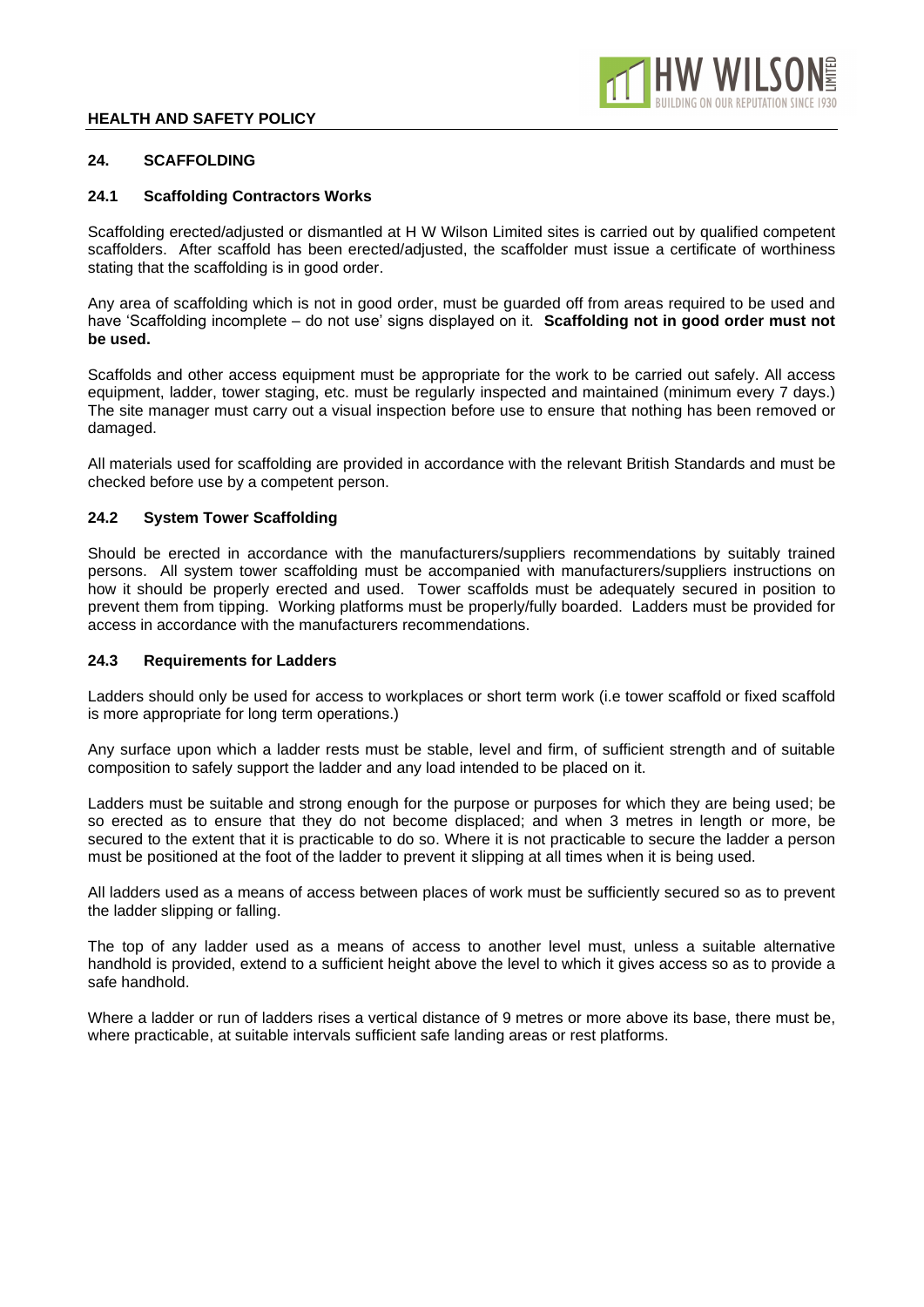## 24. SCAFFOLDING

### 24.1 Scaffolding Contractors Works

Scaffolding erected/adjusted or dismantled at H W Wilson Limited sites is carried out by qualified competent scaffolders. After scaffold has been erected/adjusted, the scaffolder must issue a certificate of worthiness stating that the scaffolding is in good order.

Any area of scaffolding which is not in good order, must be guarded off from areas required to be used and have 'Scaffolding incomplete – do not use' signs displayed on it. **Scaffolding not in good order must not be used.**

Scaffolds and other access equipment must be appropriate for the work to be carried out safely. All access equipment, ladder, tower staging, etc. must be regularly inspected and maintained (minimum every 7 days.) The site manager must carry out a visual inspection before use to ensure that nothing has been removed or damaged.

All materials used for scaffolding are provided in accordance with the relevant British Standards and must be checked before use by a competent person.

### 24.2 System Tower Scaffolding

Should be erected in accordance with the manufacturers/suppliers recommendations by suitably trained persons. All system tower scaffolding must be accompanied with manufacturers/suppliers instructions on how it should be properly erected and used. Tower scaffolds must be adequately secured in position to prevent them from tipping. Working platforms must be properly/fully boarded. Ladders must be provided for access in accordance with the manufacturers recommendations.

### 24.3 Requirements for Ladders

Ladders should only be used for access to workplaces or short term work (i.e tower scaffold or fixed scaffold is more appropriate for long term operations.)

Any surface upon which a ladder rests must be stable, level and firm, of sufficient strength and of suitable composition to safely support the ladder and any load intended to be placed on it.

Ladders must be suitable and strong enough for the purpose or purposes for which they are being used; be so erected as to ensure that they do not become displaced; and when 3 metres in length or more, be secured to the extent that it is practicable to do so. Where it is not practicable to secure the ladder a person must be positioned at the foot of the ladder to prevent it slipping at all times when it is being used.

All ladders used as a means of access between places of work must be sufficiently secured so as to prevent the ladder slipping or falling.

The top of any ladder used as a means of access to another level must, unless a suitable alternative handhold is provided, extend to a sufficient height above the level to which it gives access so as to provide a safe handhold.

Where a ladder or run of ladders rises a vertical distance of 9 metres or more above its base, there must be, where practicable, at suitable intervals sufficient safe landing areas or rest platforms.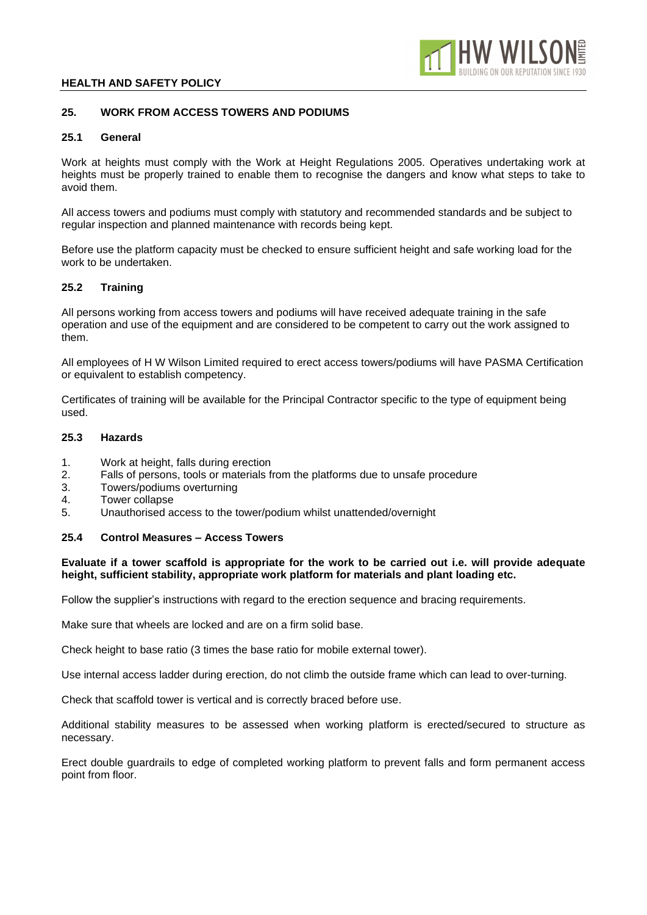## 25. WORK FROM ACCESS TOWERS AND PODIUMS

### 25.1 General

Work at heights must comply with the Work at Height Regulations 2005. Operatives undertaking work at heights must be properly trained to enable them to recognise the dangers and know what steps to take to avoid them.

All access towers and podiums must comply with statutory and recommended standards and be subject to regular inspection and planned maintenance with records being kept.

Before use the platform capacity must be checked to ensure sufficient height and safe working load for the work to be undertaken.

### 25.2 Training

All persons working from access towers and podiums will have received adequate training in the safe operation and use of the equipment and are considered to be competent to carry out the work assigned to them.

All employees of H W Wilson Limited required to erect access towers/podiums will have PASMA Certification or equivalent to establish competency.

Certificates of training will be available for the Principal Contractor specific to the type of equipment being used.

### 25.3 Hazards

1. Work at height, falls during erection
2. Falls of persons, tools or materials from the platforms due to unsafe procedure
3. Towers/podiums overturning
4. Tower collapse
5. Unauthorised access to the tower/podium whilst unattended/overnight

### 25.4 Control Measures – Access Towers

**Evaluate if a tower scaffold is appropriate for the work to be carried out i.e. will provide adequate height, sufficient stability, appropriate work platform for materials and plant loading etc.**

Follow the supplier's instructions with regard to the erection sequence and bracing requirements.

Make sure that wheels are locked and are on a firm solid base.

Check height to base ratio (3 times the base ratio for mobile external tower).

Use internal access ladder during erection, do not climb the outside frame which can lead to over-turning.

Check that scaffold tower is vertical and is correctly braced before use.

Additional stability measures to be assessed when working platform is erected/secured to structure as necessary.

Erect double guardrails to edge of completed working platform to prevent falls and form permanent access point from floor.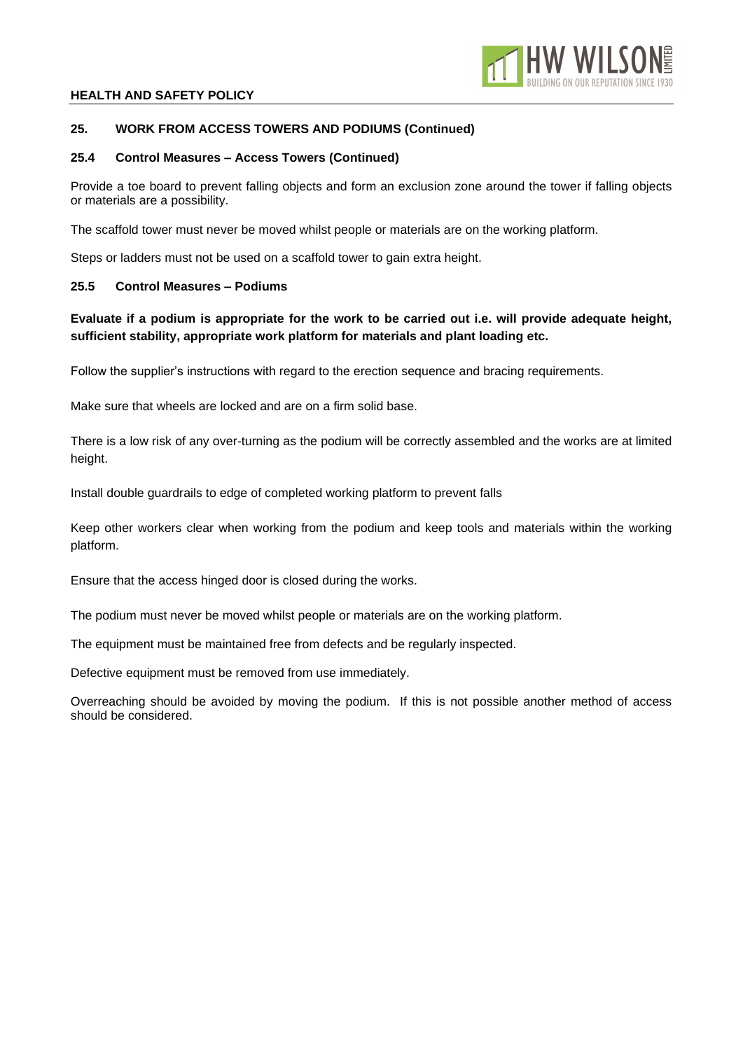## 25. WORK FROM ACCESS TOWERS AND PODIUMS (Continued)

### 25.4 Control Measures – Access Towers (Continued)

Provide a toe board to prevent falling objects and form an exclusion zone around the tower if falling objects or materials are a possibility.

The scaffold tower must never be moved whilst people or materials are on the working platform.

Steps or ladders must not be used on a scaffold tower to gain extra height.

### 25.5 Control Measures – Podiums

**Evaluate if a podium is appropriate for the work to be carried out i.e. will provide adequate height, sufficient stability, appropriate work platform for materials and plant loading etc.**

Follow the supplier's instructions with regard to the erection sequence and bracing requirements.

Make sure that wheels are locked and are on a firm solid base.

There is a low risk of any over-turning as the podium will be correctly assembled and the works are at limited height.

Install double guardrails to edge of completed working platform to prevent falls

Keep other workers clear when working from the podium and keep tools and materials within the working platform.

Ensure that the access hinged door is closed during the works.

The podium must never be moved whilst people or materials are on the working platform.

The equipment must be maintained free from defects and be regularly inspected.

Defective equipment must be removed from use immediately.

Overreaching should be avoided by moving the podium. If this is not possible another method of access should be considered.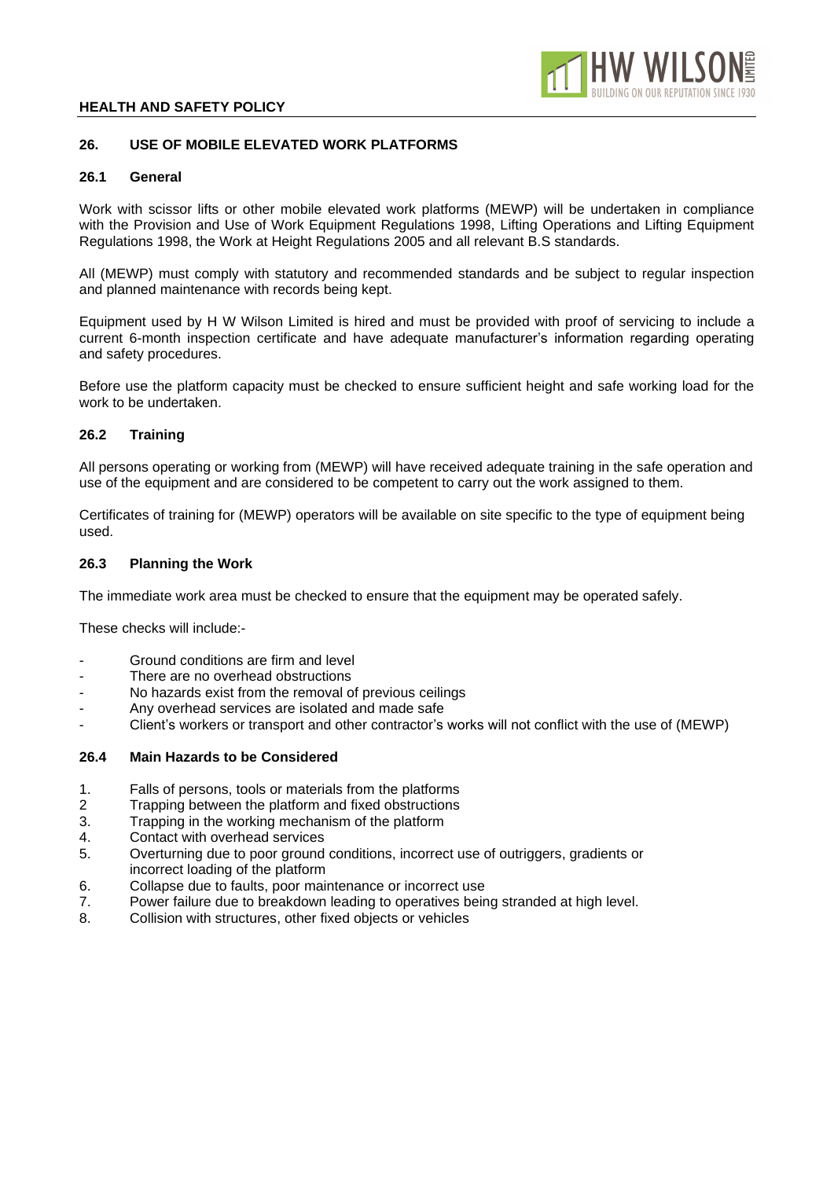## 26. USE OF MOBILE ELEVATED WORK PLATFORMS

### 26.1 General

Work with scissor lifts or other mobile elevated work platforms (MEWP) will be undertaken in compliance with the Provision and Use of Work Equipment Regulations 1998, Lifting Operations and Lifting Equipment Regulations 1998, the Work at Height Regulations 2005 and all relevant B.S standards.

All (MEWP) must comply with statutory and recommended standards and be subject to regular inspection and planned maintenance with records being kept.

Equipment used by H W Wilson Limited is hired and must be provided with proof of servicing to include a current 6-month inspection certificate and have adequate manufacturer's information regarding operating and safety procedures.

Before use the platform capacity must be checked to ensure sufficient height and safe working load for the work to be undertaken.

### 26.2 Training

All persons operating or working from (MEWP) will have received adequate training in the safe operation and use of the equipment and are considered to be competent to carry out the work assigned to them.

Certificates of training for (MEWP) operators will be available on site specific to the type of equipment being used.

### 26.3 Planning the Work

The immediate work area must be checked to ensure that the equipment may be operated safely.

These checks will include:-

- Ground conditions are firm and level
- There are no overhead obstructions
- No hazards exist from the removal of previous ceilings
- Any overhead services are isolated and made safe
- Client's workers or transport and other contractor's works will not conflict with the use of (MEWP)

### 26.4 Main Hazards to be Considered

1. Falls of persons, tools or materials from the platforms
2. Trapping between the platform and fixed obstructions
3. Trapping in the working mechanism of the platform
4. Contact with overhead services
5. Overturning due to poor ground conditions, incorrect use of outriggers, gradients or incorrect loading of the platform
6. Collapse due to faults, poor maintenance or incorrect use
7. Power failure due to breakdown leading to operatives being stranded at high level.
8. Collision with structures, other fixed objects or vehicles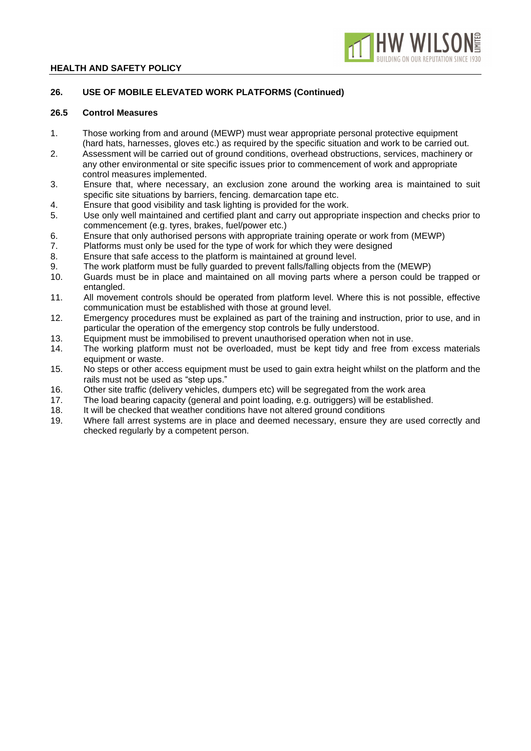## 26. USE OF MOBILE ELEVATED WORK PLATFORMS (Continued)

### 26.5 Control Measures

1. Those working from and around (MEWP) must wear appropriate personal protective equipment (hard hats, harnesses, gloves etc.) as required by the specific situation and work to be carried out.
2. Assessment will be carried out of ground conditions, overhead obstructions, services, machinery or any other environmental or site specific issues prior to commencement of work and appropriate control measures implemented.
3. Ensure that, where necessary, an exclusion zone around the working area is maintained to suit specific site situations by barriers, fencing. demarcation tape etc.
4. Ensure that good visibility and task lighting is provided for the work.
5. Use only well maintained and certified plant and carry out appropriate inspection and checks prior to commencement (e.g. tyres, brakes, fuel/power etc.)
6. Ensure that only authorised persons with appropriate training operate or work from (MEWP)
7. Platforms must only be used for the type of work for which they were designed
8. Ensure that safe access to the platform is maintained at ground level.
9. The work platform must be fully guarded to prevent falls/falling objects from the (MEWP)
10. Guards must be in place and maintained on all moving parts where a person could be trapped or entangled.
11. All movement controls should be operated from platform level. Where this is not possible, effective communication must be established with those at ground level.
12. Emergency procedures must be explained as part of the training and instruction, prior to use, and in particular the operation of the emergency stop controls be fully understood.
13. Equipment must be immobilised to prevent unauthorised operation when not in use.
14. The working platform must not be overloaded, must be kept tidy and free from excess materials equipment or waste.
15. No steps or other access equipment must be used to gain extra height whilst on the platform and the rails must not be used as "step ups."
16. Other site traffic (delivery vehicles, dumpers etc) will be segregated from the work area
17. The load bearing capacity (general and point loading, e.g. outriggers) will be established.
18. It will be checked that weather conditions have not altered ground conditions
19. Where fall arrest systems are in place and deemed necessary, ensure they are used correctly and checked regularly by a competent person.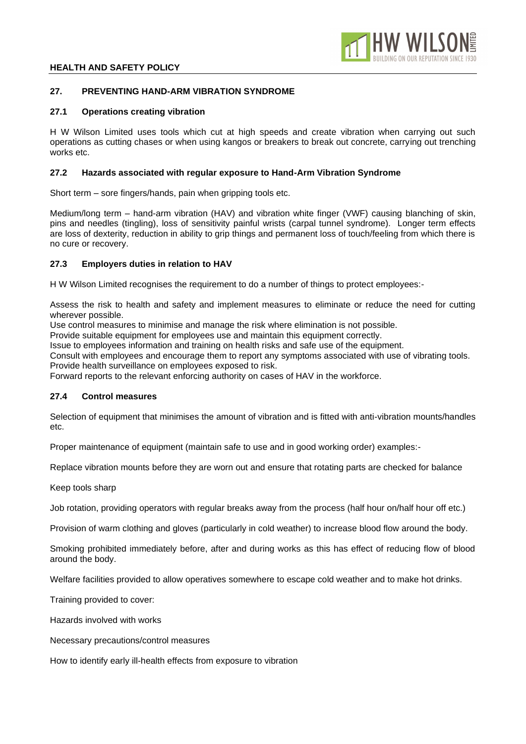## 27. PREVENTING HAND-ARM VIBRATION SYNDROME

### 27.1 Operations creating vibration

H W Wilson Limited uses tools which cut at high speeds and create vibration when carrying out such operations as cutting chases or when using kangos or breakers to break out concrete, carrying out trenching works etc.

### 27.2 Hazards associated with regular exposure to Hand-Arm Vibration Syndrome

Short term – sore fingers/hands, pain when gripping tools etc.

Medium/long term – hand-arm vibration (HAV) and vibration white finger (VWF) causing blanching of skin, pins and needles (tingling), loss of sensitivity painful wrists (carpal tunnel syndrome). Longer term effects are loss of dexterity, reduction in ability to grip things and permanent loss of touch/feeling from which there is no cure or recovery.

### 27.3 Employers duties in relation to HAV

H W Wilson Limited recognises the requirement to do a number of things to protect employees:-

Assess the risk to health and safety and implement measures to eliminate or reduce the need for cutting wherever possible.
Use control measures to minimise and manage the risk where elimination is not possible.
Provide suitable equipment for employees use and maintain this equipment correctly.
Issue to employees information and training on health risks and safe use of the equipment.
Consult with employees and encourage them to report any symptoms associated with use of vibrating tools.
Provide health surveillance on employees exposed to risk.
Forward reports to the relevant enforcing authority on cases of HAV in the workforce.

### 27.4 Control measures

Selection of equipment that minimises the amount of vibration and is fitted with anti-vibration mounts/handles etc.

Proper maintenance of equipment (maintain safe to use and in good working order) examples:-

Replace vibration mounts before they are worn out and ensure that rotating parts are checked for balance

Keep tools sharp

Job rotation, providing operators with regular breaks away from the process (half hour on/half hour off etc.)

Provision of warm clothing and gloves (particularly in cold weather) to increase blood flow around the body.

Smoking prohibited immediately before, after and during works as this has effect of reducing flow of blood around the body.

Welfare facilities provided to allow operatives somewhere to escape cold weather and to make hot drinks.

Training provided to cover:

Hazards involved with works

Necessary precautions/control measures

How to identify early ill-health effects from exposure to vibration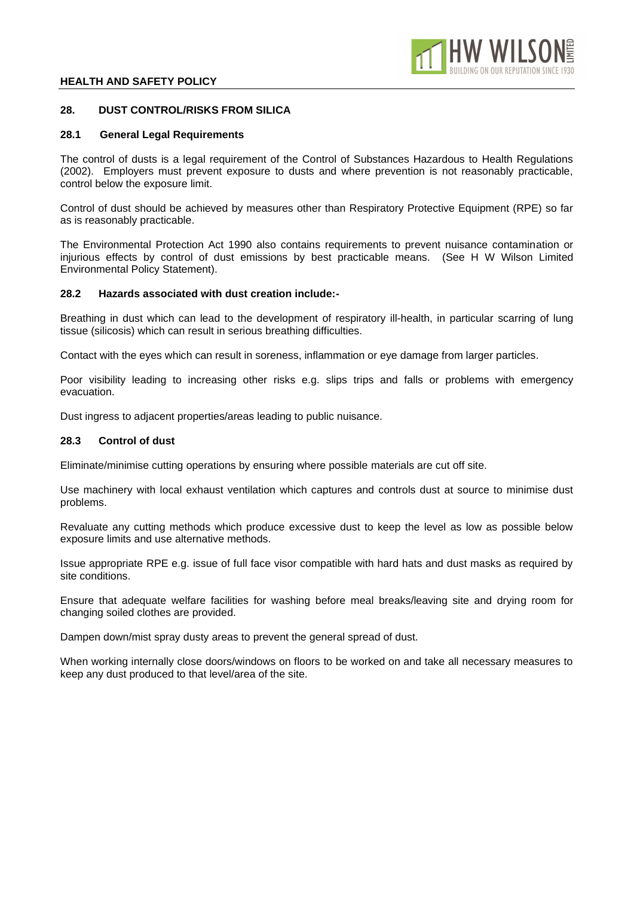## 28. DUST CONTROL/RISKS FROM SILICA

### 28.1 General Legal Requirements

The control of dusts is a legal requirement of the Control of Substances Hazardous to Health Regulations (2002). Employers must prevent exposure to dusts and where prevention is not reasonably practicable, control below the exposure limit.

Control of dust should be achieved by measures other than Respiratory Protective Equipment (RPE) so far as is reasonably practicable.

The Environmental Protection Act 1990 also contains requirements to prevent nuisance contamination or injurious effects by control of dust emissions by best practicable means. (See H W Wilson Limited Environmental Policy Statement).

### 28.2 Hazards associated with dust creation include:-

Breathing in dust which can lead to the development of respiratory ill-health, in particular scarring of lung tissue (silicosis) which can result in serious breathing difficulties.

Contact with the eyes which can result in soreness, inflammation or eye damage from larger particles.

Poor visibility leading to increasing other risks e.g. slips trips and falls or problems with emergency evacuation.

Dust ingress to adjacent properties/areas leading to public nuisance.

### 28.3 Control of dust

Eliminate/minimise cutting operations by ensuring where possible materials are cut off site.

Use machinery with local exhaust ventilation which captures and controls dust at source to minimise dust problems.

Revaluate any cutting methods which produce excessive dust to keep the level as low as possible below exposure limits and use alternative methods.

Issue appropriate RPE e.g. issue of full face visor compatible with hard hats and dust masks as required by site conditions.

Ensure that adequate welfare facilities for washing before meal breaks/leaving site and drying room for changing soiled clothes are provided.

Dampen down/mist spray dusty areas to prevent the general spread of dust.

When working internally close doors/windows on floors to be worked on and take all necessary measures to keep any dust produced to that level/area of the site.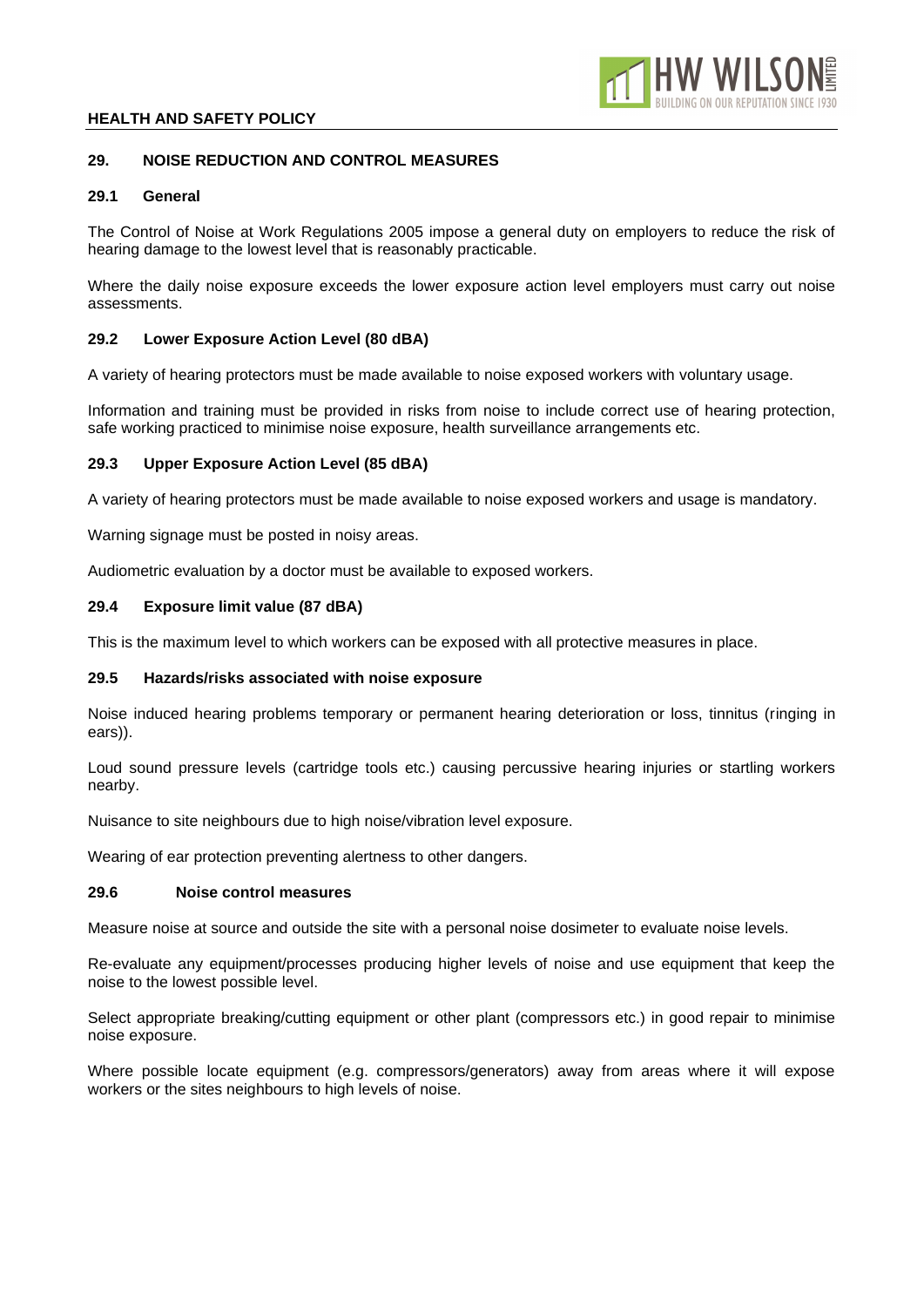## 29. NOISE REDUCTION AND CONTROL MEASURES

### 29.1 General

The Control of Noise at Work Regulations 2005 impose a general duty on employers to reduce the risk of hearing damage to the lowest level that is reasonably practicable.

Where the daily noise exposure exceeds the lower exposure action level employers must carry out noise assessments.

### 29.2 Lower Exposure Action Level (80 dBA)

A variety of hearing protectors must be made available to noise exposed workers with voluntary usage.

Information and training must be provided in risks from noise to include correct use of hearing protection, safe working practiced to minimise noise exposure, health surveillance arrangements etc.

### 29.3 Upper Exposure Action Level (85 dBA)

A variety of hearing protectors must be made available to noise exposed workers and usage is mandatory.

Warning signage must be posted in noisy areas.

Audiometric evaluation by a doctor must be available to exposed workers.

### 29.4 Exposure limit value (87 dBA)

This is the maximum level to which workers can be exposed with all protective measures in place.

### 29.5 Hazards/risks associated with noise exposure

Noise induced hearing problems temporary or permanent hearing deterioration or loss, tinnitus (ringing in ears)).

Loud sound pressure levels (cartridge tools etc.) causing percussive hearing injuries or startling workers nearby.

Nuisance to site neighbours due to high noise/vibration level exposure.

Wearing of ear protection preventing alertness to other dangers.

### 29.6 Noise control measures

Measure noise at source and outside the site with a personal noise dosimeter to evaluate noise levels.

Re-evaluate any equipment/processes producing higher levels of noise and use equipment that keep the noise to the lowest possible level.

Select appropriate breaking/cutting equipment or other plant (compressors etc.) in good repair to minimise noise exposure.

Where possible locate equipment (e.g. compressors/generators) away from areas where it will expose workers or the sites neighbours to high levels of noise.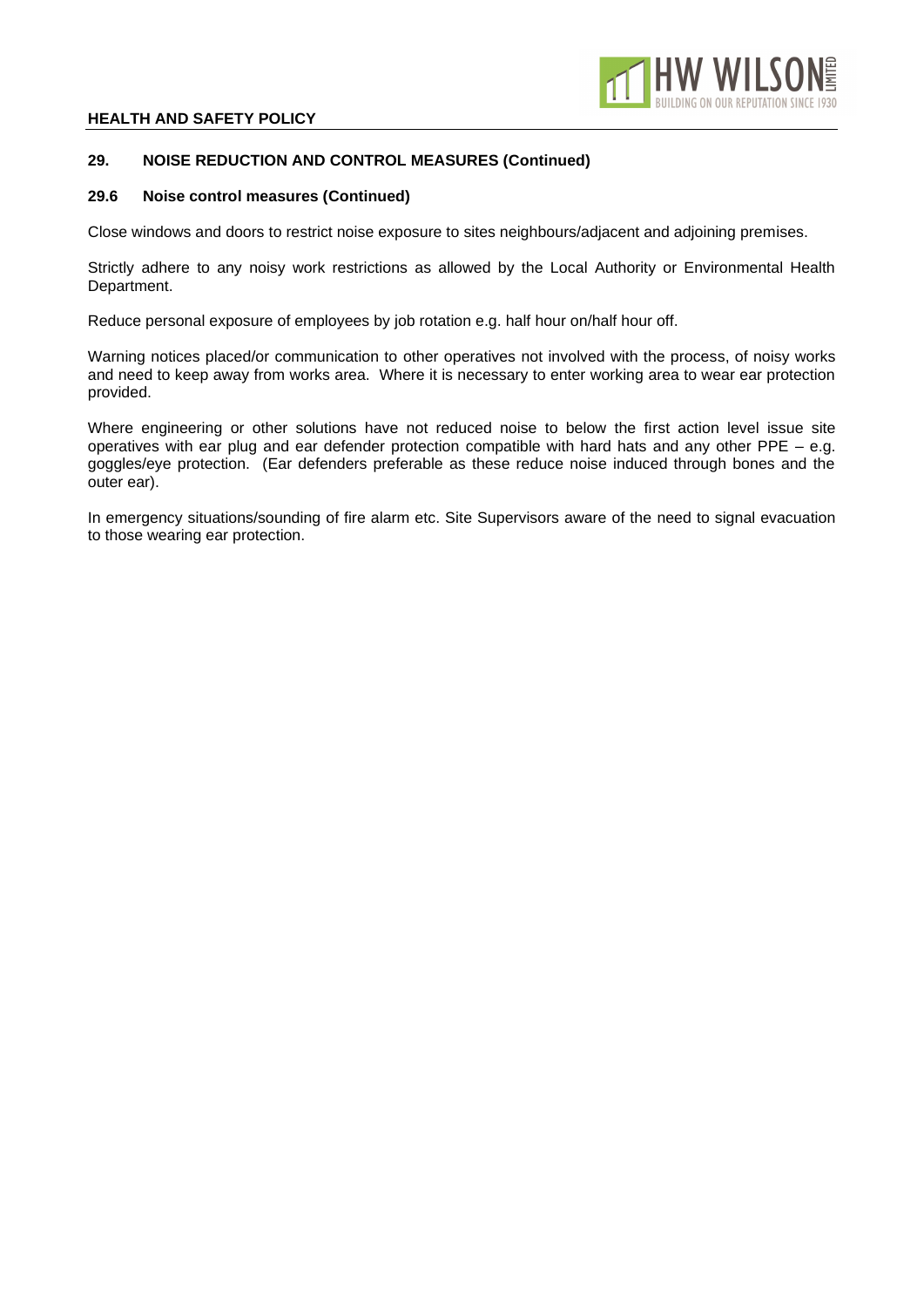## 29. NOISE REDUCTION AND CONTROL MEASURES (Continued)

### 29.6 Noise control measures (Continued)

Close windows and doors to restrict noise exposure to sites neighbours/adjacent and adjoining premises.

Strictly adhere to any noisy work restrictions as allowed by the Local Authority or Environmental Health Department.

Reduce personal exposure of employees by job rotation e.g. half hour on/half hour off.

Warning notices placed/or communication to other operatives not involved with the process, of noisy works and need to keep away from works area. Where it is necessary to enter working area to wear ear protection provided.

Where engineering or other solutions have not reduced noise to below the first action level issue site operatives with ear plug and ear defender protection compatible with hard hats and any other PPE – e.g. goggles/eye protection. (Ear defenders preferable as these reduce noise induced through bones and the outer ear).

In emergency situations/sounding of fire alarm etc. Site Supervisors aware of the need to signal evacuation to those wearing ear protection.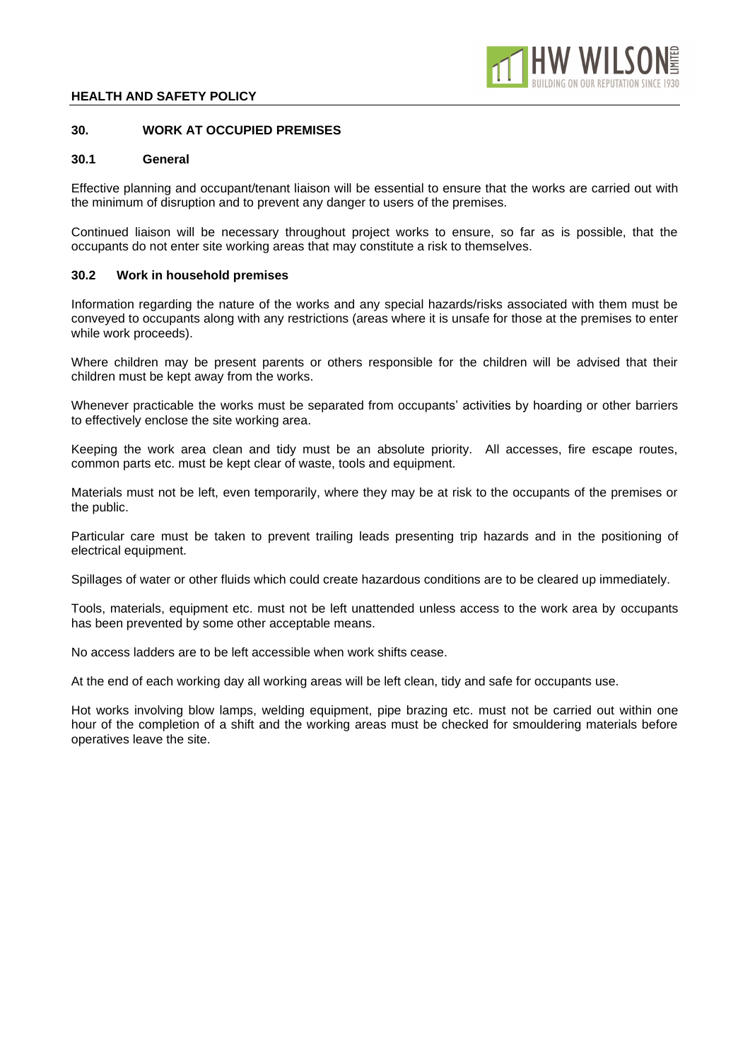## 30. WORK AT OCCUPIED PREMISES

### 30.1 General

Effective planning and occupant/tenant liaison will be essential to ensure that the works are carried out with the minimum of disruption and to prevent any danger to users of the premises.

Continued liaison will be necessary throughout project works to ensure, so far as is possible, that the occupants do not enter site working areas that may constitute a risk to themselves.

### 30.2 Work in household premises

Information regarding the nature of the works and any special hazards/risks associated with them must be conveyed to occupants along with any restrictions (areas where it is unsafe for those at the premises to enter while work proceeds).

Where children may be present parents or others responsible for the children will be advised that their children must be kept away from the works.

Whenever practicable the works must be separated from occupants' activities by hoarding or other barriers to effectively enclose the site working area.

Keeping the work area clean and tidy must be an absolute priority. All accesses, fire escape routes, common parts etc. must be kept clear of waste, tools and equipment.

Materials must not be left, even temporarily, where they may be at risk to the occupants of the premises or the public.

Particular care must be taken to prevent trailing leads presenting trip hazards and in the positioning of electrical equipment.

Spillages of water or other fluids which could create hazardous conditions are to be cleared up immediately.

Tools, materials, equipment etc. must not be left unattended unless access to the work area by occupants has been prevented by some other acceptable means.

No access ladders are to be left accessible when work shifts cease.

At the end of each working day all working areas will be left clean, tidy and safe for occupants use.

Hot works involving blow lamps, welding equipment, pipe brazing etc. must not be carried out within one hour of the completion of a shift and the working areas must be checked for smouldering materials before operatives leave the site.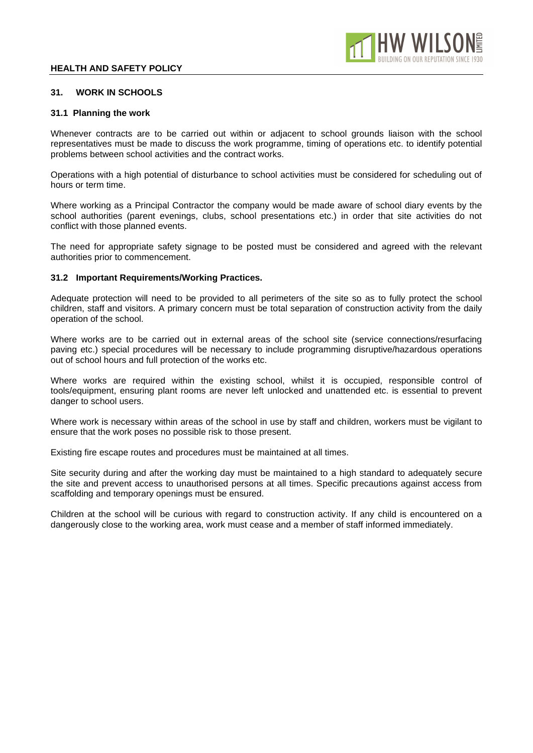## 31. WORK IN SCHOOLS

### 31.1 Planning the work

Whenever contracts are to be carried out within or adjacent to school grounds liaison with the school representatives must be made to discuss the work programme, timing of operations etc. to identify potential problems between school activities and the contract works.

Operations with a high potential of disturbance to school activities must be considered for scheduling out of hours or term time.

Where working as a Principal Contractor the company would be made aware of school diary events by the school authorities (parent evenings, clubs, school presentations etc.) in order that site activities do not conflict with those planned events.

The need for appropriate safety signage to be posted must be considered and agreed with the relevant authorities prior to commencement.

### 31.2 Important Requirements/Working Practices.

Adequate protection will need to be provided to all perimeters of the site so as to fully protect the school children, staff and visitors. A primary concern must be total separation of construction activity from the daily operation of the school.

Where works are to be carried out in external areas of the school site (service connections/resurfacing paving etc.) special procedures will be necessary to include programming disruptive/hazardous operations out of school hours and full protection of the works etc.

Where works are required within the existing school, whilst it is occupied, responsible control of tools/equipment, ensuring plant rooms are never left unlocked and unattended etc. is essential to prevent danger to school users.

Where work is necessary within areas of the school in use by staff and children, workers must be vigilant to ensure that the work poses no possible risk to those present.

Existing fire escape routes and procedures must be maintained at all times.

Site security during and after the working day must be maintained to a high standard to adequately secure the site and prevent access to unauthorised persons at all times. Specific precautions against access from scaffolding and temporary openings must be ensured.

Children at the school will be curious with regard to construction activity. If any child is encountered on a dangerously close to the working area, work must cease and a member of staff informed immediately.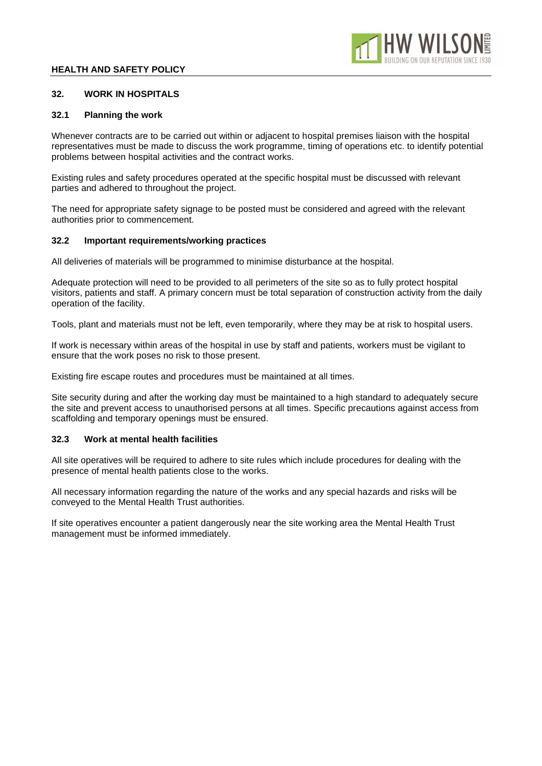## 32. WORK IN HOSPITALS

### 32.1 Planning the work

Whenever contracts are to be carried out within or adjacent to hospital premises liaison with the hospital representatives must be made to discuss the work programme, timing of operations etc. to identify potential problems between hospital activities and the contract works.

Existing rules and safety procedures operated at the specific hospital must be discussed with relevant parties and adhered to throughout the project.

The need for appropriate safety signage to be posted must be considered and agreed with the relevant authorities prior to commencement.

### 32.2 Important requirements/working practices

All deliveries of materials will be programmed to minimise disturbance at the hospital.

Adequate protection will need to be provided to all perimeters of the site so as to fully protect hospital visitors, patients and staff. A primary concern must be total separation of construction activity from the daily operation of the facility.

Tools, plant and materials must not be left, even temporarily, where they may be at risk to hospital users.

If work is necessary within areas of the hospital in use by staff and patients, workers must be vigilant to ensure that the work poses no risk to those present.

Existing fire escape routes and procedures must be maintained at all times.

Site security during and after the working day must be maintained to a high standard to adequately secure the site and prevent access to unauthorised persons at all times. Specific precautions against access from scaffolding and temporary openings must be ensured.

### 32.3 Work at mental health facilities

All site operatives will be required to adhere to site rules which include procedures for dealing with the presence of mental health patients close to the works.

All necessary information regarding the nature of the works and any special hazards and risks will be conveyed to the Mental Health Trust authorities.

If site operatives encounter a patient dangerously near the site working area the Mental Health Trust management must be informed immediately.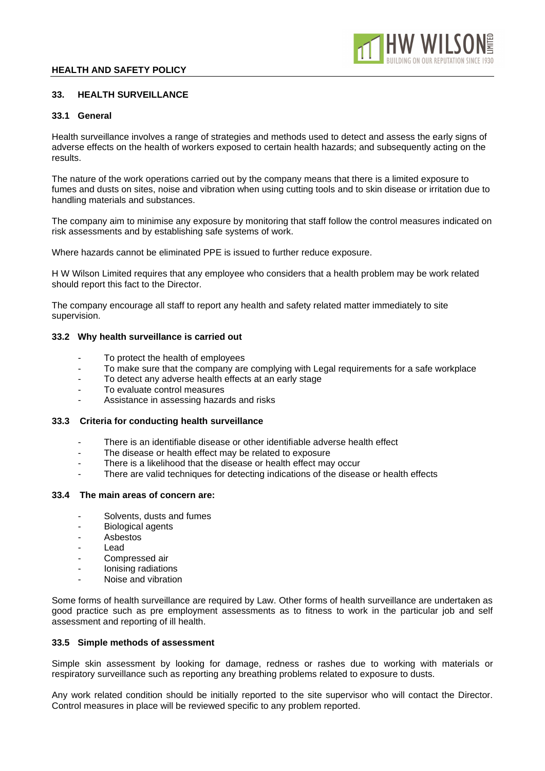## 33. HEALTH SURVEILLANCE

### 33.1 General

Health surveillance involves a range of strategies and methods used to detect and assess the early signs of adverse effects on the health of workers exposed to certain health hazards; and subsequently acting on the results.

The nature of the work operations carried out by the company means that there is a limited exposure to fumes and dusts on sites, noise and vibration when using cutting tools and to skin disease or irritation due to handling materials and substances.

The company aim to minimise any exposure by monitoring that staff follow the control measures indicated on risk assessments and by establishing safe systems of work.

Where hazards cannot be eliminated PPE is issued to further reduce exposure.

H W Wilson Limited requires that any employee who considers that a health problem may be work related should report this fact to the Director.

The company encourage all staff to report any health and safety related matter immediately to site supervision.

### 33.2 Why health surveillance is carried out

- To protect the health of employees
- To make sure that the company are complying with Legal requirements for a safe workplace
- To detect any adverse health effects at an early stage
- To evaluate control measures
- Assistance in assessing hazards and risks

### 33.3 Criteria for conducting health surveillance

- There is an identifiable disease or other identifiable adverse health effect
- The disease or health effect may be related to exposure
- There is a likelihood that the disease or health effect may occur
- There are valid techniques for detecting indications of the disease or health effects

### 33.4 The main areas of concern are:

- Solvents, dusts and fumes
- Biological agents
- Asbestos
- Lead
- Compressed air
- Ionising radiations
- Noise and vibration

Some forms of health surveillance are required by Law. Other forms of health surveillance are undertaken as good practice such as pre employment assessments as to fitness to work in the particular job and self assessment and reporting of ill health.

### 33.5 Simple methods of assessment

Simple skin assessment by looking for damage, redness or rashes due to working with materials or respiratory surveillance such as reporting any breathing problems related to exposure to dusts.

Any work related condition should be initially reported to the site supervisor who will contact the Director. Control measures in place will be reviewed specific to any problem reported.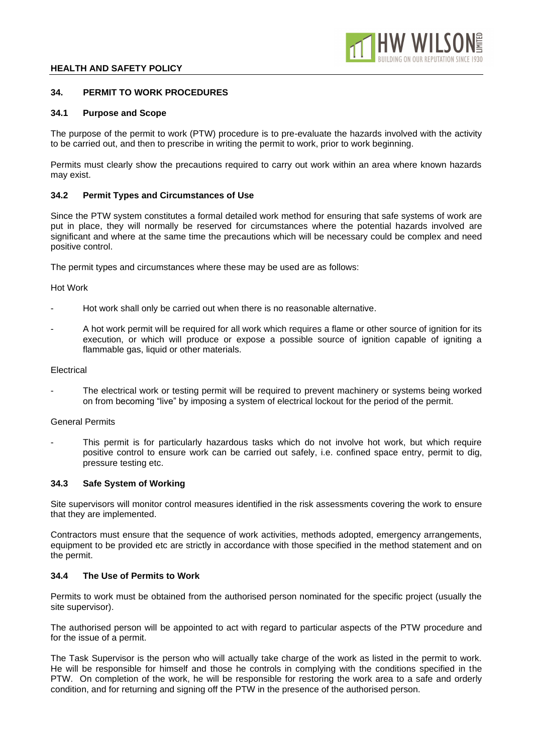## 34. PERMIT TO WORK PROCEDURES

### 34.1 Purpose and Scope

The purpose of the permit to work (PTW) procedure is to pre-evaluate the hazards involved with the activity to be carried out, and then to prescribe in writing the permit to work, prior to work beginning.

Permits must clearly show the precautions required to carry out work within an area where known hazards may exist.

### 34.2 Permit Types and Circumstances of Use

Since the PTW system constitutes a formal detailed work method for ensuring that safe systems of work are put in place, they will normally be reserved for circumstances where the potential hazards involved are significant and where at the same time the precautions which will be necessary could be complex and need positive control.

The permit types and circumstances where these may be used are as follows:

Hot Work

- Hot work shall only be carried out when there is no reasonable alternative.
- A hot work permit will be required for all work which requires a flame or other source of ignition for its execution, or which will produce or expose a possible source of ignition capable of igniting a flammable gas, liquid or other materials.

Electrical

- The electrical work or testing permit will be required to prevent machinery or systems being worked on from becoming "live" by imposing a system of electrical lockout for the period of the permit.

General Permits

- This permit is for particularly hazardous tasks which do not involve hot work, but which require positive control to ensure work can be carried out safely, i.e. confined space entry, permit to dig, pressure testing etc.

### 34.3 Safe System of Working

Site supervisors will monitor control measures identified in the risk assessments covering the work to ensure that they are implemented.

Contractors must ensure that the sequence of work activities, methods adopted, emergency arrangements, equipment to be provided etc are strictly in accordance with those specified in the method statement and on the permit.

### 34.4 The Use of Permits to Work

Permits to work must be obtained from the authorised person nominated for the specific project (usually the site supervisor).

The authorised person will be appointed to act with regard to particular aspects of the PTW procedure and for the issue of a permit.

The Task Supervisor is the person who will actually take charge of the work as listed in the permit to work. He will be responsible for himself and those he controls in complying with the conditions specified in the PTW. On completion of the work, he will be responsible for restoring the work area to a safe and orderly condition, and for returning and signing off the PTW in the presence of the authorised person.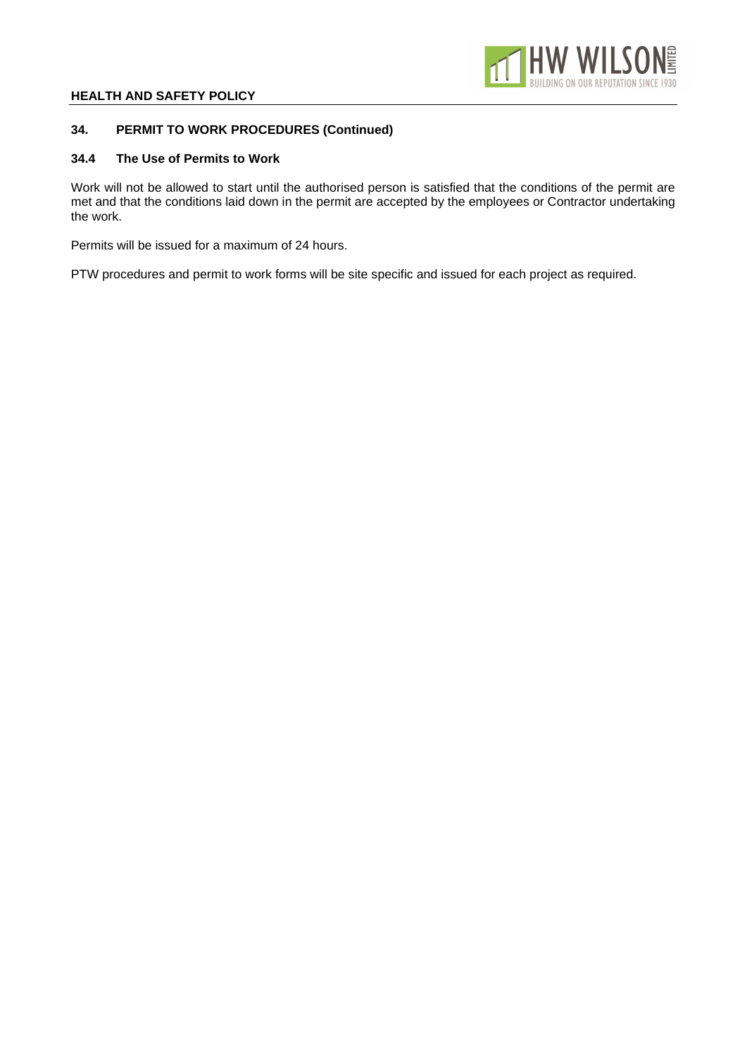## 34. PERMIT TO WORK PROCEDURES (Continued)

### 34.4 The Use of Permits to Work

Work will not be allowed to start until the authorised person is satisfied that the conditions of the permit are met and that the conditions laid down in the permit are accepted by the employees or Contractor undertaking the work.

Permits will be issued for a maximum of 24 hours.

PTW procedures and permit to work forms will be site specific and issued for each project as required.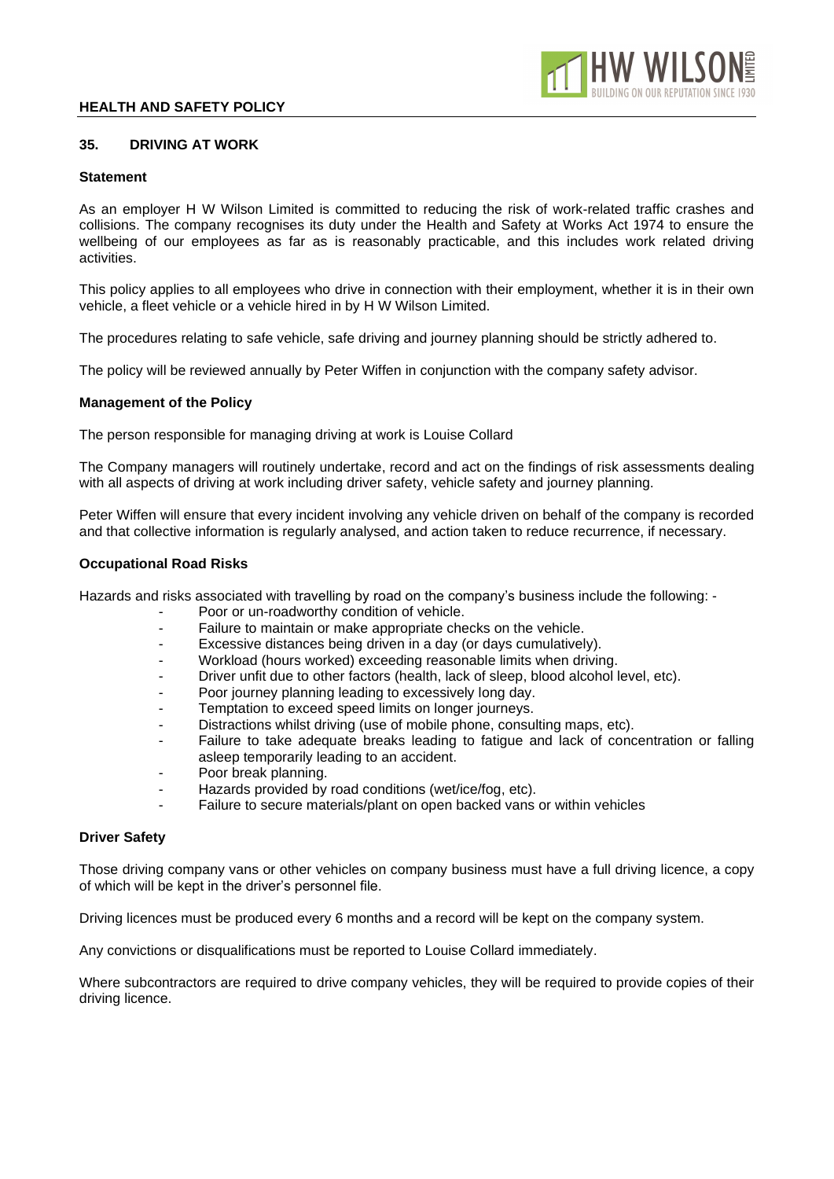## 35. DRIVING AT WORK

### Statement

As an employer H W Wilson Limited is committed to reducing the risk of work-related traffic crashes and collisions. The company recognises its duty under the Health and Safety at Works Act 1974 to ensure the wellbeing of our employees as far as is reasonably practicable, and this includes work related driving activities.

This policy applies to all employees who drive in connection with their employment, whether it is in their own vehicle, a fleet vehicle or a vehicle hired in by H W Wilson Limited.

The procedures relating to safe vehicle, safe driving and journey planning should be strictly adhered to.

The policy will be reviewed annually by Peter Wiffen in conjunction with the company safety advisor.

### Management of the Policy

The person responsible for managing driving at work is Louise Collard

The Company managers will routinely undertake, record and act on the findings of risk assessments dealing with all aspects of driving at work including driver safety, vehicle safety and journey planning.

Peter Wiffen will ensure that every incident involving any vehicle driven on behalf of the company is recorded and that collective information is regularly analysed, and action taken to reduce recurrence, if necessary.

### Occupational Road Risks

Hazards and risks associated with travelling by road on the company's business include the following: -

- Poor or un-roadworthy condition of vehicle.
- Failure to maintain or make appropriate checks on the vehicle.
- Excessive distances being driven in a day (or days cumulatively).
- Workload (hours worked) exceeding reasonable limits when driving.
- Driver unfit due to other factors (health, lack of sleep, blood alcohol level, etc).
- Poor journey planning leading to excessively long day.
- Temptation to exceed speed limits on longer journeys.
- Distractions whilst driving (use of mobile phone, consulting maps, etc).
- Failure to take adequate breaks leading to fatigue and lack of concentration or falling asleep temporarily leading to an accident.
- Poor break planning.
- Hazards provided by road conditions (wet/ice/fog, etc).
- Failure to secure materials/plant on open backed vans or within vehicles

### Driver Safety

Those driving company vans or other vehicles on company business must have a full driving licence, a copy of which will be kept in the driver's personnel file.

Driving licences must be produced every 6 months and a record will be kept on the company system.

Any convictions or disqualifications must be reported to Louise Collard immediately.

Where subcontractors are required to drive company vehicles, they will be required to provide copies of their driving licence.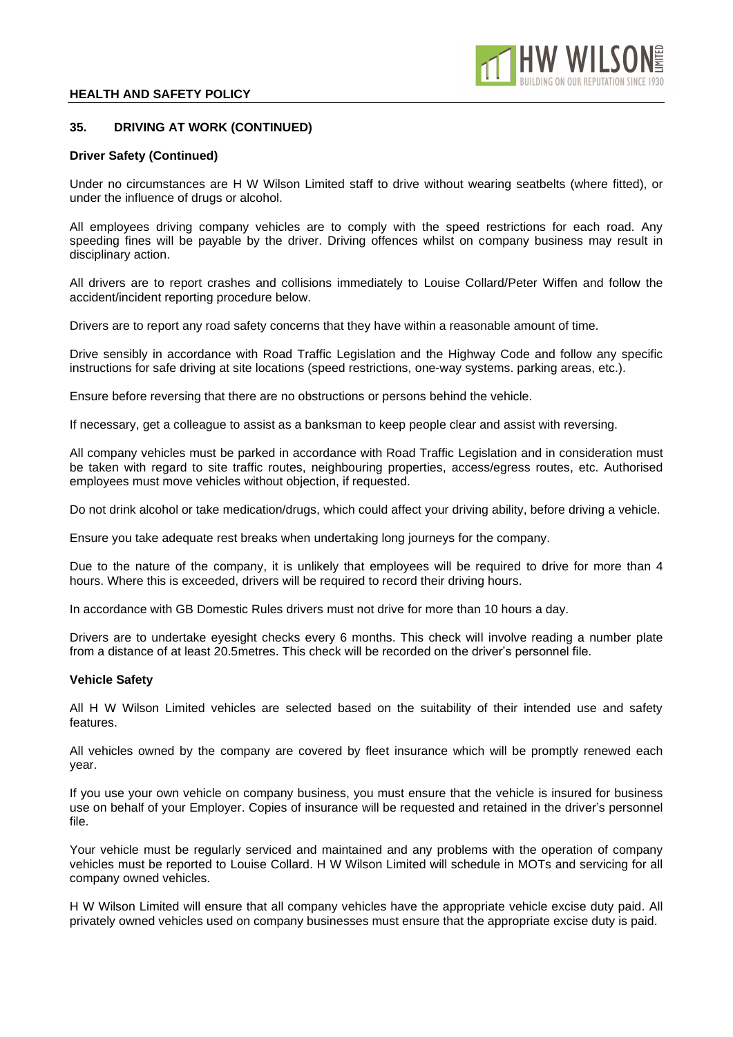## 35. DRIVING AT WORK (CONTINUED)

### Driver Safety (Continued)

Under no circumstances are H W Wilson Limited staff to drive without wearing seatbelts (where fitted), or under the influence of drugs or alcohol.

All employees driving company vehicles are to comply with the speed restrictions for each road. Any speeding fines will be payable by the driver. Driving offences whilst on company business may result in disciplinary action.

All drivers are to report crashes and collisions immediately to Louise Collard/Peter Wiffen and follow the accident/incident reporting procedure below.

Drivers are to report any road safety concerns that they have within a reasonable amount of time.

Drive sensibly in accordance with Road Traffic Legislation and the Highway Code and follow any specific instructions for safe driving at site locations (speed restrictions, one-way systems. parking areas, etc.).

Ensure before reversing that there are no obstructions or persons behind the vehicle.

If necessary, get a colleague to assist as a banksman to keep people clear and assist with reversing.

All company vehicles must be parked in accordance with Road Traffic Legislation and in consideration must be taken with regard to site traffic routes, neighbouring properties, access/egress routes, etc. Authorised employees must move vehicles without objection, if requested.

Do not drink alcohol or take medication/drugs, which could affect your driving ability, before driving a vehicle.

Ensure you take adequate rest breaks when undertaking long journeys for the company.

Due to the nature of the company, it is unlikely that employees will be required to drive for more than 4 hours. Where this is exceeded, drivers will be required to record their driving hours.

In accordance with GB Domestic Rules drivers must not drive for more than 10 hours a day.

Drivers are to undertake eyesight checks every 6 months. This check will involve reading a number plate from a distance of at least 20.5metres. This check will be recorded on the driver's personnel file.

### Vehicle Safety

All H W Wilson Limited vehicles are selected based on the suitability of their intended use and safety features.

All vehicles owned by the company are covered by fleet insurance which will be promptly renewed each year.

If you use your own vehicle on company business, you must ensure that the vehicle is insured for business use on behalf of your Employer. Copies of insurance will be requested and retained in the driver's personnel file.

Your vehicle must be regularly serviced and maintained and any problems with the operation of company vehicles must be reported to Louise Collard. H W Wilson Limited will schedule in MOTs and servicing for all company owned vehicles.

H W Wilson Limited will ensure that all company vehicles have the appropriate vehicle excise duty paid. All privately owned vehicles used on company businesses must ensure that the appropriate excise duty is paid.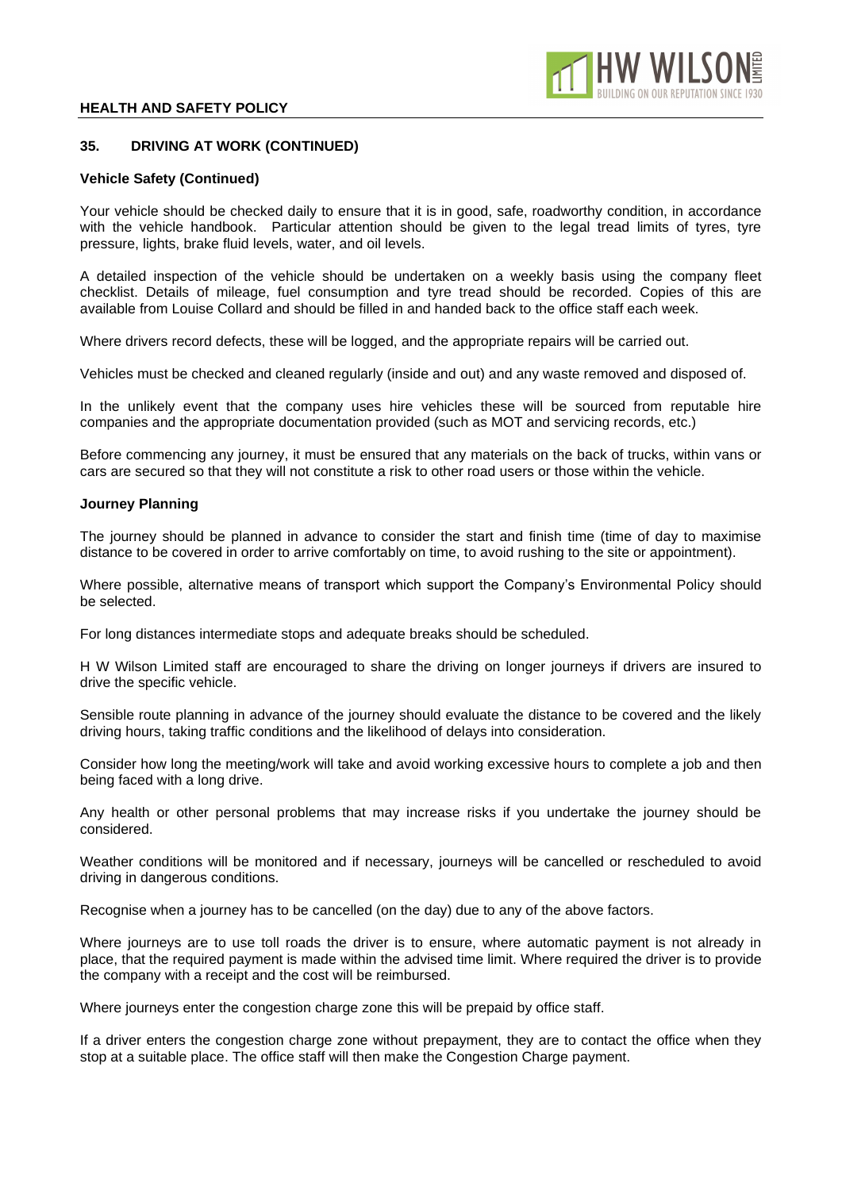## 35. DRIVING AT WORK (CONTINUED)

### Vehicle Safety (Continued)

Your vehicle should be checked daily to ensure that it is in good, safe, roadworthy condition, in accordance with the vehicle handbook. Particular attention should be given to the legal tread limits of tyres, tyre pressure, lights, brake fluid levels, water, and oil levels.

A detailed inspection of the vehicle should be undertaken on a weekly basis using the company fleet checklist. Details of mileage, fuel consumption and tyre tread should be recorded. Copies of this are available from Louise Collard and should be filled in and handed back to the office staff each week.

Where drivers record defects, these will be logged, and the appropriate repairs will be carried out.

Vehicles must be checked and cleaned regularly (inside and out) and any waste removed and disposed of.

In the unlikely event that the company uses hire vehicles these will be sourced from reputable hire companies and the appropriate documentation provided (such as MOT and servicing records, etc.)

Before commencing any journey, it must be ensured that any materials on the back of trucks, within vans or cars are secured so that they will not constitute a risk to other road users or those within the vehicle.

### Journey Planning

The journey should be planned in advance to consider the start and finish time (time of day to maximise distance to be covered in order to arrive comfortably on time, to avoid rushing to the site or appointment).

Where possible, alternative means of transport which support the Company's Environmental Policy should be selected.

For long distances intermediate stops and adequate breaks should be scheduled.

H W Wilson Limited staff are encouraged to share the driving on longer journeys if drivers are insured to drive the specific vehicle.

Sensible route planning in advance of the journey should evaluate the distance to be covered and the likely driving hours, taking traffic conditions and the likelihood of delays into consideration.

Consider how long the meeting/work will take and avoid working excessive hours to complete a job and then being faced with a long drive.

Any health or other personal problems that may increase risks if you undertake the journey should be considered.

Weather conditions will be monitored and if necessary, journeys will be cancelled or rescheduled to avoid driving in dangerous conditions.

Recognise when a journey has to be cancelled (on the day) due to any of the above factors.

Where journeys are to use toll roads the driver is to ensure, where automatic payment is not already in place, that the required payment is made within the advised time limit. Where required the driver is to provide the company with a receipt and the cost will be reimbursed.

Where journeys enter the congestion charge zone this will be prepaid by office staff.

If a driver enters the congestion charge zone without prepayment, they are to contact the office when they stop at a suitable place. The office staff will then make the Congestion Charge payment.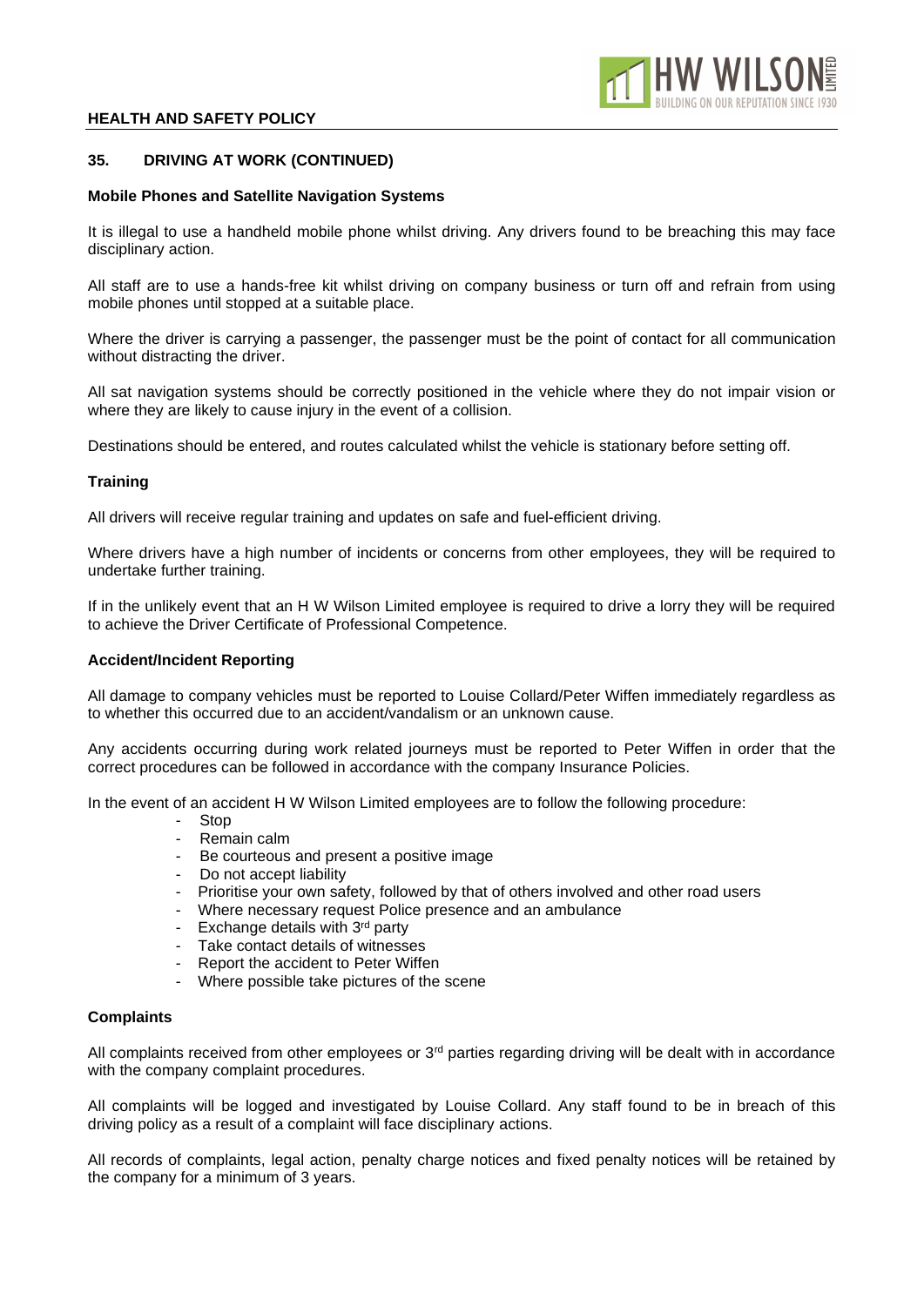## 35. DRIVING AT WORK (CONTINUED)

### Mobile Phones and Satellite Navigation Systems

It is illegal to use a handheld mobile phone whilst driving. Any drivers found to be breaching this may face disciplinary action.

All staff are to use a hands-free kit whilst driving on company business or turn off and refrain from using mobile phones until stopped at a suitable place.

Where the driver is carrying a passenger, the passenger must be the point of contact for all communication without distracting the driver.

All sat navigation systems should be correctly positioned in the vehicle where they do not impair vision or where they are likely to cause injury in the event of a collision.

Destinations should be entered, and routes calculated whilst the vehicle is stationary before setting off.

### Training

All drivers will receive regular training and updates on safe and fuel-efficient driving.

Where drivers have a high number of incidents or concerns from other employees, they will be required to undertake further training.

If in the unlikely event that an H W Wilson Limited employee is required to drive a lorry they will be required to achieve the Driver Certificate of Professional Competence.

### Accident/Incident Reporting

All damage to company vehicles must be reported to Louise Collard/Peter Wiffen immediately regardless as to whether this occurred due to an accident/vandalism or an unknown cause.

Any accidents occurring during work related journeys must be reported to Peter Wiffen in order that the correct procedures can be followed in accordance with the company Insurance Policies.

In the event of an accident H W Wilson Limited employees are to follow the following procedure:

- Stop
- Remain calm
- Be courteous and present a positive image
- Do not accept liability
- Prioritise your own safety, followed by that of others involved and other road users
- Where necessary request Police presence and an ambulance
- Exchange details with 3rd party
- Take contact details of witnesses
- Report the accident to Peter Wiffen
- Where possible take pictures of the scene

### Complaints

All complaints received from other employees or 3rd parties regarding driving will be dealt with in accordance with the company complaint procedures.

All complaints will be logged and investigated by Louise Collard. Any staff found to be in breach of this driving policy as a result of a complaint will face disciplinary actions.

All records of complaints, legal action, penalty charge notices and fixed penalty notices will be retained by the company for a minimum of 3 years.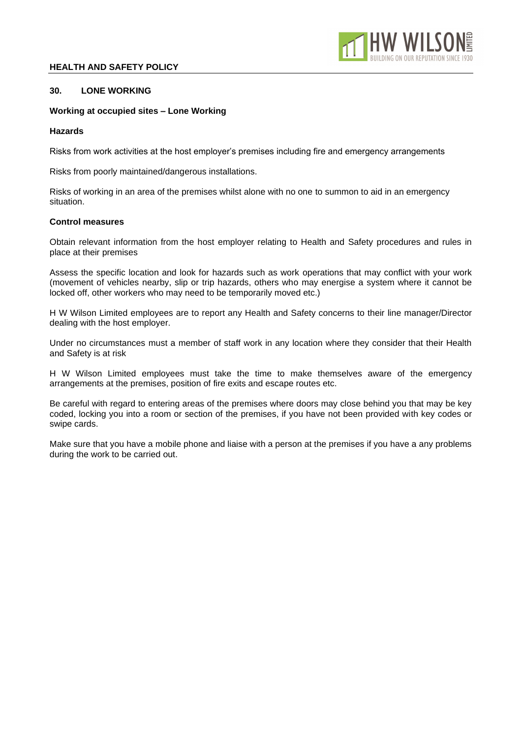## 30. LONE WORKING

**Working at occupied sites – Lone Working**

**Hazards**

Risks from work activities at the host employer's premises including fire and emergency arrangements

Risks from poorly maintained/dangerous installations.

Risks of working in an area of the premises whilst alone with no one to summon to aid in an emergency situation.

**Control measures**

Obtain relevant information from the host employer relating to Health and Safety procedures and rules in place at their premises

Assess the specific location and look for hazards such as work operations that may conflict with your work (movement of vehicles nearby, slip or trip hazards, others who may energise a system where it cannot be locked off, other workers who may need to be temporarily moved etc.)

H W Wilson Limited employees are to report any Health and Safety concerns to their line manager/Director dealing with the host employer.

Under no circumstances must a member of staff work in any location where they consider that their Health and Safety is at risk

H W Wilson Limited employees must take the time to make themselves aware of the emergency arrangements at the premises, position of fire exits and escape routes etc.

Be careful with regard to entering areas of the premises where doors may close behind you that may be key coded, locking you into a room or section of the premises, if you have not been provided with key codes or swipe cards.

Make sure that you have a mobile phone and liaise with a person at the premises if you have a any problems during the work to be carried out.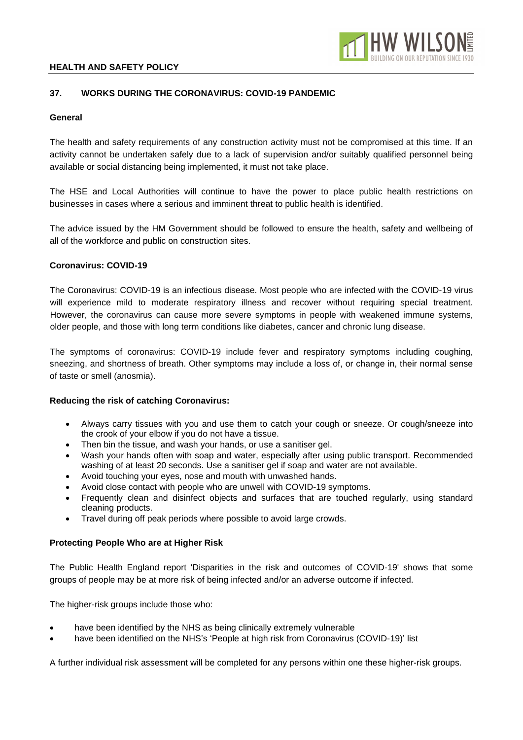## 37. WORKS DURING THE CORONAVIRUS: COVID-19 PANDEMIC

### General

The health and safety requirements of any construction activity must not be compromised at this time. If an activity cannot be undertaken safely due to a lack of supervision and/or suitably qualified personnel being available or social distancing being implemented, it must not take place.

The HSE and Local Authorities will continue to have the power to place public health restrictions on businesses in cases where a serious and imminent threat to public health is identified.

The advice issued by the HM Government should be followed to ensure the health, safety and wellbeing of all of the workforce and public on construction sites.

### Coronavirus: COVID-19

The Coronavirus: COVID-19 is an infectious disease. Most people who are infected with the COVID-19 virus will experience mild to moderate respiratory illness and recover without requiring special treatment. However, the coronavirus can cause more severe symptoms in people with weakened immune systems, older people, and those with long term conditions like diabetes, cancer and chronic lung disease.

The symptoms of coronavirus: COVID-19 include fever and respiratory symptoms including coughing, sneezing, and shortness of breath. Other symptoms may include a loss of, or change in, their normal sense of taste or smell (anosmia).

### Reducing the risk of catching Coronavirus:

- Always carry tissues with you and use them to catch your cough or sneeze. Or cough/sneeze into the crook of your elbow if you do not have a tissue.
- Then bin the tissue, and wash your hands, or use a sanitiser gel.
- Wash your hands often with soap and water, especially after using public transport. Recommended washing of at least 20 seconds. Use a sanitiser gel if soap and water are not available.
- Avoid touching your eyes, nose and mouth with unwashed hands.
- Avoid close contact with people who are unwell with COVID-19 symptoms.
- Frequently clean and disinfect objects and surfaces that are touched regularly, using standard cleaning products.
- Travel during off peak periods where possible to avoid large crowds.

### Protecting People Who are at Higher Risk

The Public Health England report 'Disparities in the risk and outcomes of COVID-19' shows that some groups of people may be at more risk of being infected and/or an adverse outcome if infected.

The higher-risk groups include those who:

- have been identified by the NHS as being clinically extremely vulnerable
- have been identified on the NHS's 'People at high risk from Coronavirus (COVID-19)' list

A further individual risk assessment will be completed for any persons within one these higher-risk groups.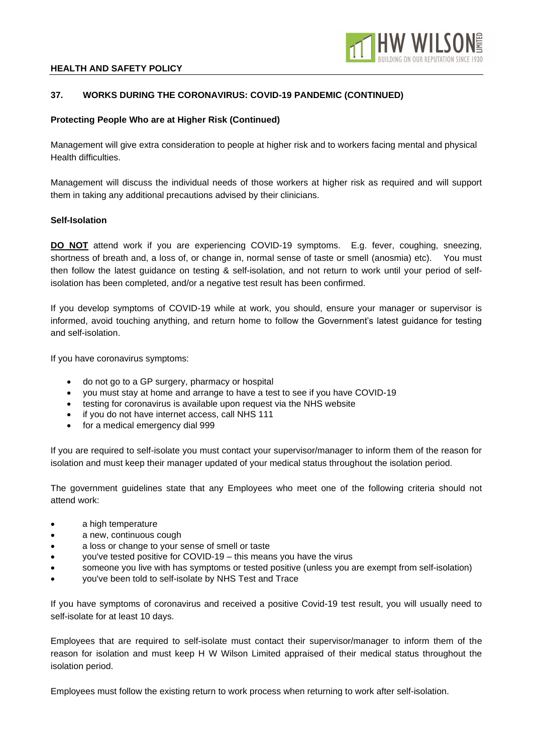## 37. WORKS DURING THE CORONAVIRUS: COVID-19 PANDEMIC (CONTINUED)

**Protecting People Who are at Higher Risk (Continued)**

Management will give extra consideration to people at higher risk and to workers facing mental and physical Health difficulties.

Management will discuss the individual needs of those workers at higher risk as required and will support them in taking any additional precautions advised by their clinicians.

**Self-Isolation**

**DO NOT** attend work if you are experiencing COVID-19 symptoms. E.g. fever, coughing, sneezing, shortness of breath and, a loss of, or change in, normal sense of taste or smell (anosmia) etc). You must then follow the latest guidance on testing & self-isolation, and not return to work until your period of self-isolation has been completed, and/or a negative test result has been confirmed.

If you develop symptoms of COVID-19 while at work, you should, ensure your manager or supervisor is informed, avoid touching anything, and return home to follow the Government's latest guidance for testing and self-isolation.

If you have coronavirus symptoms:

- do not go to a GP surgery, pharmacy or hospital
- you must stay at home and arrange to have a test to see if you have COVID-19
- testing for coronavirus is available upon request via the NHS website
- if you do not have internet access, call NHS 111
- for a medical emergency dial 999

If you are required to self-isolate you must contact your supervisor/manager to inform them of the reason for isolation and must keep their manager updated of your medical status throughout the isolation period.

The government guidelines state that any Employees who meet one of the following criteria should not attend work:

- a high temperature
- a new, continuous cough
- a loss or change to your sense of smell or taste
- you've tested positive for COVID-19 – this means you have the virus
- someone you live with has symptoms or tested positive (unless you are exempt from self-isolation)
- you've been told to self-isolate by NHS Test and Trace

If you have symptoms of coronavirus and received a positive Covid-19 test result, you will usually need to self-isolate for at least 10 days.

Employees that are required to self-isolate must contact their supervisor/manager to inform them of the reason for isolation and must keep H W Wilson Limited appraised of their medical status throughout the isolation period.

Employees must follow the existing return to work process when returning to work after self-isolation.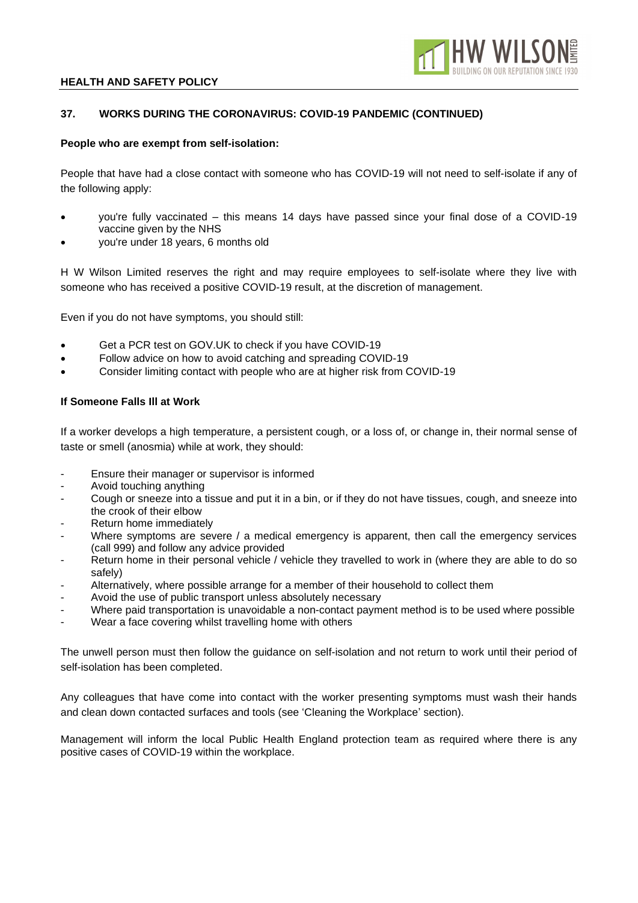## 37. WORKS DURING THE CORONAVIRUS: COVID-19 PANDEMIC (CONTINUED)

**People who are exempt from self-isolation:**

People that have had a close contact with someone who has COVID-19 will not need to self-isolate if any of the following apply:

- you're fully vaccinated – this means 14 days have passed since your final dose of a COVID-19 vaccine given by the NHS
- you're under 18 years, 6 months old

H W Wilson Limited reserves the right and may require employees to self-isolate where they live with someone who has received a positive COVID-19 result, at the discretion of management.

Even if you do not have symptoms, you should still:

- Get a PCR test on GOV.UK to check if you have COVID-19
- Follow advice on how to avoid catching and spreading COVID-19
- Consider limiting contact with people who are at higher risk from COVID-19

**If Someone Falls Ill at Work**

If a worker develops a high temperature, a persistent cough, or a loss of, or change in, their normal sense of taste or smell (anosmia) while at work, they should:

- Ensure their manager or supervisor is informed
- Avoid touching anything
- Cough or sneeze into a tissue and put it in a bin, or if they do not have tissues, cough, and sneeze into the crook of their elbow
- Return home immediately
- Where symptoms are severe / a medical emergency is apparent, then call the emergency services (call 999) and follow any advice provided
- Return home in their personal vehicle / vehicle they travelled to work in (where they are able to do so safely)
- Alternatively, where possible arrange for a member of their household to collect them
- Avoid the use of public transport unless absolutely necessary
- Where paid transportation is unavoidable a non-contact payment method is to be used where possible
- Wear a face covering whilst travelling home with others

The unwell person must then follow the guidance on self-isolation and not return to work until their period of self-isolation has been completed.

Any colleagues that have come into contact with the worker presenting symptoms must wash their hands and clean down contacted surfaces and tools (see 'Cleaning the Workplace' section).

Management will inform the local Public Health England protection team as required where there is any positive cases of COVID-19 within the workplace.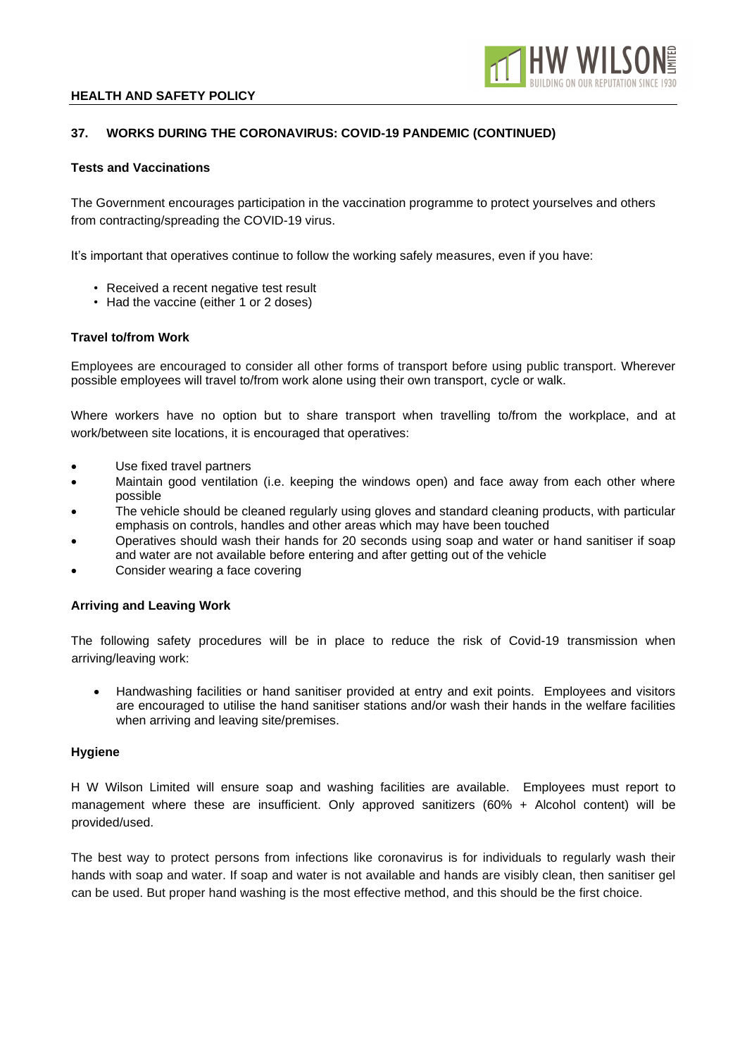## 37. WORKS DURING THE CORONAVIRUS: COVID-19 PANDEMIC (CONTINUED)

### Tests and Vaccinations

The Government encourages participation in the vaccination programme to protect yourselves and others from contracting/spreading the COVID-19 virus.

It's important that operatives continue to follow the working safely measures, even if you have:

- Received a recent negative test result
- Had the vaccine (either 1 or 2 doses)

### Travel to/from Work

Employees are encouraged to consider all other forms of transport before using public transport. Wherever possible employees will travel to/from work alone using their own transport, cycle or walk.

Where workers have no option but to share transport when travelling to/from the workplace, and at work/between site locations, it is encouraged that operatives:

- Use fixed travel partners
- Maintain good ventilation (i.e. keeping the windows open) and face away from each other where possible
- The vehicle should be cleaned regularly using gloves and standard cleaning products, with particular emphasis on controls, handles and other areas which may have been touched
- Operatives should wash their hands for 20 seconds using soap and water or hand sanitiser if soap and water are not available before entering and after getting out of the vehicle
- Consider wearing a face covering

### Arriving and Leaving Work

The following safety procedures will be in place to reduce the risk of Covid-19 transmission when arriving/leaving work:

- Handwashing facilities or hand sanitiser provided at entry and exit points. Employees and visitors are encouraged to utilise the hand sanitiser stations and/or wash their hands in the welfare facilities when arriving and leaving site/premises.

### Hygiene

H W Wilson Limited will ensure soap and washing facilities are available. Employees must report to management where these are insufficient. Only approved sanitizers (60% + Alcohol content) will be provided/used.

The best way to protect persons from infections like coronavirus is for individuals to regularly wash their hands with soap and water. If soap and water is not available and hands are visibly clean, then sanitiser gel can be used. But proper hand washing is the most effective method, and this should be the first choice.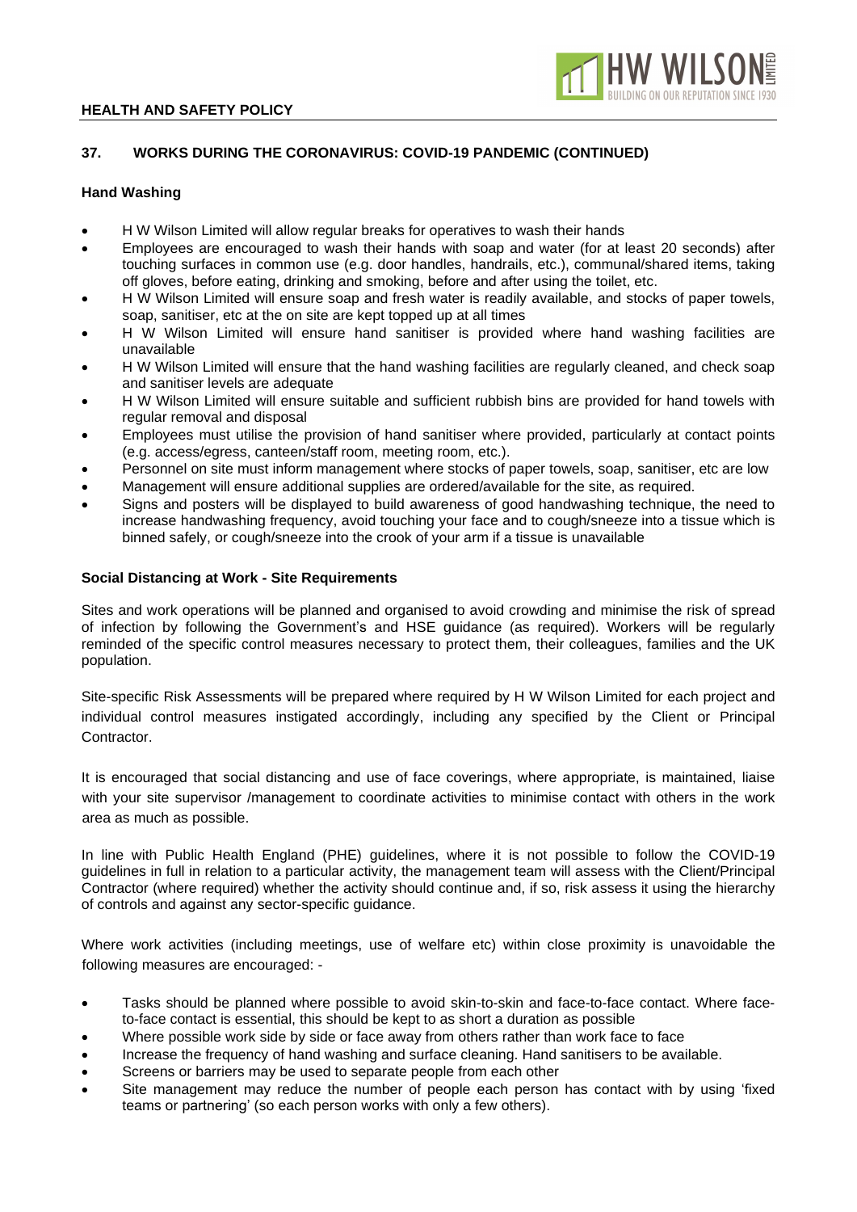## 37. WORKS DURING THE CORONAVIRUS: COVID-19 PANDEMIC (CONTINUED)

### Hand Washing

- H W Wilson Limited will allow regular breaks for operatives to wash their hands
- Employees are encouraged to wash their hands with soap and water (for at least 20 seconds) after touching surfaces in common use (e.g. door handles, handrails, etc.), communal/shared items, taking off gloves, before eating, drinking and smoking, before and after using the toilet, etc.
- H W Wilson Limited will ensure soap and fresh water is readily available, and stocks of paper towels, soap, sanitiser, etc at the on site are kept topped up at all times
- H W Wilson Limited will ensure hand sanitiser is provided where hand washing facilities are unavailable
- H W Wilson Limited will ensure that the hand washing facilities are regularly cleaned, and check soap and sanitiser levels are adequate
- H W Wilson Limited will ensure suitable and sufficient rubbish bins are provided for hand towels with regular removal and disposal
- Employees must utilise the provision of hand sanitiser where provided, particularly at contact points (e.g. access/egress, canteen/staff room, meeting room, etc.).
- Personnel on site must inform management where stocks of paper towels, soap, sanitiser, etc are low
- Management will ensure additional supplies are ordered/available for the site, as required.
- Signs and posters will be displayed to build awareness of good handwashing technique, the need to increase handwashing frequency, avoid touching your face and to cough/sneeze into a tissue which is binned safely, or cough/sneeze into the crook of your arm if a tissue is unavailable

### Social Distancing at Work - Site Requirements

Sites and work operations will be planned and organised to avoid crowding and minimise the risk of spread of infection by following the Government's and HSE guidance (as required). Workers will be regularly reminded of the specific control measures necessary to protect them, their colleagues, families and the UK population.

Site-specific Risk Assessments will be prepared where required by H W Wilson Limited for each project and individual control measures instigated accordingly, including any specified by the Client or Principal Contractor.

It is encouraged that social distancing and use of face coverings, where appropriate, is maintained, liaise with your site supervisor /management to coordinate activities to minimise contact with others in the work area as much as possible.

In line with Public Health England (PHE) guidelines, where it is not possible to follow the COVID-19 guidelines in full in relation to a particular activity, the management team will assess with the Client/Principal Contractor (where required) whether the activity should continue and, if so, risk assess it using the hierarchy of controls and against any sector-specific guidance.

Where work activities (including meetings, use of welfare etc) within close proximity is unavoidable the following measures are encouraged: -

- Tasks should be planned where possible to avoid skin-to-skin and face-to-face contact. Where face-to-face contact is essential, this should be kept to as short a duration as possible
- Where possible work side by side or face away from others rather than work face to face
- Increase the frequency of hand washing and surface cleaning. Hand sanitisers to be available.
- Screens or barriers may be used to separate people from each other
- Site management may reduce the number of people each person has contact with by using 'fixed teams or partnering' (so each person works with only a few others).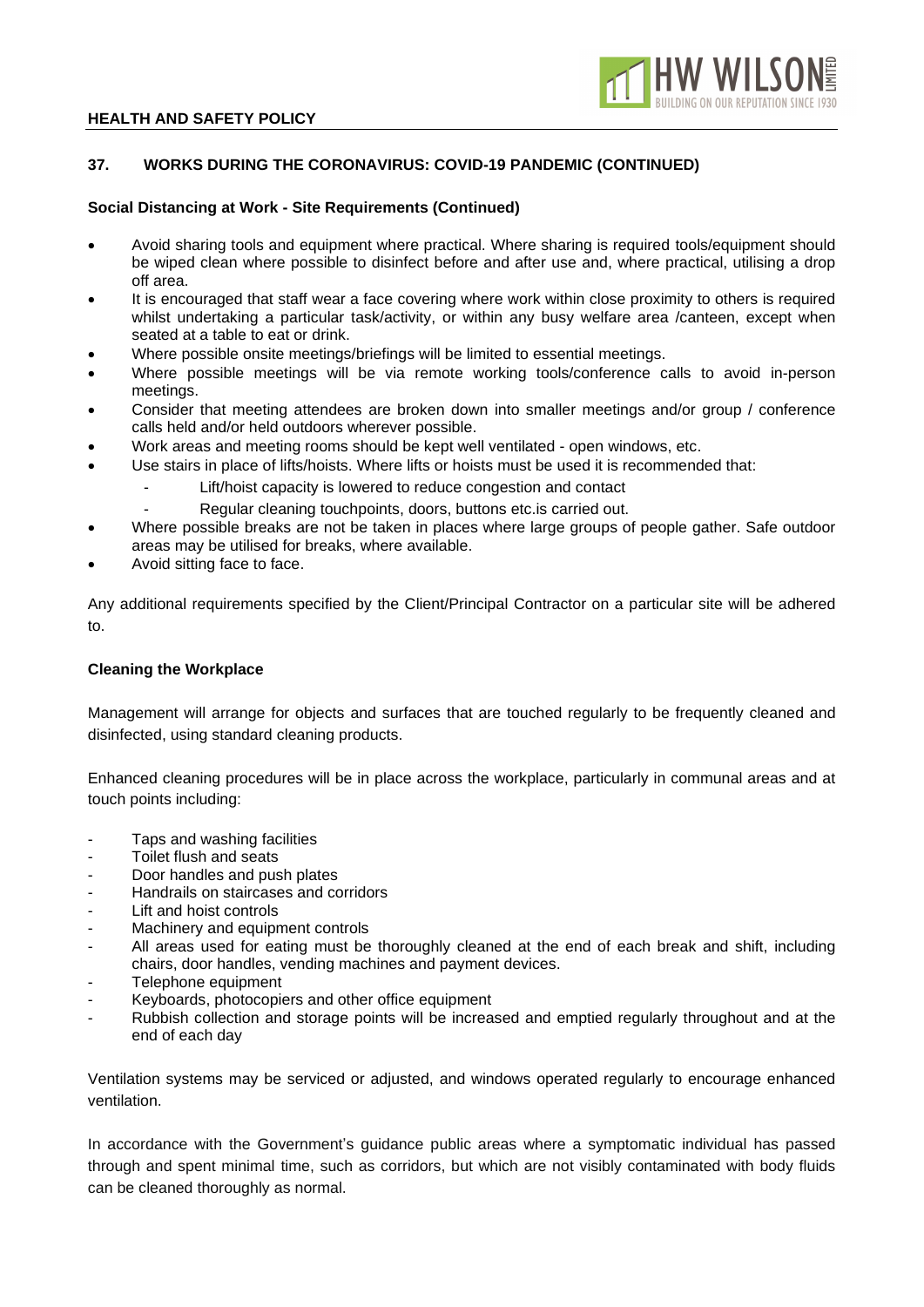## 37. WORKS DURING THE CORONAVIRUS: COVID-19 PANDEMIC (CONTINUED)

**Social Distancing at Work - Site Requirements (Continued)**

- Avoid sharing tools and equipment where practical. Where sharing is required tools/equipment should be wiped clean where possible to disinfect before and after use and, where practical, utilising a drop off area.
- It is encouraged that staff wear a face covering where work within close proximity to others is required whilst undertaking a particular task/activity, or within any busy welfare area /canteen, except when seated at a table to eat or drink.
- Where possible onsite meetings/briefings will be limited to essential meetings.
- Where possible meetings will be via remote working tools/conference calls to avoid in-person meetings.
- Consider that meeting attendees are broken down into smaller meetings and/or group / conference calls held and/or held outdoors wherever possible.
- Work areas and meeting rooms should be kept well ventilated - open windows, etc.
- Use stairs in place of lifts/hoists. Where lifts or hoists must be used it is recommended that:
  - Lift/hoist capacity is lowered to reduce congestion and contact
  - Regular cleaning touchpoints, doors, buttons etc.is carried out.
- Where possible breaks are not be taken in places where large groups of people gather. Safe outdoor areas may be utilised for breaks, where available.
- Avoid sitting face to face.

Any additional requirements specified by the Client/Principal Contractor on a particular site will be adhered to.

**Cleaning the Workplace**

Management will arrange for objects and surfaces that are touched regularly to be frequently cleaned and disinfected, using standard cleaning products.

Enhanced cleaning procedures will be in place across the workplace, particularly in communal areas and at touch points including:

- Taps and washing facilities
- Toilet flush and seats
- Door handles and push plates
- Handrails on staircases and corridors
- Lift and hoist controls
- Machinery and equipment controls
- All areas used for eating must be thoroughly cleaned at the end of each break and shift, including chairs, door handles, vending machines and payment devices.
- Telephone equipment
- Keyboards, photocopiers and other office equipment
- Rubbish collection and storage points will be increased and emptied regularly throughout and at the end of each day

Ventilation systems may be serviced or adjusted, and windows operated regularly to encourage enhanced ventilation.

In accordance with the Government's guidance public areas where a symptomatic individual has passed through and spent minimal time, such as corridors, but which are not visibly contaminated with body fluids can be cleaned thoroughly as normal.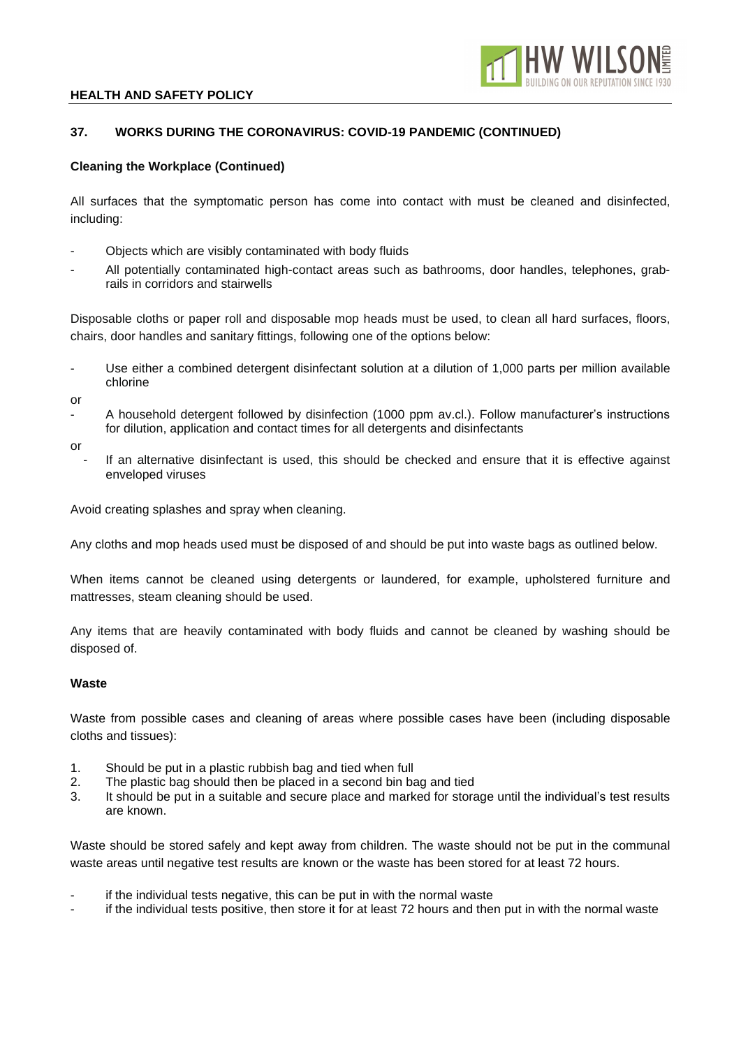## 37. WORKS DURING THE CORONAVIRUS: COVID-19 PANDEMIC (CONTINUED)

### Cleaning the Workplace (Continued)

All surfaces that the symptomatic person has come into contact with must be cleaned and disinfected, including:

- Objects which are visibly contaminated with body fluids
- All potentially contaminated high-contact areas such as bathrooms, door handles, telephones, grab-rails in corridors and stairwells

Disposable cloths or paper roll and disposable mop heads must be used, to clean all hard surfaces, floors, chairs, door handles and sanitary fittings, following one of the options below:

- Use either a combined detergent disinfectant solution at a dilution of 1,000 parts per million available chlorine

or

- A household detergent followed by disinfection (1000 ppm av.cl.). Follow manufacturer's instructions for dilution, application and contact times for all detergents and disinfectants

or

- If an alternative disinfectant is used, this should be checked and ensure that it is effective against enveloped viruses

Avoid creating splashes and spray when cleaning.

Any cloths and mop heads used must be disposed of and should be put into waste bags as outlined below.

When items cannot be cleaned using detergents or laundered, for example, upholstered furniture and mattresses, steam cleaning should be used.

Any items that are heavily contaminated with body fluids and cannot be cleaned by washing should be disposed of.

### Waste

Waste from possible cases and cleaning of areas where possible cases have been (including disposable cloths and tissues):

1. Should be put in a plastic rubbish bag and tied when full
2. The plastic bag should then be placed in a second bin bag and tied
3. It should be put in a suitable and secure place and marked for storage until the individual's test results are known.

Waste should be stored safely and kept away from children. The waste should not be put in the communal waste areas until negative test results are known or the waste has been stored for at least 72 hours.

- if the individual tests negative, this can be put in with the normal waste
- if the individual tests positive, then store it for at least 72 hours and then put in with the normal waste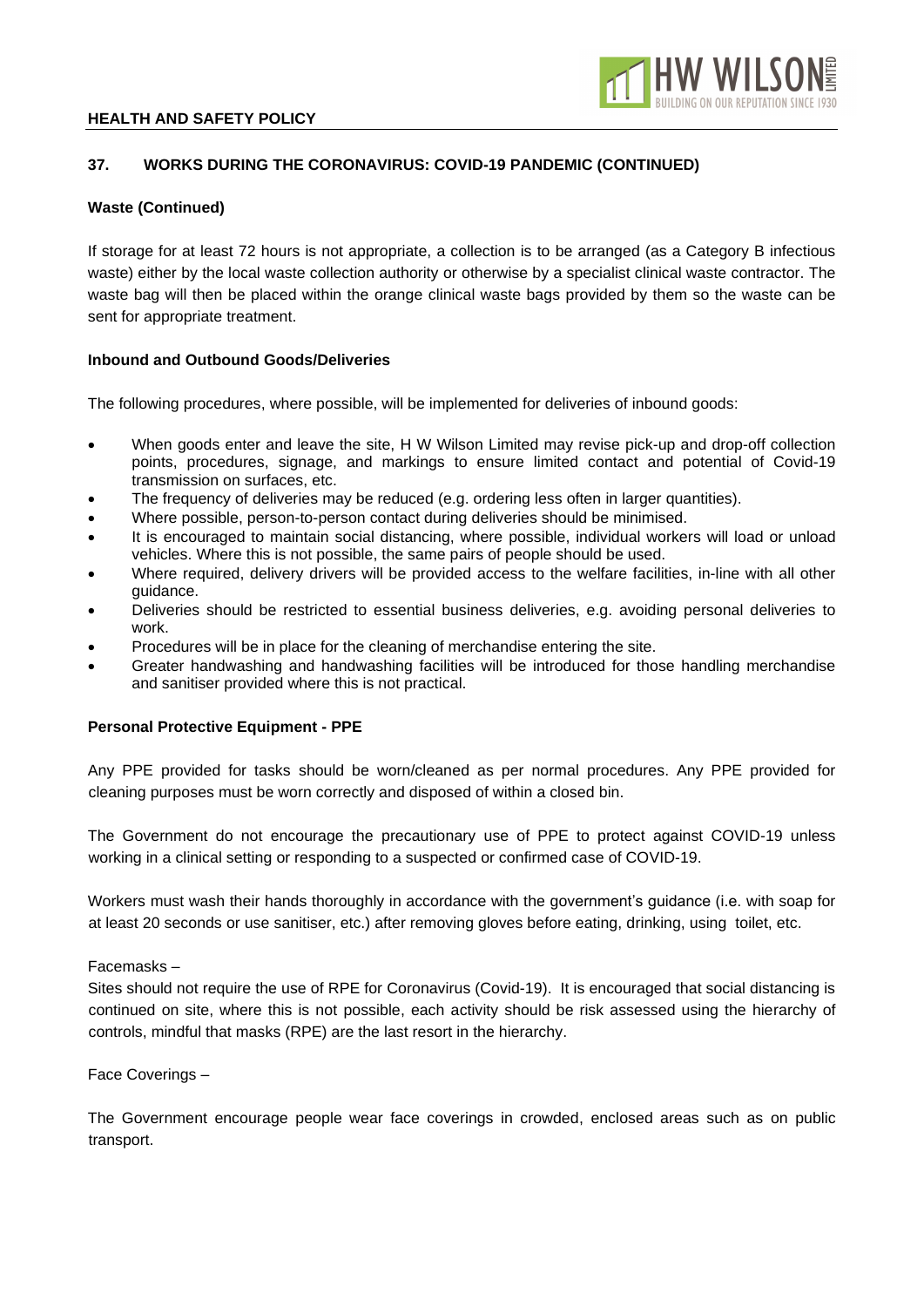## 37. WORKS DURING THE CORONAVIRUS: COVID-19 PANDEMIC (CONTINUED)

**Waste (Continued)**

If storage for at least 72 hours is not appropriate, a collection is to be arranged (as a Category B infectious waste) either by the local waste collection authority or otherwise by a specialist clinical waste contractor. The waste bag will then be placed within the orange clinical waste bags provided by them so the waste can be sent for appropriate treatment.

**Inbound and Outbound Goods/Deliveries**

The following procedures, where possible, will be implemented for deliveries of inbound goods:

- When goods enter and leave the site, H W Wilson Limited may revise pick-up and drop-off collection points, procedures, signage, and markings to ensure limited contact and potential of Covid-19 transmission on surfaces, etc.
- The frequency of deliveries may be reduced (e.g. ordering less often in larger quantities).
- Where possible, person-to-person contact during deliveries should be minimised.
- It is encouraged to maintain social distancing, where possible, individual workers will load or unload vehicles. Where this is not possible, the same pairs of people should be used.
- Where required, delivery drivers will be provided access to the welfare facilities, in-line with all other guidance.
- Deliveries should be restricted to essential business deliveries, e.g. avoiding personal deliveries to work.
- Procedures will be in place for the cleaning of merchandise entering the site.
- Greater handwashing and handwashing facilities will be introduced for those handling merchandise and sanitiser provided where this is not practical.

**Personal Protective Equipment - PPE**

Any PPE provided for tasks should be worn/cleaned as per normal procedures. Any PPE provided for cleaning purposes must be worn correctly and disposed of within a closed bin.

The Government do not encourage the precautionary use of PPE to protect against COVID-19 unless working in a clinical setting or responding to a suspected or confirmed case of COVID-19.

Workers must wash their hands thoroughly in accordance with the government's guidance (i.e. with soap for at least 20 seconds or use sanitiser, etc.) after removing gloves before eating, drinking, using toilet, etc.

Facemasks –

Sites should not require the use of RPE for Coronavirus (Covid-19). It is encouraged that social distancing is continued on site, where this is not possible, each activity should be risk assessed using the hierarchy of controls, mindful that masks (RPE) are the last resort in the hierarchy.

Face Coverings –

The Government encourage people wear face coverings in crowded, enclosed areas such as on public transport.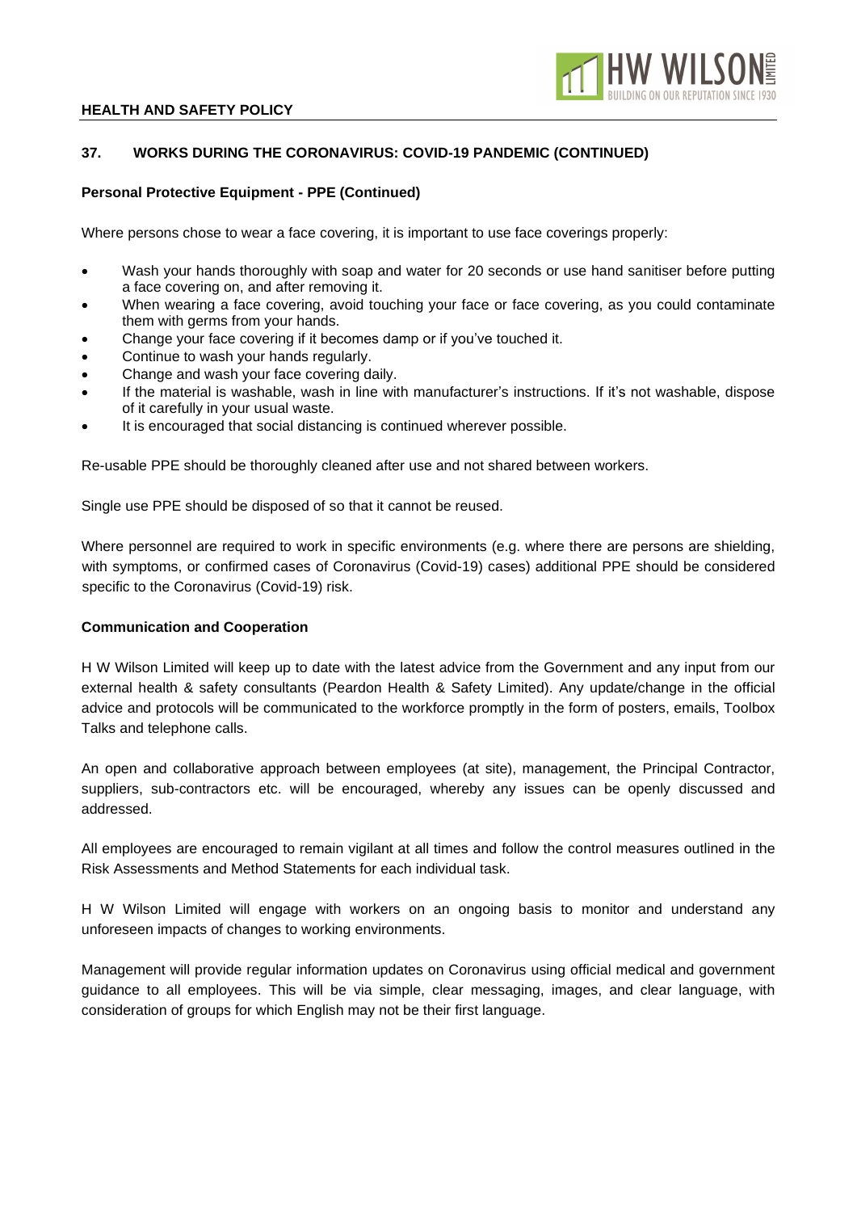## 37. WORKS DURING THE CORONAVIRUS: COVID-19 PANDEMIC (CONTINUED)

### Personal Protective Equipment - PPE (Continued)

Where persons chose to wear a face covering, it is important to use face coverings properly:

- Wash your hands thoroughly with soap and water for 20 seconds or use hand sanitiser before putting a face covering on, and after removing it.
- When wearing a face covering, avoid touching your face or face covering, as you could contaminate them with germs from your hands.
- Change your face covering if it becomes damp or if you've touched it.
- Continue to wash your hands regularly.
- Change and wash your face covering daily.
- If the material is washable, wash in line with manufacturer's instructions. If it's not washable, dispose of it carefully in your usual waste.
- It is encouraged that social distancing is continued wherever possible.

Re-usable PPE should be thoroughly cleaned after use and not shared between workers.

Single use PPE should be disposed of so that it cannot be reused.

Where personnel are required to work in specific environments (e.g. where there are persons are shielding, with symptoms, or confirmed cases of Coronavirus (Covid-19) cases) additional PPE should be considered specific to the Coronavirus (Covid-19) risk.

### Communication and Cooperation

H W Wilson Limited will keep up to date with the latest advice from the Government and any input from our external health & safety consultants (Peardon Health & Safety Limited). Any update/change in the official advice and protocols will be communicated to the workforce promptly in the form of posters, emails, Toolbox Talks and telephone calls.

An open and collaborative approach between employees (at site), management, the Principal Contractor, suppliers, sub-contractors etc. will be encouraged, whereby any issues can be openly discussed and addressed.

All employees are encouraged to remain vigilant at all times and follow the control measures outlined in the Risk Assessments and Method Statements for each individual task.

H W Wilson Limited will engage with workers on an ongoing basis to monitor and understand any unforeseen impacts of changes to working environments.

Management will provide regular information updates on Coronavirus using official medical and government guidance to all employees. This will be via simple, clear messaging, images, and clear language, with consideration of groups for which English may not be their first language.